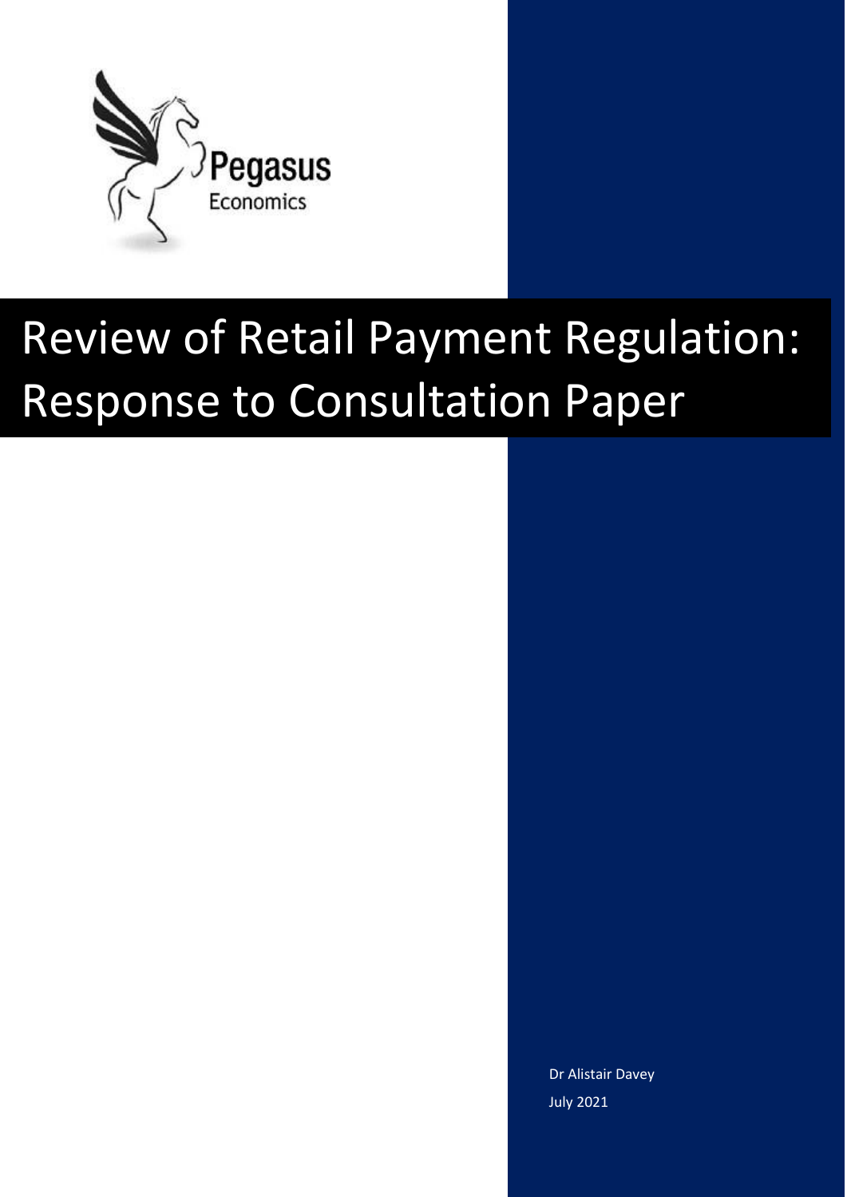Pegasus

Economics

# Review of Retail Payment Regulation: Response to Consultation Paper

Dr Alistair Davey

July 2021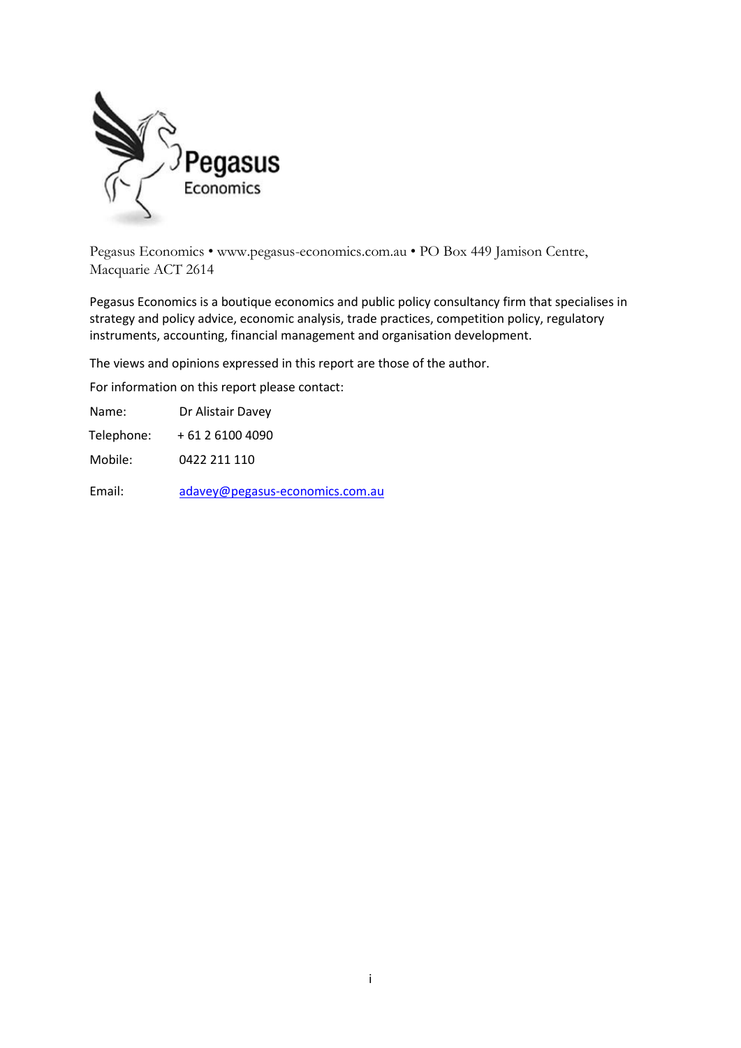Pegasus Economics • www.pegasus-economics.com.au • PO Box 449 Jamison Centre, Macquarie ACT 2614

Pegasus Economics is a boutique economics and public policy consultancy firm that specialises in strategy and policy advice, economic analysis, trade practices, competition policy, regulatory instruments, accounting, financial management and organisation development.

The views and opinions expressed in this report are those of the author.

For information on this report please contact:

Name: Dr Alistair Davey

Telephone: + 61 2 6100 4090

Mobile: 0422 211 110

Email: adavey@pegasus-economics.com.au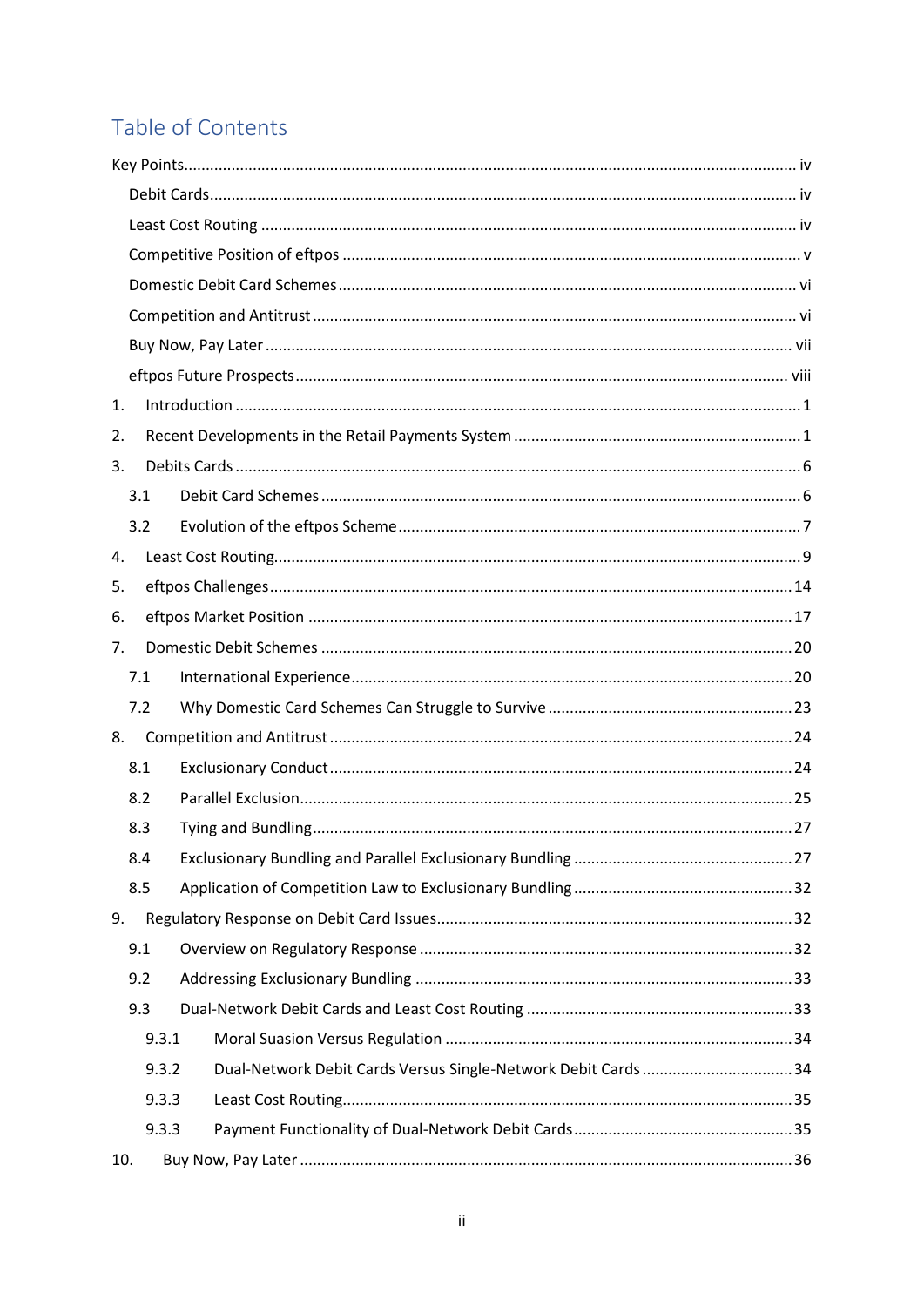# Table of Contents

Key Points ... iv
- Debit Cards ... iv
- Least Cost Routing ... iv
- Competitive Position of eftpos ... v
- Domestic Debit Card Schemes ... vi
- Competition and Antitrust ... vi
- Buy Now, Pay Later ... vii
- eftpos Future Prospects ... viii

1. Introduction ... 1
2. Recent Developments in the Retail Payments System ... 1
3. Debits Cards ... 6
   - 3.1 Debit Card Schemes ... 6
   - 3.2 Evolution of the eftpos Scheme ... 7
4. Least Cost Routing ... 9
5. eftpos Challenges ... 14
6. eftpos Market Position ... 17
7. Domestic Debit Schemes ... 20
   - 7.1 International Experience ... 20
   - 7.2 Why Domestic Card Schemes Can Struggle to Survive ... 23
8. Competition and Antitrust ... 24
   - 8.1 Exclusionary Conduct ... 24
   - 8.2 Parallel Exclusion ... 25
   - 8.3 Tying and Bundling ... 27
   - 8.4 Exclusionary Bundling and Parallel Exclusionary Bundling ... 27
   - 8.5 Application of Competition Law to Exclusionary Bundling ... 32
9. Regulatory Response on Debit Card Issues ... 32
   - 9.1 Overview on Regulatory Response ... 32
   - 9.2 Addressing Exclusionary Bundling ... 33
   - 9.3 Dual-Network Debit Cards and Least Cost Routing ... 33
     - 9.3.1 Moral Suasion Versus Regulation ... 34
     - 9.3.2 Dual-Network Debit Cards Versus Single-Network Debit Cards ... 34
     - 9.3.3 Least Cost Routing ... 35
     - 9.3.3 Payment Functionality of Dual-Network Debit Cards ... 35
10. Buy Now, Pay Later ... 36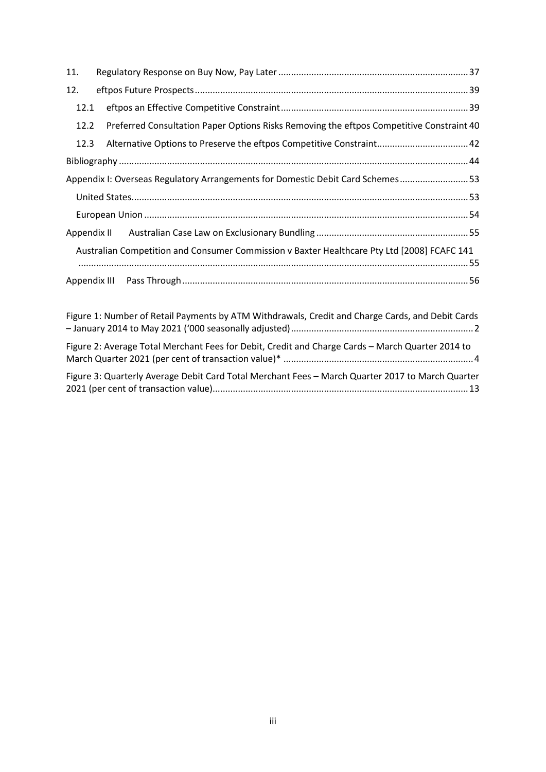11. Regulatory Response on Buy Now, Pay Later ....................................................................... 37

12. eftpos Future Prospects ........................................................................................................ 39

12.1 eftpos an Effective Competitive Constraint ...................................................................... 39

12.2 Preferred Consultation Paper Options Risks Removing the eftpos Competitive Constraint 40

12.3 Alternative Options to Preserve the eftpos Competitive Constraint.................................. 42

Bibliography ...................................................................................................................................... 44

Appendix I: Overseas Regulatory Arrangements for Domestic Debit Card Schemes ......................... 53

United States................................................................................................................................. 53

European Union ............................................................................................................................ 54

Appendix II Australian Case Law on Exclusionary Bundling ........................................................... 55

Australian Competition and Consumer Commission v Baxter Healthcare Pty Ltd [2008] FCAFC 141 ........................................................................................................................................ 55

Appendix III Pass Through ............................................................................................................... 56

Figure 1: Number of Retail Payments by ATM Withdrawals, Credit and Charge Cards, and Debit Cards – January 2014 to May 2021 ('000 seasonally adjusted) ....................................................................... 2

Figure 2: Average Total Merchant Fees for Debit, Credit and Charge Cards – March Quarter 2014 to March Quarter 2021 (per cent of transaction value)* ......................................................................... 4

Figure 3: Quarterly Average Debit Card Total Merchant Fees – March Quarter 2017 to March Quarter 2021 (per cent of transaction value)................................................................................................. 13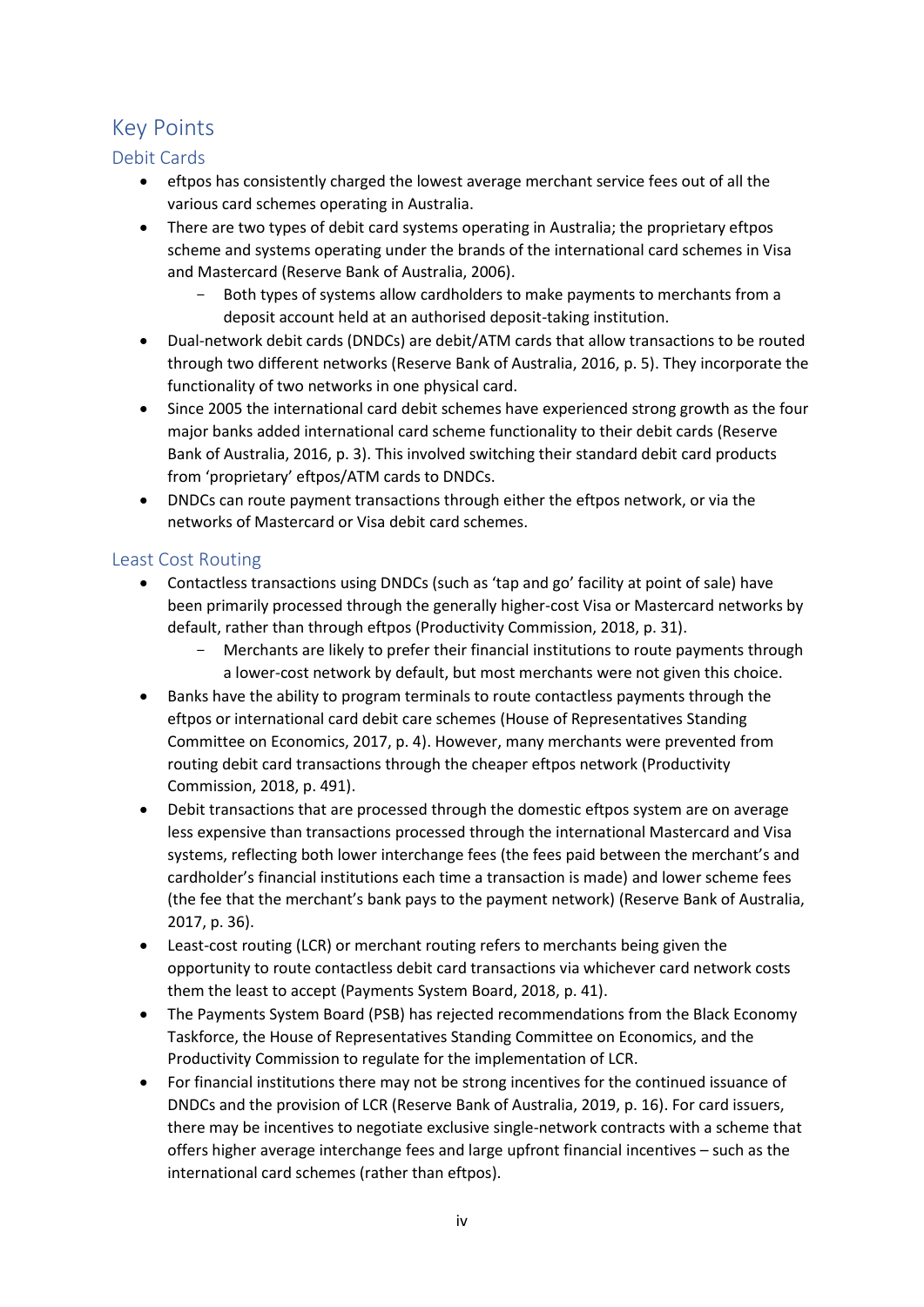# Key Points

## Debit Cards

- eftpos has consistently charged the lowest average merchant service fees out of all the various card schemes operating in Australia.
- There are two types of debit card systems operating in Australia; the proprietary eftpos scheme and systems operating under the brands of the international card schemes in Visa and Mastercard (Reserve Bank of Australia, 2006).
  - Both types of systems allow cardholders to make payments to merchants from a deposit account held at an authorised deposit-taking institution.
- Dual-network debit cards (DNDCs) are debit/ATM cards that allow transactions to be routed through two different networks (Reserve Bank of Australia, 2016, p. 5). They incorporate the functionality of two networks in one physical card.
- Since 2005 the international card debit schemes have experienced strong growth as the four major banks added international card scheme functionality to their debit cards (Reserve Bank of Australia, 2016, p. 3). This involved switching their standard debit card products from 'proprietary' eftpos/ATM cards to DNDCs.
- DNDCs can route payment transactions through either the eftpos network, or via the networks of Mastercard or Visa debit card schemes.

## Least Cost Routing

- Contactless transactions using DNDCs (such as 'tap and go' facility at point of sale) have been primarily processed through the generally higher-cost Visa or Mastercard networks by default, rather than through eftpos (Productivity Commission, 2018, p. 31).
  - Merchants are likely to prefer their financial institutions to route payments through a lower-cost network by default, but most merchants were not given this choice.
- Banks have the ability to program terminals to route contactless payments through the eftpos or international card debit care schemes (House of Representatives Standing Committee on Economics, 2017, p. 4). However, many merchants were prevented from routing debit card transactions through the cheaper eftpos network (Productivity Commission, 2018, p. 491).
- Debit transactions that are processed through the domestic eftpos system are on average less expensive than transactions processed through the international Mastercard and Visa systems, reflecting both lower interchange fees (the fees paid between the merchant's and cardholder's financial institutions each time a transaction is made) and lower scheme fees (the fee that the merchant's bank pays to the payment network) (Reserve Bank of Australia, 2017, p. 36).
- Least-cost routing (LCR) or merchant routing refers to merchants being given the opportunity to route contactless debit card transactions via whichever card network costs them the least to accept (Payments System Board, 2018, p. 41).
- The Payments System Board (PSB) has rejected recommendations from the Black Economy Taskforce, the House of Representatives Standing Committee on Economics, and the Productivity Commission to regulate for the implementation of LCR.
- For financial institutions there may not be strong incentives for the continued issuance of DNDCs and the provision of LCR (Reserve Bank of Australia, 2019, p. 16). For card issuers, there may be incentives to negotiate exclusive single-network contracts with a scheme that offers higher average interchange fees and large upfront financial incentives – such as the international card schemes (rather than eftpos).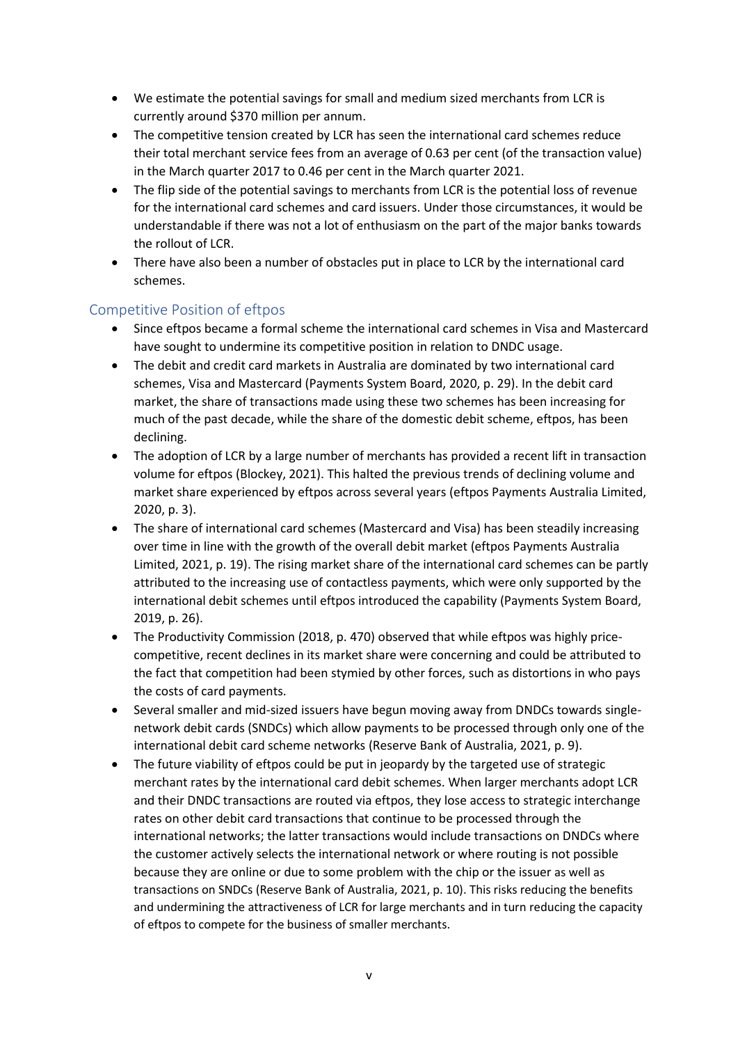- We estimate the potential savings for small and medium sized merchants from LCR is currently around $370 million per annum.
- The competitive tension created by LCR has seen the international card schemes reduce their total merchant service fees from an average of 0.63 per cent (of the transaction value) in the March quarter 2017 to 0.46 per cent in the March quarter 2021.
- The flip side of the potential savings to merchants from LCR is the potential loss of revenue for the international card schemes and card issuers. Under those circumstances, it would be understandable if there was not a lot of enthusiasm on the part of the major banks towards the rollout of LCR.
- There have also been a number of obstacles put in place to LCR by the international card schemes.

## Competitive Position of eftpos

- Since eftpos became a formal scheme the international card schemes in Visa and Mastercard have sought to undermine its competitive position in relation to DNDC usage.
- The debit and credit card markets in Australia are dominated by two international card schemes, Visa and Mastercard (Payments System Board, 2020, p. 29). In the debit card market, the share of transactions made using these two schemes has been increasing for much of the past decade, while the share of the domestic debit scheme, eftpos, has been declining.
- The adoption of LCR by a large number of merchants has provided a recent lift in transaction volume for eftpos (Blockey, 2021). This halted the previous trends of declining volume and market share experienced by eftpos across several years (eftpos Payments Australia Limited, 2020, p. 3).
- The share of international card schemes (Mastercard and Visa) has been steadily increasing over time in line with the growth of the overall debit market (eftpos Payments Australia Limited, 2021, p. 19). The rising market share of the international card schemes can be partly attributed to the increasing use of contactless payments, which were only supported by the international debit schemes until eftpos introduced the capability (Payments System Board, 2019, p. 26).
- The Productivity Commission (2018, p. 470) observed that while eftpos was highly price-competitive, recent declines in its market share were concerning and could be attributed to the fact that competition had been stymied by other forces, such as distortions in who pays the costs of card payments.
- Several smaller and mid-sized issuers have begun moving away from DNDCs towards single-network debit cards (SNDCs) which allow payments to be processed through only one of the international debit card scheme networks (Reserve Bank of Australia, 2021, p. 9).
- The future viability of eftpos could be put in jeopardy by the targeted use of strategic merchant rates by the international card debit schemes. When larger merchants adopt LCR and their DNDC transactions are routed via eftpos, they lose access to strategic interchange rates on other debit card transactions that continue to be processed through the international networks; the latter transactions would include transactions on DNDCs where the customer actively selects the international network or where routing is not possible because they are online or due to some problem with the chip or the issuer as well as transactions on SNDCs (Reserve Bank of Australia, 2021, p. 10). This risks reducing the benefits and undermining the attractiveness of LCR for large merchants and in turn reducing the capacity of eftpos to compete for the business of smaller merchants.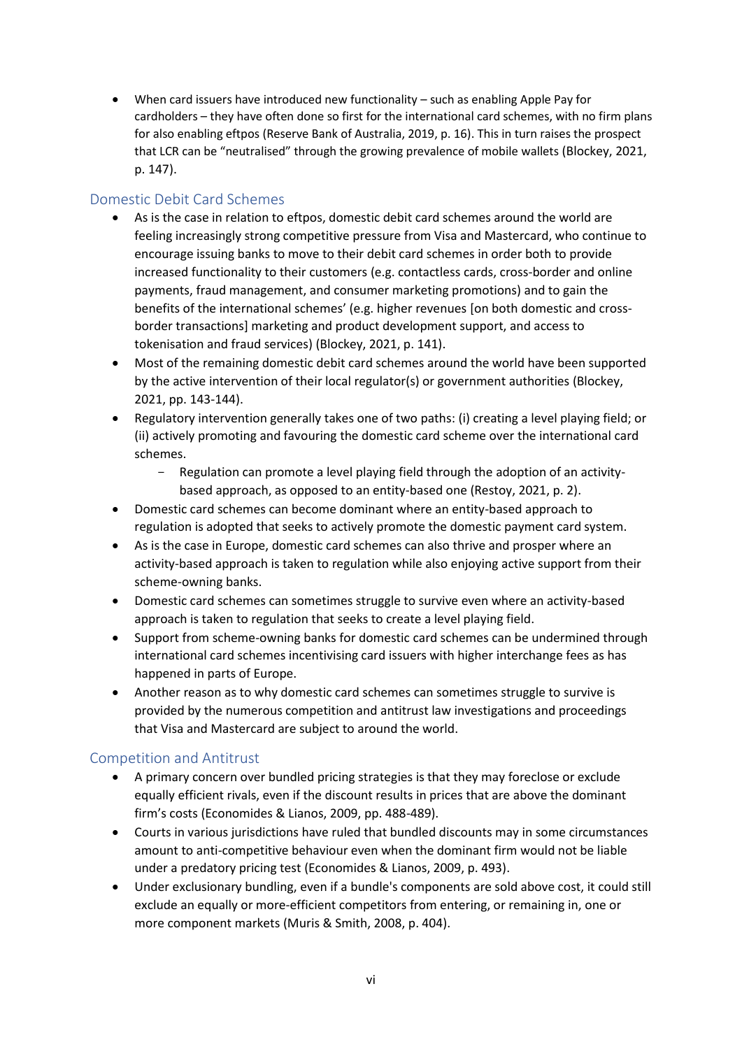- When card issuers have introduced new functionality – such as enabling Apple Pay for cardholders – they have often done so first for the international card schemes, with no firm plans for also enabling eftpos (Reserve Bank of Australia, 2019, p. 16). This in turn raises the prospect that LCR can be "neutralised" through the growing prevalence of mobile wallets (Blockey, 2021, p. 147).

## Domestic Debit Card Schemes

- As is the case in relation to eftpos, domestic debit card schemes around the world are feeling increasingly strong competitive pressure from Visa and Mastercard, who continue to encourage issuing banks to move to their debit card schemes in order both to provide increased functionality to their customers (e.g. contactless cards, cross-border and online payments, fraud management, and consumer marketing promotions) and to gain the benefits of the international schemes' (e.g. higher revenues [on both domestic and cross-border transactions] marketing and product development support, and access to tokenisation and fraud services) (Blockey, 2021, p. 141).
- Most of the remaining domestic debit card schemes around the world have been supported by the active intervention of their local regulator(s) or government authorities (Blockey, 2021, pp. 143-144).
- Regulatory intervention generally takes one of two paths: (i) creating a level playing field; or (ii) actively promoting and favouring the domestic card scheme over the international card schemes.
  - Regulation can promote a level playing field through the adoption of an activity-based approach, as opposed to an entity-based one (Restoy, 2021, p. 2).
- Domestic card schemes can become dominant where an entity-based approach to regulation is adopted that seeks to actively promote the domestic payment card system.
- As is the case in Europe, domestic card schemes can also thrive and prosper where an activity-based approach is taken to regulation while also enjoying active support from their scheme-owning banks.
- Domestic card schemes can sometimes struggle to survive even where an activity-based approach is taken to regulation that seeks to create a level playing field.
- Support from scheme-owning banks for domestic card schemes can be undermined through international card schemes incentivising card issuers with higher interchange fees as has happened in parts of Europe.
- Another reason as to why domestic card schemes can sometimes struggle to survive is provided by the numerous competition and antitrust law investigations and proceedings that Visa and Mastercard are subject to around the world.

## Competition and Antitrust

- A primary concern over bundled pricing strategies is that they may foreclose or exclude equally efficient rivals, even if the discount results in prices that are above the dominant firm's costs (Economides & Lianos, 2009, pp. 488-489).
- Courts in various jurisdictions have ruled that bundled discounts may in some circumstances amount to anti-competitive behaviour even when the dominant firm would not be liable under a predatory pricing test (Economides & Lianos, 2009, p. 493).
- Under exclusionary bundling, even if a bundle's components are sold above cost, it could still exclude an equally or more-efficient competitors from entering, or remaining in, one or more component markets (Muris & Smith, 2008, p. 404).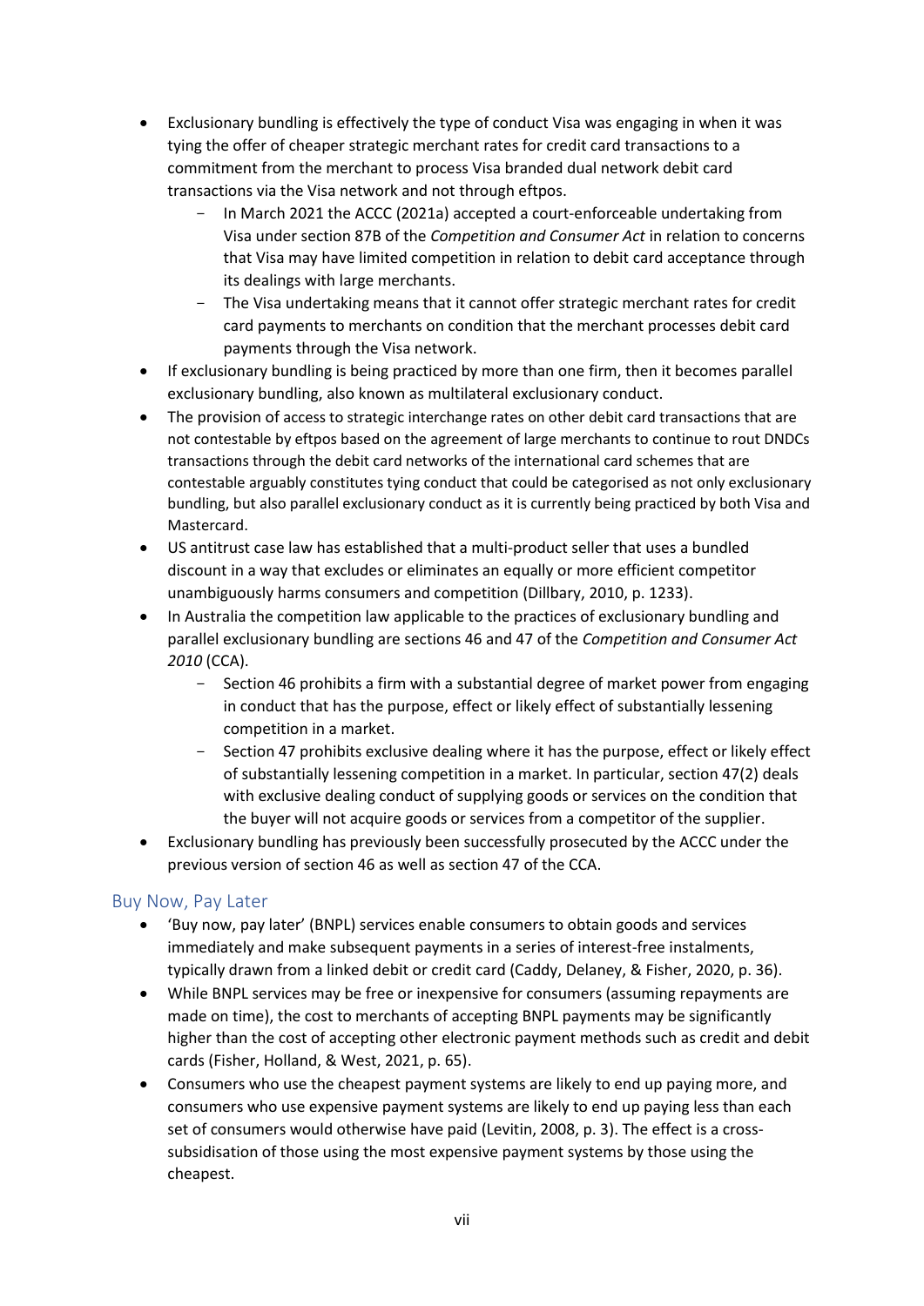- Exclusionary bundling is effectively the type of conduct Visa was engaging in when it was tying the offer of cheaper strategic merchant rates for credit card transactions to a commitment from the merchant to process Visa branded dual network debit card transactions via the Visa network and not through eftpos.
    - In March 2021 the ACCC (2021a) accepted a court-enforceable undertaking from Visa under section 87B of the *Competition and Consumer Act* in relation to concerns that Visa may have limited competition in relation to debit card acceptance through its dealings with large merchants.
    - The Visa undertaking means that it cannot offer strategic merchant rates for credit card payments to merchants on condition that the merchant processes debit card payments through the Visa network.
- If exclusionary bundling is being practiced by more than one firm, then it becomes parallel exclusionary bundling, also known as multilateral exclusionary conduct.
- The provision of access to strategic interchange rates on other debit card transactions that are not contestable by eftpos based on the agreement of large merchants to continue to rout DNDCs transactions through the debit card networks of the international card schemes that are contestable arguably constitutes tying conduct that could be categorised as not only exclusionary bundling, but also parallel exclusionary conduct as it is currently being practiced by both Visa and Mastercard.
- US antitrust case law has established that a multi-product seller that uses a bundled discount in a way that excludes or eliminates an equally or more efficient competitor unambiguously harms consumers and competition (Dillbary, 2010, p. 1233).
- In Australia the competition law applicable to the practices of exclusionary bundling and parallel exclusionary bundling are sections 46 and 47 of the *Competition and Consumer Act 2010* (CCA).
    - Section 46 prohibits a firm with a substantial degree of market power from engaging in conduct that has the purpose, effect or likely effect of substantially lessening competition in a market.
    - Section 47 prohibits exclusive dealing where it has the purpose, effect or likely effect of substantially lessening competition in a market. In particular, section 47(2) deals with exclusive dealing conduct of supplying goods or services on the condition that the buyer will not acquire goods or services from a competitor of the supplier.
- Exclusionary bundling has previously been successfully prosecuted by the ACCC under the previous version of section 46 as well as section 47 of the CCA.

## Buy Now, Pay Later

- 'Buy now, pay later' (BNPL) services enable consumers to obtain goods and services immediately and make subsequent payments in a series of interest-free instalments, typically drawn from a linked debit or credit card (Caddy, Delaney, & Fisher, 2020, p. 36).
- While BNPL services may be free or inexpensive for consumers (assuming repayments are made on time), the cost to merchants of accepting BNPL payments may be significantly higher than the cost of accepting other electronic payment methods such as credit and debit cards (Fisher, Holland, & West, 2021, p. 65).
- Consumers who use the cheapest payment systems are likely to end up paying more, and consumers who use expensive payment systems are likely to end up paying less than each set of consumers would otherwise have paid (Levitin, 2008, p. 3). The effect is a cross-subsidisation of those using the most expensive payment systems by those using the cheapest.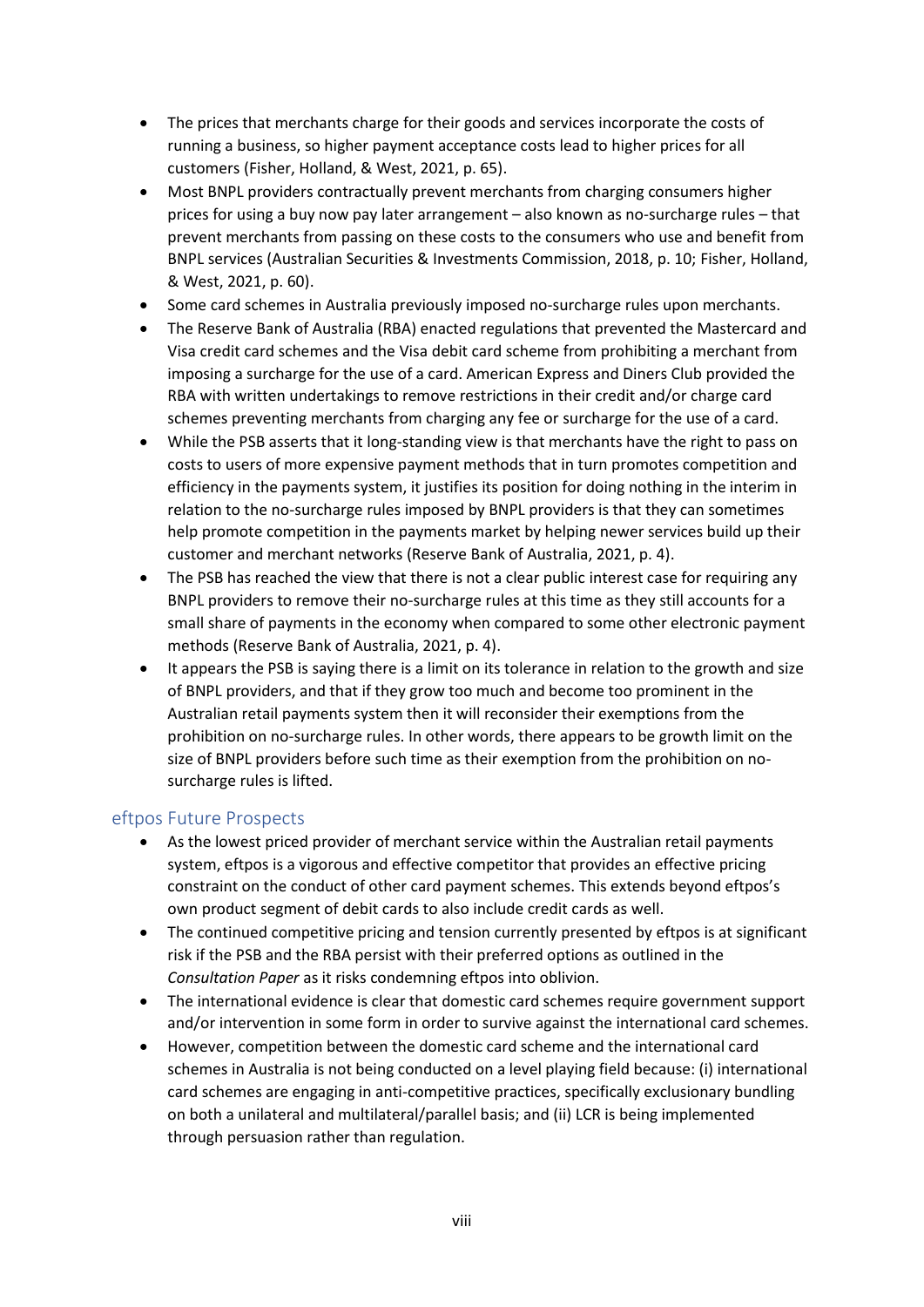- The prices that merchants charge for their goods and services incorporate the costs of running a business, so higher payment acceptance costs lead to higher prices for all customers (Fisher, Holland, & West, 2021, p. 65).
- Most BNPL providers contractually prevent merchants from charging consumers higher prices for using a buy now pay later arrangement – also known as no-surcharge rules – that prevent merchants from passing on these costs to the consumers who use and benefit from BNPL services (Australian Securities & Investments Commission, 2018, p. 10; Fisher, Holland, & West, 2021, p. 60).
- Some card schemes in Australia previously imposed no-surcharge rules upon merchants.
- The Reserve Bank of Australia (RBA) enacted regulations that prevented the Mastercard and Visa credit card schemes and the Visa debit card scheme from prohibiting a merchant from imposing a surcharge for the use of a card. American Express and Diners Club provided the RBA with written undertakings to remove restrictions in their credit and/or charge card schemes preventing merchants from charging any fee or surcharge for the use of a card.
- While the PSB asserts that it long-standing view is that merchants have the right to pass on costs to users of more expensive payment methods that in turn promotes competition and efficiency in the payments system, it justifies its position for doing nothing in the interim in relation to the no-surcharge rules imposed by BNPL providers is that they can sometimes help promote competition in the payments market by helping newer services build up their customer and merchant networks (Reserve Bank of Australia, 2021, p. 4).
- The PSB has reached the view that there is not a clear public interest case for requiring any BNPL providers to remove their no-surcharge rules at this time as they still accounts for a small share of payments in the economy when compared to some other electronic payment methods (Reserve Bank of Australia, 2021, p. 4).
- It appears the PSB is saying there is a limit on its tolerance in relation to the growth and size of BNPL providers, and that if they grow too much and become too prominent in the Australian retail payments system then it will reconsider their exemptions from the prohibition on no-surcharge rules. In other words, there appears to be growth limit on the size of BNPL providers before such time as their exemption from the prohibition on no-surcharge rules is lifted.

## eftpos Future Prospects

- As the lowest priced provider of merchant service within the Australian retail payments system, eftpos is a vigorous and effective competitor that provides an effective pricing constraint on the conduct of other card payment schemes. This extends beyond eftpos's own product segment of debit cards to also include credit cards as well.
- The continued competitive pricing and tension currently presented by eftpos is at significant risk if the PSB and the RBA persist with their preferred options as outlined in the *Consultation Paper* as it risks condemning eftpos into oblivion.
- The international evidence is clear that domestic card schemes require government support and/or intervention in some form in order to survive against the international card schemes.
- However, competition between the domestic card scheme and the international card schemes in Australia is not being conducted on a level playing field because: (i) international card schemes are engaging in anti-competitive practices, specifically exclusionary bundling on both a unilateral and multilateral/parallel basis; and (ii) LCR is being implemented through persuasion rather than regulation.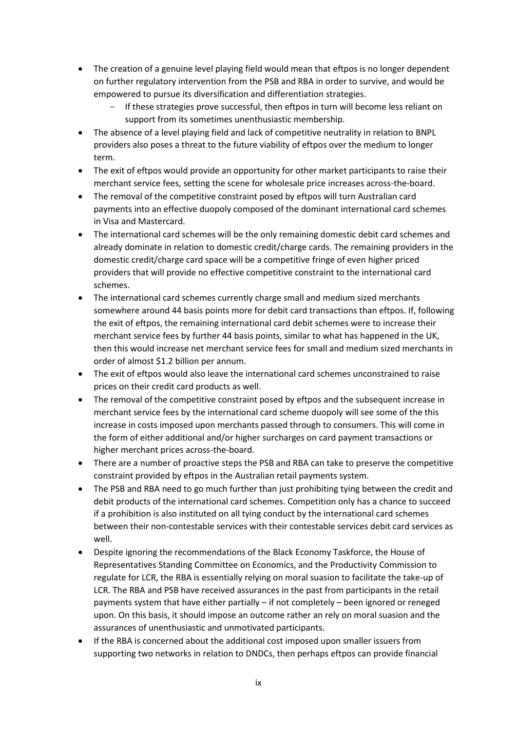- The creation of a genuine level playing field would mean that eftpos is no longer dependent on further regulatory intervention from the PSB and RBA in order to survive, and would be empowered to pursue its diversification and differentiation strategies.
  - If these strategies prove successful, then eftpos in turn will become less reliant on support from its sometimes unenthusiastic membership.
- The absence of a level playing field and lack of competitive neutrality in relation to BNPL providers also poses a threat to the future viability of eftpos over the medium to longer term.
- The exit of eftpos would provide an opportunity for other market participants to raise their merchant service fees, setting the scene for wholesale price increases across-the-board.
- The removal of the competitive constraint posed by eftpos will turn Australian card payments into an effective duopoly composed of the dominant international card schemes in Visa and Mastercard.
- The international card schemes will be the only remaining domestic debit card schemes and already dominate in relation to domestic credit/charge cards. The remaining providers in the domestic credit/charge card space will be a competitive fringe of even higher priced providers that will provide no effective competitive constraint to the international card schemes.
- The international card schemes currently charge small and medium sized merchants somewhere around 44 basis points more for debit card transactions than eftpos. If, following the exit of eftpos, the remaining international card debit schemes were to increase their merchant service fees by further 44 basis points, similar to what has happened in the UK, then this would increase net merchant service fees for small and medium sized merchants in order of almost $1.2 billion per annum.
- The exit of eftpos would also leave the international card schemes unconstrained to raise prices on their credit card products as well.
- The removal of the competitive constraint posed by eftpos and the subsequent increase in merchant service fees by the international card scheme duopoly will see some of the this increase in costs imposed upon merchants passed through to consumers. This will come in the form of either additional and/or higher surcharges on card payment transactions or higher merchant prices across-the-board.
- There are a number of proactive steps the PSB and RBA can take to preserve the competitive constraint provided by eftpos in the Australian retail payments system.
- The PSB and RBA need to go much further than just prohibiting tying between the credit and debit products of the international card schemes. Competition only has a chance to succeed if a prohibition is also instituted on all tying conduct by the international card schemes between their non-contestable services with their contestable services debit card services as well.
- Despite ignoring the recommendations of the Black Economy Taskforce, the House of Representatives Standing Committee on Economics, and the Productivity Commission to regulate for LCR, the RBA is essentially relying on moral suasion to facilitate the take-up of LCR. The RBA and PSB have received assurances in the past from participants in the retail payments system that have either partially – if not completely – been ignored or reneged upon. On this basis, it should impose an outcome rather an rely on moral suasion and the assurances of unenthusiastic and unmotivated participants.
- If the RBA is concerned about the additional cost imposed upon smaller issuers from supporting two networks in relation to DNDCs, then perhaps eftpos can provide financial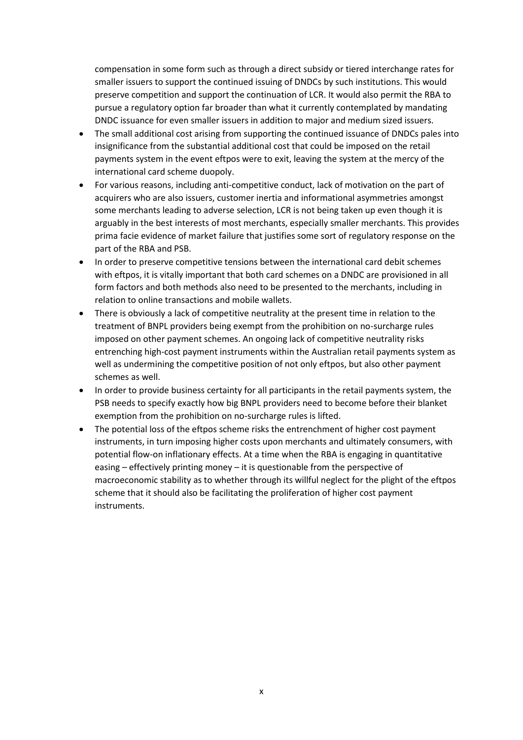compensation in some form such as through a direct subsidy or tiered interchange rates for smaller issuers to support the continued issuing of DNDCs by such institutions. This would preserve competition and support the continuation of LCR. It would also permit the RBA to pursue a regulatory option far broader than what it currently contemplated by mandating DNDC issuance for even smaller issuers in addition to major and medium sized issuers.

- The small additional cost arising from supporting the continued issuance of DNDCs pales into insignificance from the substantial additional cost that could be imposed on the retail payments system in the event eftpos were to exit, leaving the system at the mercy of the international card scheme duopoly.
- For various reasons, including anti-competitive conduct, lack of motivation on the part of acquirers who are also issuers, customer inertia and informational asymmetries amongst some merchants leading to adverse selection, LCR is not being taken up even though it is arguably in the best interests of most merchants, especially smaller merchants. This provides prima facie evidence of market failure that justifies some sort of regulatory response on the part of the RBA and PSB.
- In order to preserve competitive tensions between the international card debit schemes with eftpos, it is vitally important that both card schemes on a DNDC are provisioned in all form factors and both methods also need to be presented to the merchants, including in relation to online transactions and mobile wallets.
- There is obviously a lack of competitive neutrality at the present time in relation to the treatment of BNPL providers being exempt from the prohibition on no-surcharge rules imposed on other payment schemes. An ongoing lack of competitive neutrality risks entrenching high-cost payment instruments within the Australian retail payments system as well as undermining the competitive position of not only eftpos, but also other payment schemes as well.
- In order to provide business certainty for all participants in the retail payments system, the PSB needs to specify exactly how big BNPL providers need to become before their blanket exemption from the prohibition on no-surcharge rules is lifted.
- The potential loss of the eftpos scheme risks the entrenchment of higher cost payment instruments, in turn imposing higher costs upon merchants and ultimately consumers, with potential flow-on inflationary effects. At a time when the RBA is engaging in quantitative easing – effectively printing money – it is questionable from the perspective of macroeconomic stability as to whether through its willful neglect for the plight of the eftpos scheme that it should also be facilitating the proliferation of higher cost payment instruments.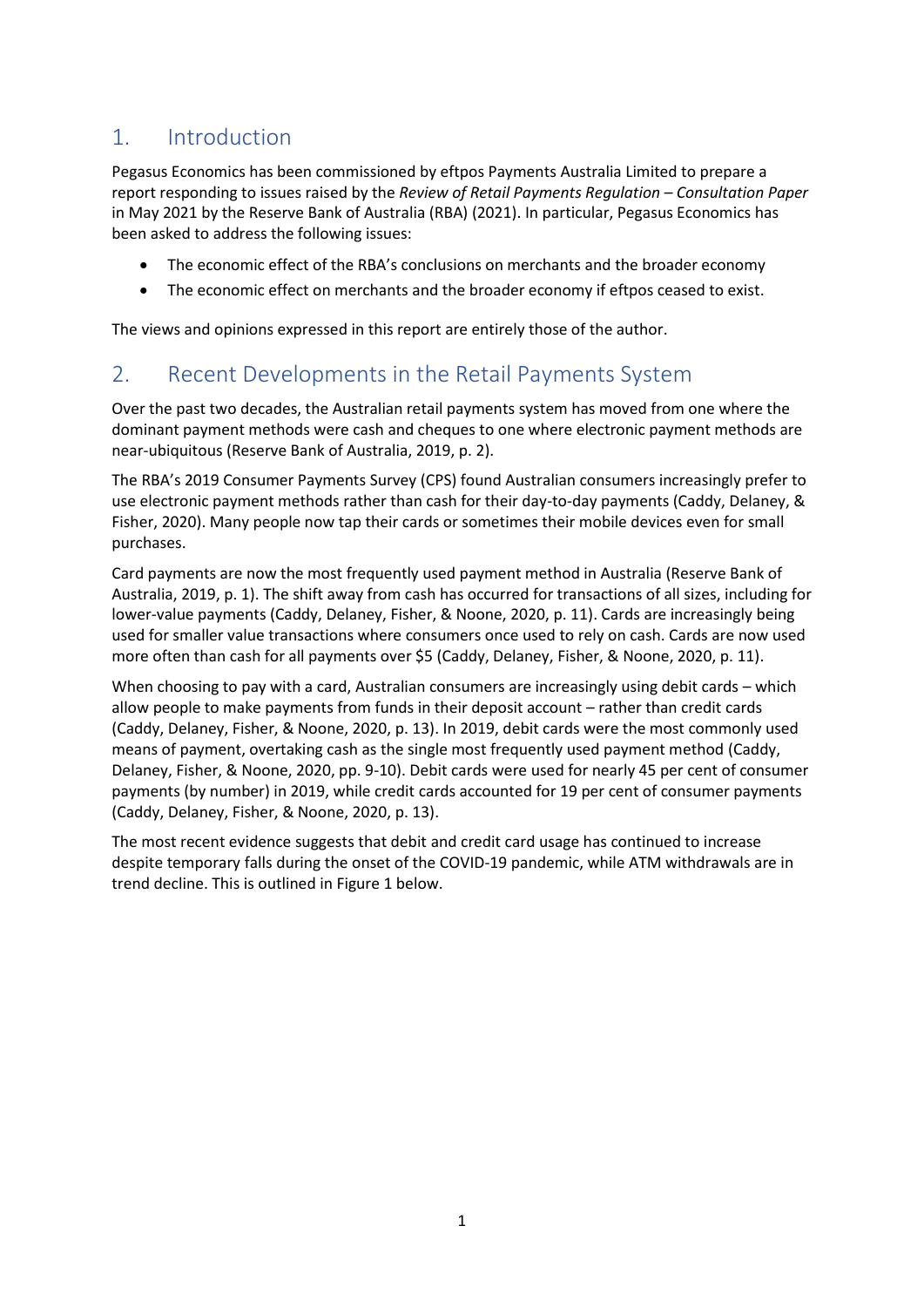# 1. Introduction

Pegasus Economics has been commissioned by eftpos Payments Australia Limited to prepare a report responding to issues raised by the *Review of Retail Payments Regulation – Consultation Paper* in May 2021 by the Reserve Bank of Australia (RBA) (2021). In particular, Pegasus Economics has been asked to address the following issues:

- The economic effect of the RBA's conclusions on merchants and the broader economy
- The economic effect on merchants and the broader economy if eftpos ceased to exist.

The views and opinions expressed in this report are entirely those of the author.

# 2. Recent Developments in the Retail Payments System

Over the past two decades, the Australian retail payments system has moved from one where the dominant payment methods were cash and cheques to one where electronic payment methods are near-ubiquitous (Reserve Bank of Australia, 2019, p. 2).

The RBA's 2019 Consumer Payments Survey (CPS) found Australian consumers increasingly prefer to use electronic payment methods rather than cash for their day-to-day payments (Caddy, Delaney, & Fisher, 2020). Many people now tap their cards or sometimes their mobile devices even for small purchases.

Card payments are now the most frequently used payment method in Australia (Reserve Bank of Australia, 2019, p. 1). The shift away from cash has occurred for transactions of all sizes, including for lower-value payments (Caddy, Delaney, Fisher, & Noone, 2020, p. 11). Cards are increasingly being used for smaller value transactions where consumers once used to rely on cash. Cards are now used more often than cash for all payments over $5 (Caddy, Delaney, Fisher, & Noone, 2020, p. 11).

When choosing to pay with a card, Australian consumers are increasingly using debit cards – which allow people to make payments from funds in their deposit account – rather than credit cards (Caddy, Delaney, Fisher, & Noone, 2020, p. 13). In 2019, debit cards were the most commonly used means of payment, overtaking cash as the single most frequently used payment method (Caddy, Delaney, Fisher, & Noone, 2020, pp. 9-10). Debit cards were used for nearly 45 per cent of consumer payments (by number) in 2019, while credit cards accounted for 19 per cent of consumer payments (Caddy, Delaney, Fisher, & Noone, 2020, p. 13).

The most recent evidence suggests that debit and credit card usage has continued to increase despite temporary falls during the onset of the COVID-19 pandemic, while ATM withdrawals are in trend decline. This is outlined in Figure 1 below.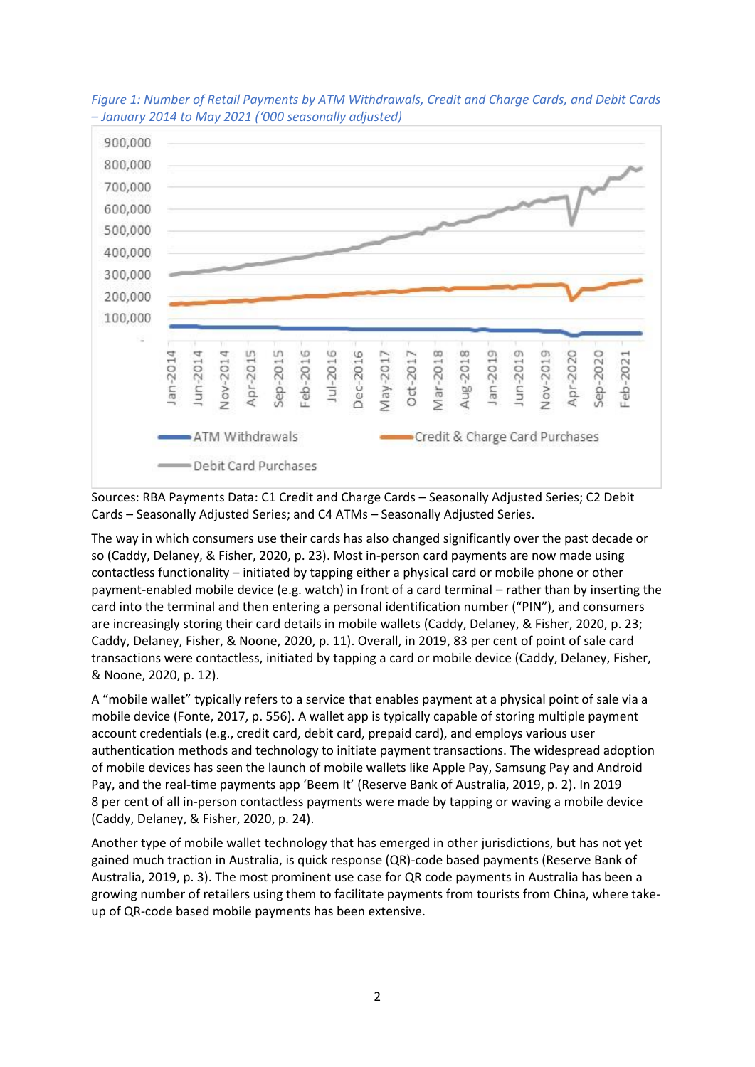*Figure 1: Number of Retail Payments by ATM Withdrawals, Credit and Charge Cards, and Debit Cards – January 2014 to May 2021 ('000 seasonally adjusted)*

Sources: RBA Payments Data: C1 Credit and Charge Cards – Seasonally Adjusted Series; C2 Debit Cards – Seasonally Adjusted Series; and C4 ATMs – Seasonally Adjusted Series.

The way in which consumers use their cards has also changed significantly over the past decade or so (Caddy, Delaney, & Fisher, 2020, p. 23). Most in-person card payments are now made using contactless functionality – initiated by tapping either a physical card or mobile phone or other payment-enabled mobile device (e.g. watch) in front of a card terminal – rather than by inserting the card into the terminal and then entering a personal identification number ("PIN"), and consumers are increasingly storing their card details in mobile wallets (Caddy, Delaney, & Fisher, 2020, p. 23; Caddy, Delaney, Fisher, & Noone, 2020, p. 11). Overall, in 2019, 83 per cent of point of sale card transactions were contactless, initiated by tapping a card or mobile device (Caddy, Delaney, Fisher, & Noone, 2020, p. 12).

A "mobile wallet" typically refers to a service that enables payment at a physical point of sale via a mobile device (Fonte, 2017, p. 556). A wallet app is typically capable of storing multiple payment account credentials (e.g., credit card, debit card, prepaid card), and employs various user authentication methods and technology to initiate payment transactions. The widespread adoption of mobile devices has seen the launch of mobile wallets like Apple Pay, Samsung Pay and Android Pay, and the real-time payments app 'Beem It' (Reserve Bank of Australia, 2019, p. 2). In 2019 8 per cent of all in-person contactless payments were made by tapping or waving a mobile device (Caddy, Delaney, & Fisher, 2020, p. 24).

Another type of mobile wallet technology that has emerged in other jurisdictions, but has not yet gained much traction in Australia, is quick response (QR)-code based payments (Reserve Bank of Australia, 2019, p. 3). The most prominent use case for QR code payments in Australia has been a growing number of retailers using them to facilitate payments from tourists from China, where take-up of QR-code based mobile payments has been extensive.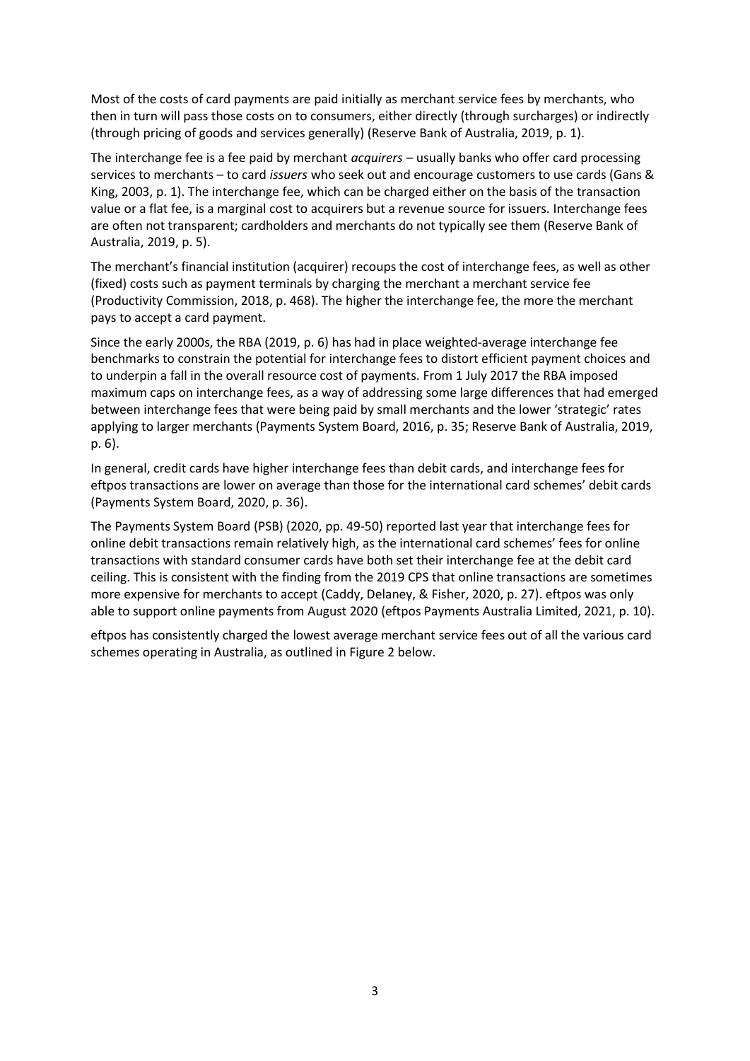Most of the costs of card payments are paid initially as merchant service fees by merchants, who then in turn will pass those costs on to consumers, either directly (through surcharges) or indirectly (through pricing of goods and services generally) (Reserve Bank of Australia, 2019, p. 1).

The interchange fee is a fee paid by merchant *acquirers* – usually banks who offer card processing services to merchants – to card *issuers* who seek out and encourage customers to use cards (Gans & King, 2003, p. 1). The interchange fee, which can be charged either on the basis of the transaction value or a flat fee, is a marginal cost to acquirers but a revenue source for issuers. Interchange fees are often not transparent; cardholders and merchants do not typically see them (Reserve Bank of Australia, 2019, p. 5).

The merchant's financial institution (acquirer) recoups the cost of interchange fees, as well as other (fixed) costs such as payment terminals by charging the merchant a merchant service fee (Productivity Commission, 2018, p. 468). The higher the interchange fee, the more the merchant pays to accept a card payment.

Since the early 2000s, the RBA (2019, p. 6) has had in place weighted-average interchange fee benchmarks to constrain the potential for interchange fees to distort efficient payment choices and to underpin a fall in the overall resource cost of payments. From 1 July 2017 the RBA imposed maximum caps on interchange fees, as a way of addressing some large differences that had emerged between interchange fees that were being paid by small merchants and the lower 'strategic' rates applying to larger merchants (Payments System Board, 2016, p. 35; Reserve Bank of Australia, 2019, p. 6).

In general, credit cards have higher interchange fees than debit cards, and interchange fees for eftpos transactions are lower on average than those for the international card schemes' debit cards (Payments System Board, 2020, p. 36).

The Payments System Board (PSB) (2020, pp. 49-50) reported last year that interchange fees for online debit transactions remain relatively high, as the international card schemes' fees for online transactions with standard consumer cards have both set their interchange fee at the debit card ceiling. This is consistent with the finding from the 2019 CPS that online transactions are sometimes more expensive for merchants to accept (Caddy, Delaney, & Fisher, 2020, p. 27). eftpos was only able to support online payments from August 2020 (eftpos Payments Australia Limited, 2021, p. 10).

eftpos has consistently charged the lowest average merchant service fees out of all the various card schemes operating in Australia, as outlined in Figure 2 below.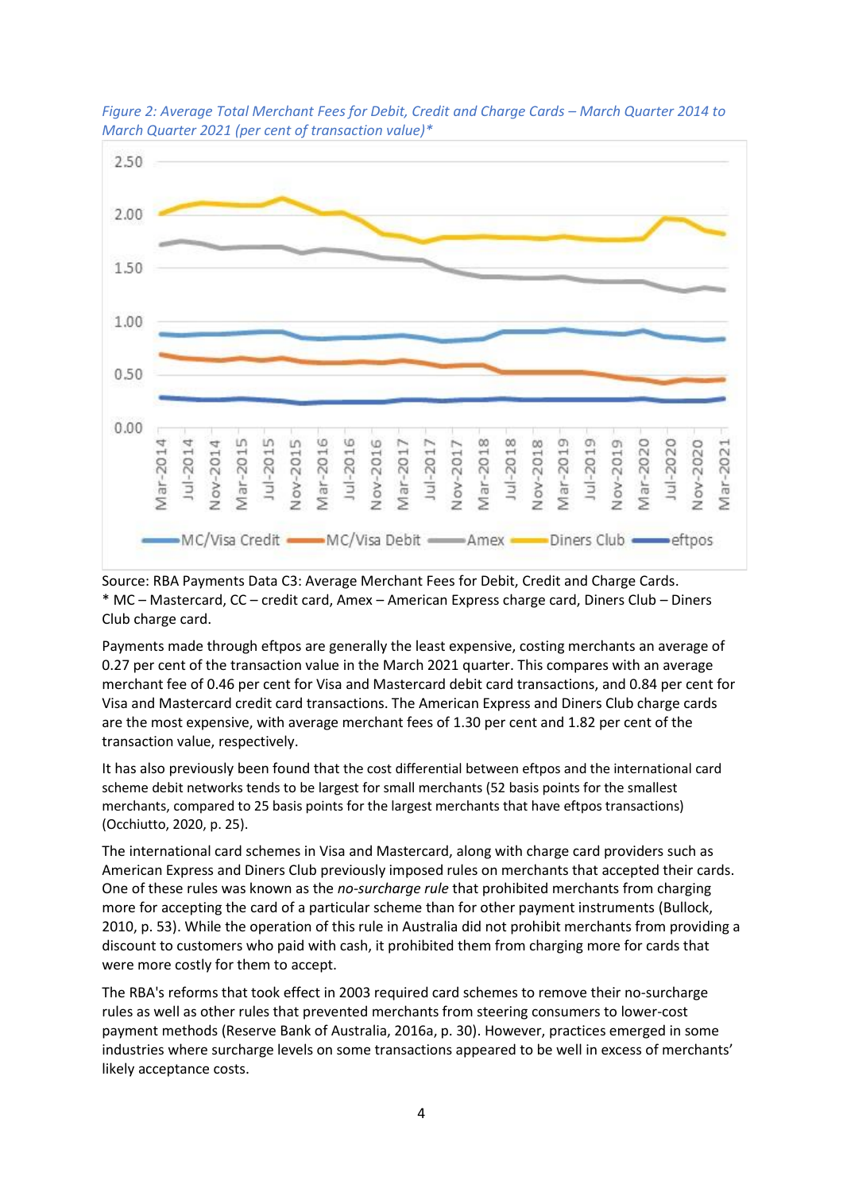*Figure 2: Average Total Merchant Fees for Debit, Credit and Charge Cards – March Quarter 2014 to March Quarter 2021 (per cent of transaction value)**

Source: RBA Payments Data C3: Average Merchant Fees for Debit, Credit and Charge Cards.
* MC – Mastercard, CC – credit card, Amex – American Express charge card, Diners Club – Diners Club charge card.

Payments made through eftpos are generally the least expensive, costing merchants an average of 0.27 per cent of the transaction value in the March 2021 quarter. This compares with an average merchant fee of 0.46 per cent for Visa and Mastercard debit card transactions, and 0.84 per cent for Visa and Mastercard credit card transactions. The American Express and Diners Club charge cards are the most expensive, with average merchant fees of 1.30 per cent and 1.82 per cent of the transaction value, respectively.

It has also previously been found that the cost differential between eftpos and the international card scheme debit networks tends to be largest for small merchants (52 basis points for the smallest merchants, compared to 25 basis points for the largest merchants that have eftpos transactions) (Occhiutto, 2020, p. 25).

The international card schemes in Visa and Mastercard, along with charge card providers such as American Express and Diners Club previously imposed rules on merchants that accepted their cards. One of these rules was known as the *no-surcharge rule* that prohibited merchants from charging more for accepting the card of a particular scheme than for other payment instruments (Bullock, 2010, p. 53). While the operation of this rule in Australia did not prohibit merchants from providing a discount to customers who paid with cash, it prohibited them from charging more for cards that were more costly for them to accept.

The RBA's reforms that took effect in 2003 required card schemes to remove their no-surcharge rules as well as other rules that prevented merchants from steering consumers to lower-cost payment methods (Reserve Bank of Australia, 2016a, p. 30). However, practices emerged in some industries where surcharge levels on some transactions appeared to be well in excess of merchants' likely acceptance costs.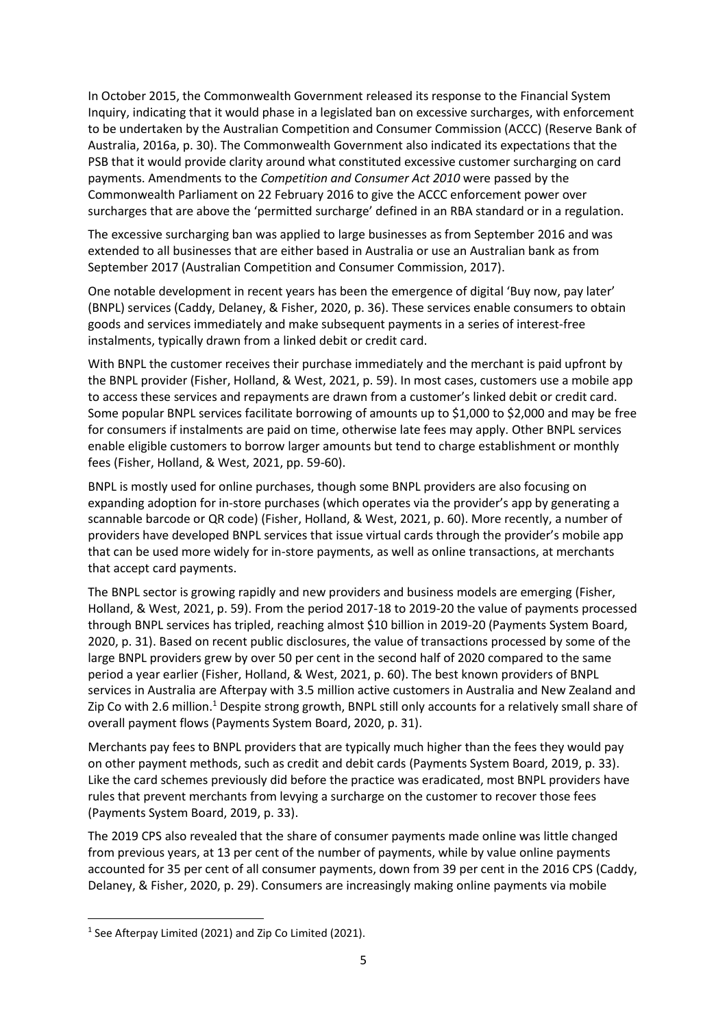In October 2015, the Commonwealth Government released its response to the Financial System Inquiry, indicating that it would phase in a legislated ban on excessive surcharges, with enforcement to be undertaken by the Australian Competition and Consumer Commission (ACCC) (Reserve Bank of Australia, 2016a, p. 30). The Commonwealth Government also indicated its expectations that the PSB that it would provide clarity around what constituted excessive customer surcharging on card payments. Amendments to the *Competition and Consumer Act 2010* were passed by the Commonwealth Parliament on 22 February 2016 to give the ACCC enforcement power over surcharges that are above the 'permitted surcharge' defined in an RBA standard or in a regulation.

The excessive surcharging ban was applied to large businesses as from September 2016 and was extended to all businesses that are either based in Australia or use an Australian bank as from September 2017 (Australian Competition and Consumer Commission, 2017).

One notable development in recent years has been the emergence of digital 'Buy now, pay later' (BNPL) services (Caddy, Delaney, & Fisher, 2020, p. 36). These services enable consumers to obtain goods and services immediately and make subsequent payments in a series of interest-free instalments, typically drawn from a linked debit or credit card.

With BNPL the customer receives their purchase immediately and the merchant is paid upfront by the BNPL provider (Fisher, Holland, & West, 2021, p. 59). In most cases, customers use a mobile app to access these services and repayments are drawn from a customer's linked debit or credit card. Some popular BNPL services facilitate borrowing of amounts up to $1,000 to $2,000 and may be free for consumers if instalments are paid on time, otherwise late fees may apply. Other BNPL services enable eligible customers to borrow larger amounts but tend to charge establishment or monthly fees (Fisher, Holland, & West, 2021, pp. 59-60).

BNPL is mostly used for online purchases, though some BNPL providers are also focusing on expanding adoption for in-store purchases (which operates via the provider's app by generating a scannable barcode or QR code) (Fisher, Holland, & West, 2021, p. 60). More recently, a number of providers have developed BNPL services that issue virtual cards through the provider's mobile app that can be used more widely for in-store payments, as well as online transactions, at merchants that accept card payments.

The BNPL sector is growing rapidly and new providers and business models are emerging (Fisher, Holland, & West, 2021, p. 59). From the period 2017-18 to 2019-20 the value of payments processed through BNPL services has tripled, reaching almost $10 billion in 2019-20 (Payments System Board, 2020, p. 31). Based on recent public disclosures, the value of transactions processed by some of the large BNPL providers grew by over 50 per cent in the second half of 2020 compared to the same period a year earlier (Fisher, Holland, & West, 2021, p. 60). The best known providers of BNPL services in Australia are Afterpay with 3.5 million active customers in Australia and New Zealand and Zip Co with 2.6 million.[1] Despite strong growth, BNPL still only accounts for a relatively small share of overall payment flows (Payments System Board, 2020, p. 31).

Merchants pay fees to BNPL providers that are typically much higher than the fees they would pay on other payment methods, such as credit and debit cards (Payments System Board, 2019, p. 33). Like the card schemes previously did before the practice was eradicated, most BNPL providers have rules that prevent merchants from levying a surcharge on the customer to recover those fees (Payments System Board, 2019, p. 33).

The 2019 CPS also revealed that the share of consumer payments made online was little changed from previous years, at 13 per cent of the number of payments, while by value online payments accounted for 35 per cent of all consumer payments, down from 39 per cent in the 2016 CPS (Caddy, Delaney, & Fisher, 2020, p. 29). Consumers are increasingly making online payments via mobile

[1] See Afterpay Limited (2021) and Zip Co Limited (2021).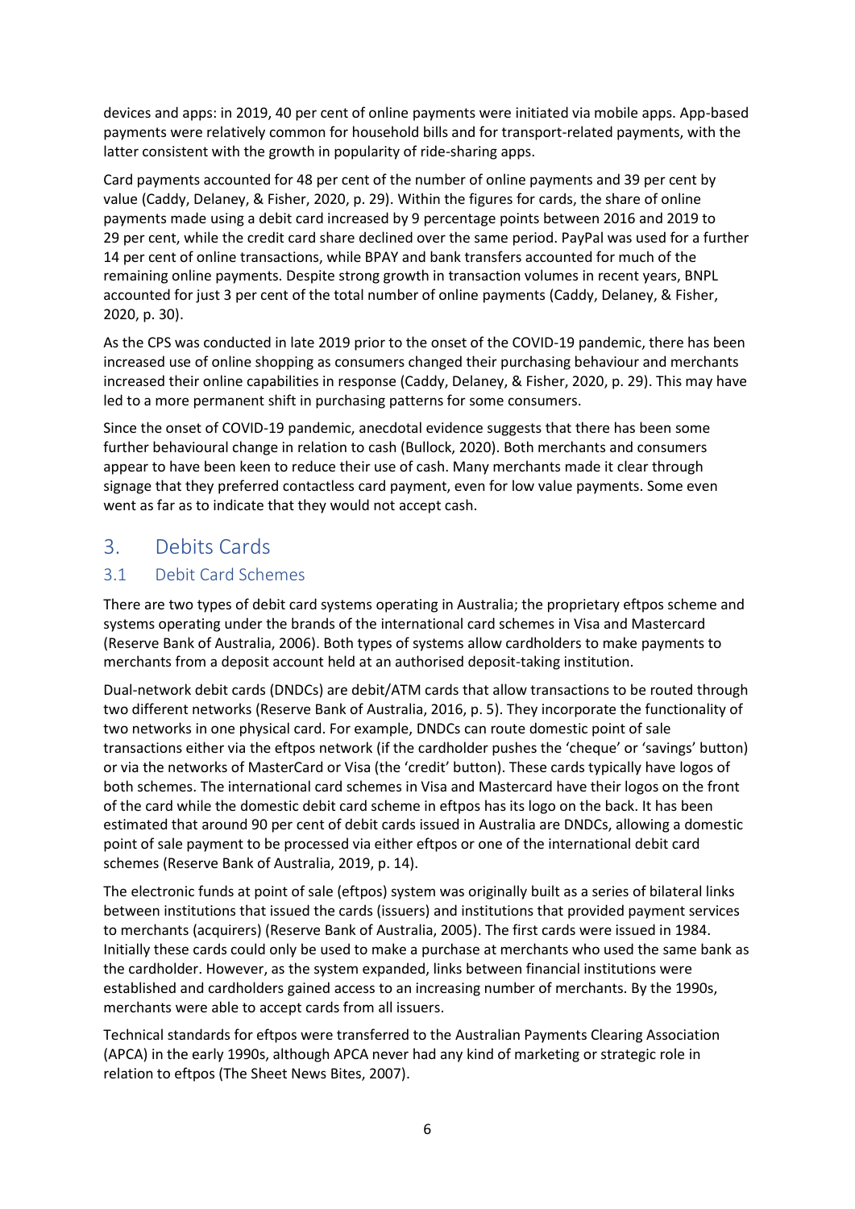devices and apps: in 2019, 40 per cent of online payments were initiated via mobile apps. App-based payments were relatively common for household bills and for transport-related payments, with the latter consistent with the growth in popularity of ride-sharing apps.

Card payments accounted for 48 per cent of the number of online payments and 39 per cent by value (Caddy, Delaney, & Fisher, 2020, p. 29). Within the figures for cards, the share of online payments made using a debit card increased by 9 percentage points between 2016 and 2019 to 29 per cent, while the credit card share declined over the same period. PayPal was used for a further 14 per cent of online transactions, while BPAY and bank transfers accounted for much of the remaining online payments. Despite strong growth in transaction volumes in recent years, BNPL accounted for just 3 per cent of the total number of online payments (Caddy, Delaney, & Fisher, 2020, p. 30).

As the CPS was conducted in late 2019 prior to the onset of the COVID-19 pandemic, there has been increased use of online shopping as consumers changed their purchasing behaviour and merchants increased their online capabilities in response (Caddy, Delaney, & Fisher, 2020, p. 29). This may have led to a more permanent shift in purchasing patterns for some consumers.

Since the onset of COVID-19 pandemic, anecdotal evidence suggests that there has been some further behavioural change in relation to cash (Bullock, 2020). Both merchants and consumers appear to have been keen to reduce their use of cash. Many merchants made it clear through signage that they preferred contactless card payment, even for low value payments. Some even went as far as to indicate that they would not accept cash.

# 3. Debits Cards

## 3.1 Debit Card Schemes

There are two types of debit card systems operating in Australia; the proprietary eftpos scheme and systems operating under the brands of the international card schemes in Visa and Mastercard (Reserve Bank of Australia, 2006). Both types of systems allow cardholders to make payments to merchants from a deposit account held at an authorised deposit-taking institution.

Dual-network debit cards (DNDCs) are debit/ATM cards that allow transactions to be routed through two different networks (Reserve Bank of Australia, 2016, p. 5). They incorporate the functionality of two networks in one physical card. For example, DNDCs can route domestic point of sale transactions either via the eftpos network (if the cardholder pushes the 'cheque' or 'savings' button) or via the networks of MasterCard or Visa (the 'credit' button). These cards typically have logos of both schemes. The international card schemes in Visa and Mastercard have their logos on the front of the card while the domestic debit card scheme in eftpos has its logo on the back. It has been estimated that around 90 per cent of debit cards issued in Australia are DNDCs, allowing a domestic point of sale payment to be processed via either eftpos or one of the international debit card schemes (Reserve Bank of Australia, 2019, p. 14).

The electronic funds at point of sale (eftpos) system was originally built as a series of bilateral links between institutions that issued the cards (issuers) and institutions that provided payment services to merchants (acquirers) (Reserve Bank of Australia, 2005). The first cards were issued in 1984. Initially these cards could only be used to make a purchase at merchants who used the same bank as the cardholder. However, as the system expanded, links between financial institutions were established and cardholders gained access to an increasing number of merchants. By the 1990s, merchants were able to accept cards from all issuers.

Technical standards for eftpos were transferred to the Australian Payments Clearing Association (APCA) in the early 1990s, although APCA never had any kind of marketing or strategic role in relation to eftpos (The Sheet News Bites, 2007).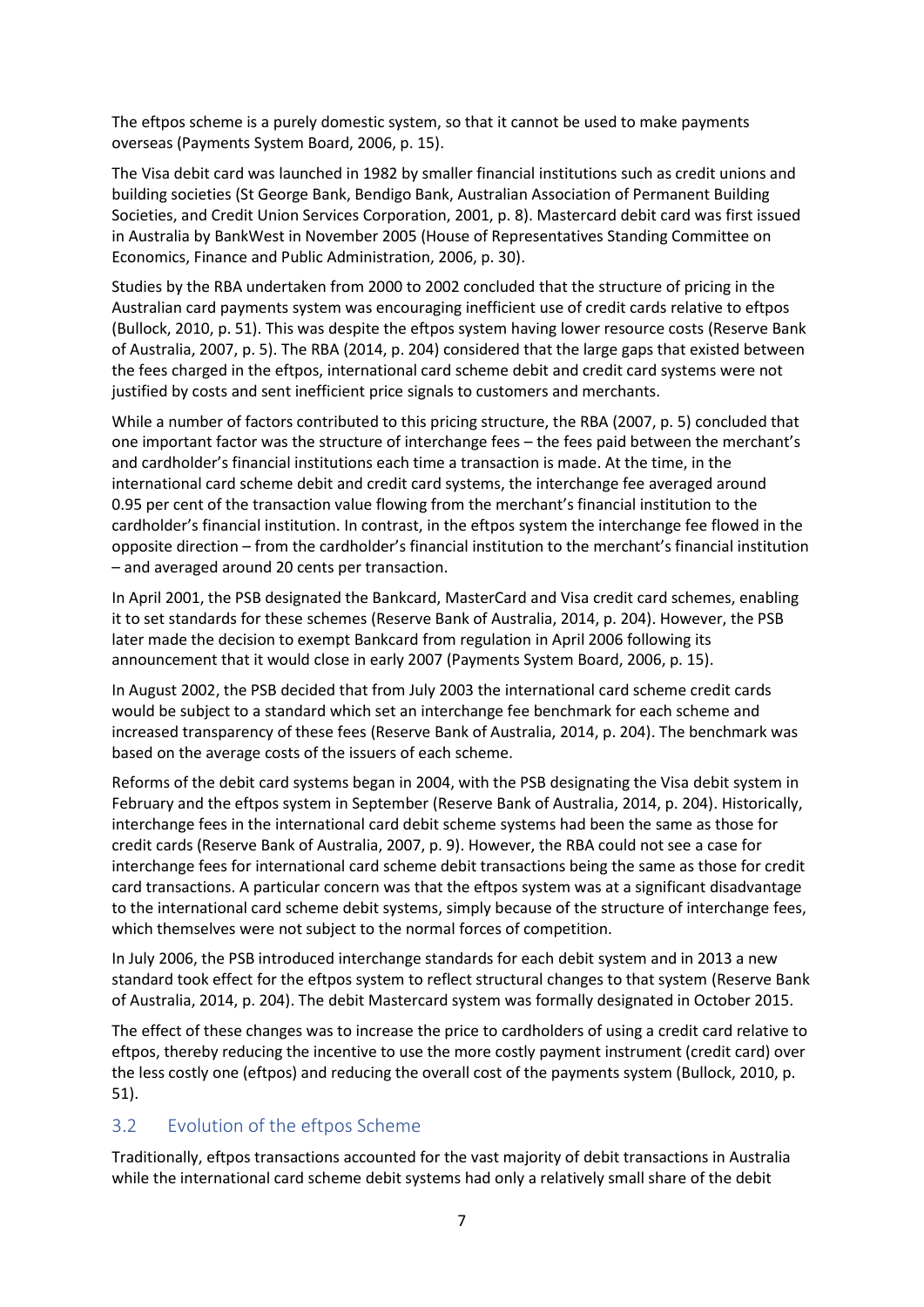The eftpos scheme is a purely domestic system, so that it cannot be used to make payments overseas (Payments System Board, 2006, p. 15).

The Visa debit card was launched in 1982 by smaller financial institutions such as credit unions and building societies (St George Bank, Bendigo Bank, Australian Association of Permanent Building Societies, and Credit Union Services Corporation, 2001, p. 8). Mastercard debit card was first issued in Australia by BankWest in November 2005 (House of Representatives Standing Committee on Economics, Finance and Public Administration, 2006, p. 30).

Studies by the RBA undertaken from 2000 to 2002 concluded that the structure of pricing in the Australian card payments system was encouraging inefficient use of credit cards relative to eftpos (Bullock, 2010, p. 51). This was despite the eftpos system having lower resource costs (Reserve Bank of Australia, 2007, p. 5). The RBA (2014, p. 204) considered that the large gaps that existed between the fees charged in the eftpos, international card scheme debit and credit card systems were not justified by costs and sent inefficient price signals to customers and merchants.

While a number of factors contributed to this pricing structure, the RBA (2007, p. 5) concluded that one important factor was the structure of interchange fees – the fees paid between the merchant's and cardholder's financial institutions each time a transaction is made. At the time, in the international card scheme debit and credit card systems, the interchange fee averaged around 0.95 per cent of the transaction value flowing from the merchant's financial institution to the cardholder's financial institution. In contrast, in the eftpos system the interchange fee flowed in the opposite direction – from the cardholder's financial institution to the merchant's financial institution – and averaged around 20 cents per transaction.

In April 2001, the PSB designated the Bankcard, MasterCard and Visa credit card schemes, enabling it to set standards for these schemes (Reserve Bank of Australia, 2014, p. 204). However, the PSB later made the decision to exempt Bankcard from regulation in April 2006 following its announcement that it would close in early 2007 (Payments System Board, 2006, p. 15).

In August 2002, the PSB decided that from July 2003 the international card scheme credit cards would be subject to a standard which set an interchange fee benchmark for each scheme and increased transparency of these fees (Reserve Bank of Australia, 2014, p. 204). The benchmark was based on the average costs of the issuers of each scheme.

Reforms of the debit card systems began in 2004, with the PSB designating the Visa debit system in February and the eftpos system in September (Reserve Bank of Australia, 2014, p. 204). Historically, interchange fees in the international card debit scheme systems had been the same as those for credit cards (Reserve Bank of Australia, 2007, p. 9). However, the RBA could not see a case for interchange fees for international card scheme debit transactions being the same as those for credit card transactions. A particular concern was that the eftpos system was at a significant disadvantage to the international card scheme debit systems, simply because of the structure of interchange fees, which themselves were not subject to the normal forces of competition.

In July 2006, the PSB introduced interchange standards for each debit system and in 2013 a new standard took effect for the eftpos system to reflect structural changes to that system (Reserve Bank of Australia, 2014, p. 204). The debit Mastercard system was formally designated in October 2015.

The effect of these changes was to increase the price to cardholders of using a credit card relative to eftpos, thereby reducing the incentive to use the more costly payment instrument (credit card) over the less costly one (eftpos) and reducing the overall cost of the payments system (Bullock, 2010, p. 51).

## 3.2 Evolution of the eftpos Scheme

Traditionally, eftpos transactions accounted for the vast majority of debit transactions in Australia while the international card scheme debit systems had only a relatively small share of the debit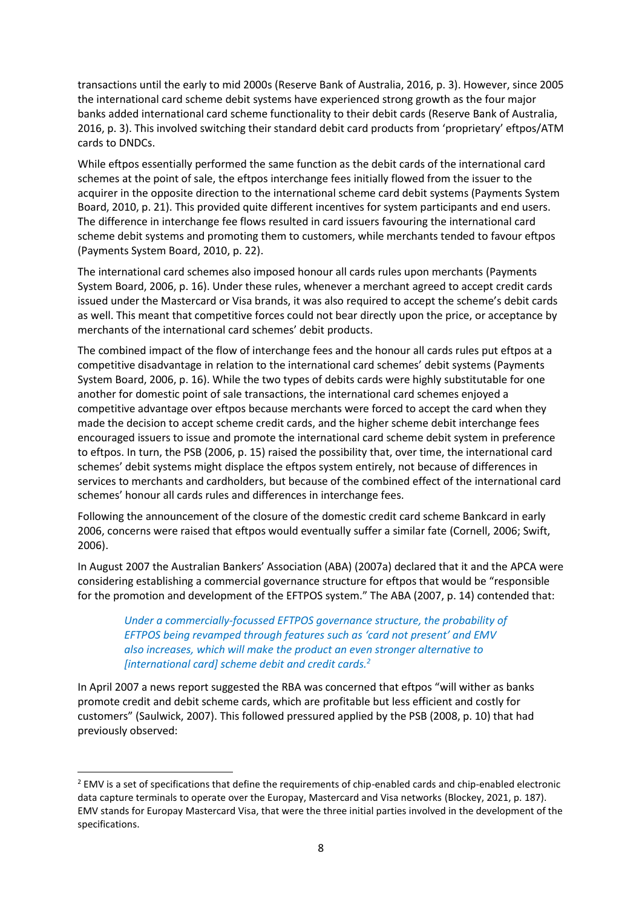transactions until the early to mid 2000s (Reserve Bank of Australia, 2016, p. 3). However, since 2005 the international card scheme debit systems have experienced strong growth as the four major banks added international card scheme functionality to their debit cards (Reserve Bank of Australia, 2016, p. 3). This involved switching their standard debit card products from 'proprietary' eftpos/ATM cards to DNDCs.

While eftpos essentially performed the same function as the debit cards of the international card schemes at the point of sale, the eftpos interchange fees initially flowed from the issuer to the acquirer in the opposite direction to the international scheme card debit systems (Payments System Board, 2010, p. 21). This provided quite different incentives for system participants and end users. The difference in interchange fee flows resulted in card issuers favouring the international card scheme debit systems and promoting them to customers, while merchants tended to favour eftpos (Payments System Board, 2010, p. 22).

The international card schemes also imposed honour all cards rules upon merchants (Payments System Board, 2006, p. 16). Under these rules, whenever a merchant agreed to accept credit cards issued under the Mastercard or Visa brands, it was also required to accept the scheme's debit cards as well. This meant that competitive forces could not bear directly upon the price, or acceptance by merchants of the international card schemes' debit products.

The combined impact of the flow of interchange fees and the honour all cards rules put eftpos at a competitive disadvantage in relation to the international card schemes' debit systems (Payments System Board, 2006, p. 16). While the two types of debits cards were highly substitutable for one another for domestic point of sale transactions, the international card schemes enjoyed a competitive advantage over eftpos because merchants were forced to accept the card when they made the decision to accept scheme credit cards, and the higher scheme debit interchange fees encouraged issuers to issue and promote the international card scheme debit system in preference to eftpos. In turn, the PSB (2006, p. 15) raised the possibility that, over time, the international card schemes' debit systems might displace the eftpos system entirely, not because of differences in services to merchants and cardholders, but because of the combined effect of the international card schemes' honour all cards rules and differences in interchange fees.

Following the announcement of the closure of the domestic credit card scheme Bankcard in early 2006, concerns were raised that eftpos would eventually suffer a similar fate (Cornell, 2006; Swift, 2006).

In August 2007 the Australian Bankers' Association (ABA) (2007a) declared that it and the APCA were considering establishing a commercial governance structure for eftpos that would be "responsible for the promotion and development of the EFTPOS system." The ABA (2007, p. 14) contended that:

> *Under a commercially-focussed EFTPOS governance structure, the probability of EFTPOS being revamped through features such as 'card not present' and EMV also increases, which will make the product an even stronger alternative to [international card] scheme debit and credit cards.*[2]

In April 2007 a news report suggested the RBA was concerned that eftpos "will wither as banks promote credit and debit scheme cards, which are profitable but less efficient and costly for customers" (Saulwick, 2007). This followed pressured applied by the PSB (2008, p. 10) that had previously observed:

---

[2] EMV is a set of specifications that define the requirements of chip-enabled cards and chip-enabled electronic data capture terminals to operate over the Europay, Mastercard and Visa networks (Blockey, 2021, p. 187). EMV stands for Europay Mastercard Visa, that were the three initial parties involved in the development of the specifications.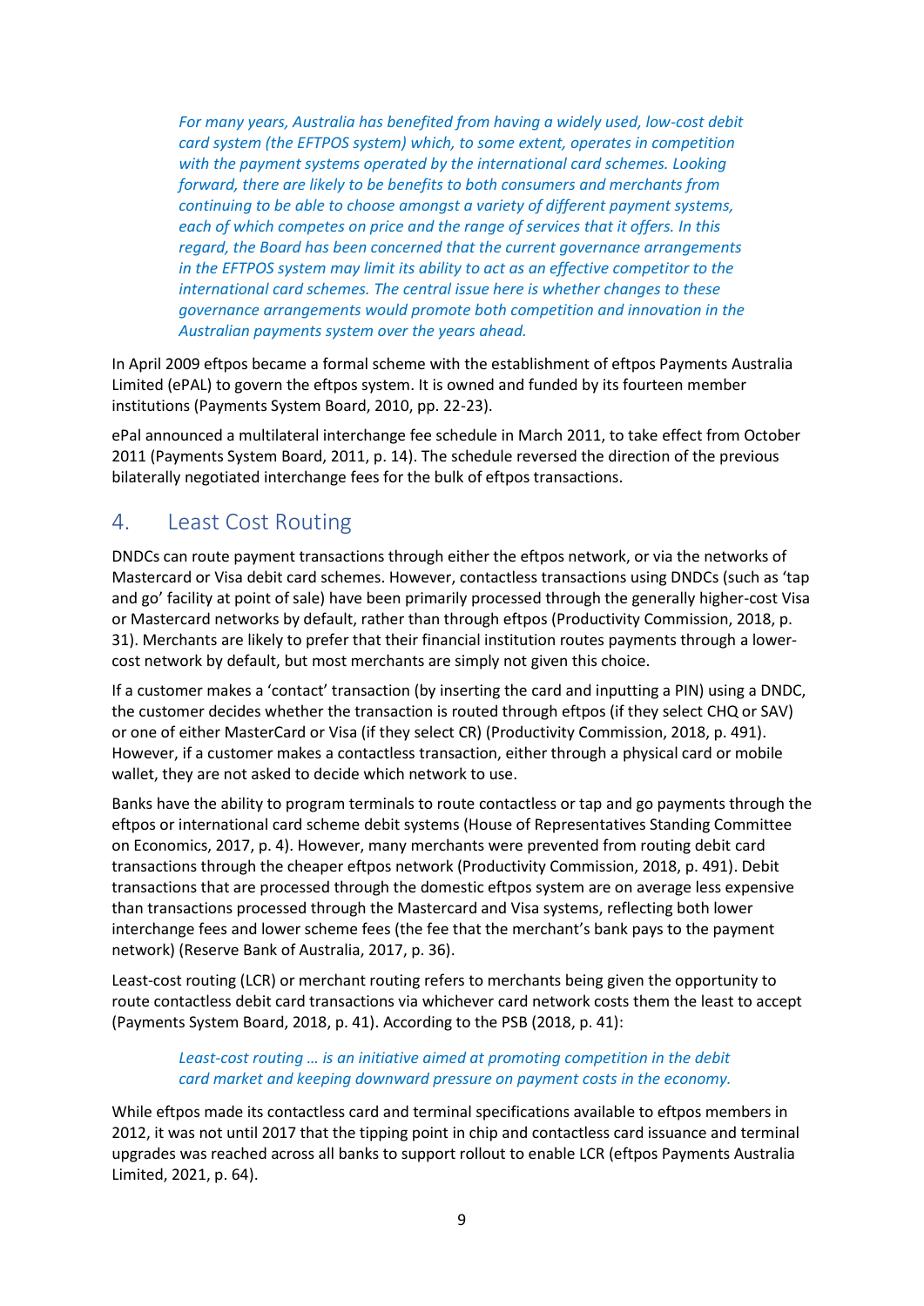> *For many years, Australia has benefited from having a widely used, low-cost debit card system (the EFTPOS system) which, to some extent, operates in competition with the payment systems operated by the international card schemes. Looking forward, there are likely to be benefits to both consumers and merchants from continuing to be able to choose amongst a variety of different payment systems, each of which competes on price and the range of services that it offers. In this regard, the Board has been concerned that the current governance arrangements in the EFTPOS system may limit its ability to act as an effective competitor to the international card schemes. The central issue here is whether changes to these governance arrangements would promote both competition and innovation in the Australian payments system over the years ahead.*

In April 2009 eftpos became a formal scheme with the establishment of eftpos Payments Australia Limited (ePAL) to govern the eftpos system. It is owned and funded by its fourteen member institutions (Payments System Board, 2010, pp. 22-23).

ePal announced a multilateral interchange fee schedule in March 2011, to take effect from October 2011 (Payments System Board, 2011, p. 14). The schedule reversed the direction of the previous bilaterally negotiated interchange fees for the bulk of eftpos transactions.

## 4. Least Cost Routing

DNDCs can route payment transactions through either the eftpos network, or via the networks of Mastercard or Visa debit card schemes. However, contactless transactions using DNDCs (such as 'tap and go' facility at point of sale) have been primarily processed through the generally higher-cost Visa or Mastercard networks by default, rather than through eftpos (Productivity Commission, 2018, p. 31). Merchants are likely to prefer that their financial institution routes payments through a lower-cost network by default, but most merchants are simply not given this choice.

If a customer makes a 'contact' transaction (by inserting the card and inputting a PIN) using a DNDC, the customer decides whether the transaction is routed through eftpos (if they select CHQ or SAV) or one of either MasterCard or Visa (if they select CR) (Productivity Commission, 2018, p. 491). However, if a customer makes a contactless transaction, either through a physical card or mobile wallet, they are not asked to decide which network to use.

Banks have the ability to program terminals to route contactless or tap and go payments through the eftpos or international card scheme debit systems (House of Representatives Standing Committee on Economics, 2017, p. 4). However, many merchants were prevented from routing debit card transactions through the cheaper eftpos network (Productivity Commission, 2018, p. 491). Debit transactions that are processed through the domestic eftpos system are on average less expensive than transactions processed through the Mastercard and Visa systems, reflecting both lower interchange fees and lower scheme fees (the fee that the merchant's bank pays to the payment network) (Reserve Bank of Australia, 2017, p. 36).

Least-cost routing (LCR) or merchant routing refers to merchants being given the opportunity to route contactless debit card transactions via whichever card network costs them the least to accept (Payments System Board, 2018, p. 41). According to the PSB (2018, p. 41):

> *Least-cost routing … is an initiative aimed at promoting competition in the debit card market and keeping downward pressure on payment costs in the economy.*

While eftpos made its contactless card and terminal specifications available to eftpos members in 2012, it was not until 2017 that the tipping point in chip and contactless card issuance and terminal upgrades was reached across all banks to support rollout to enable LCR (eftpos Payments Australia Limited, 2021, p. 64).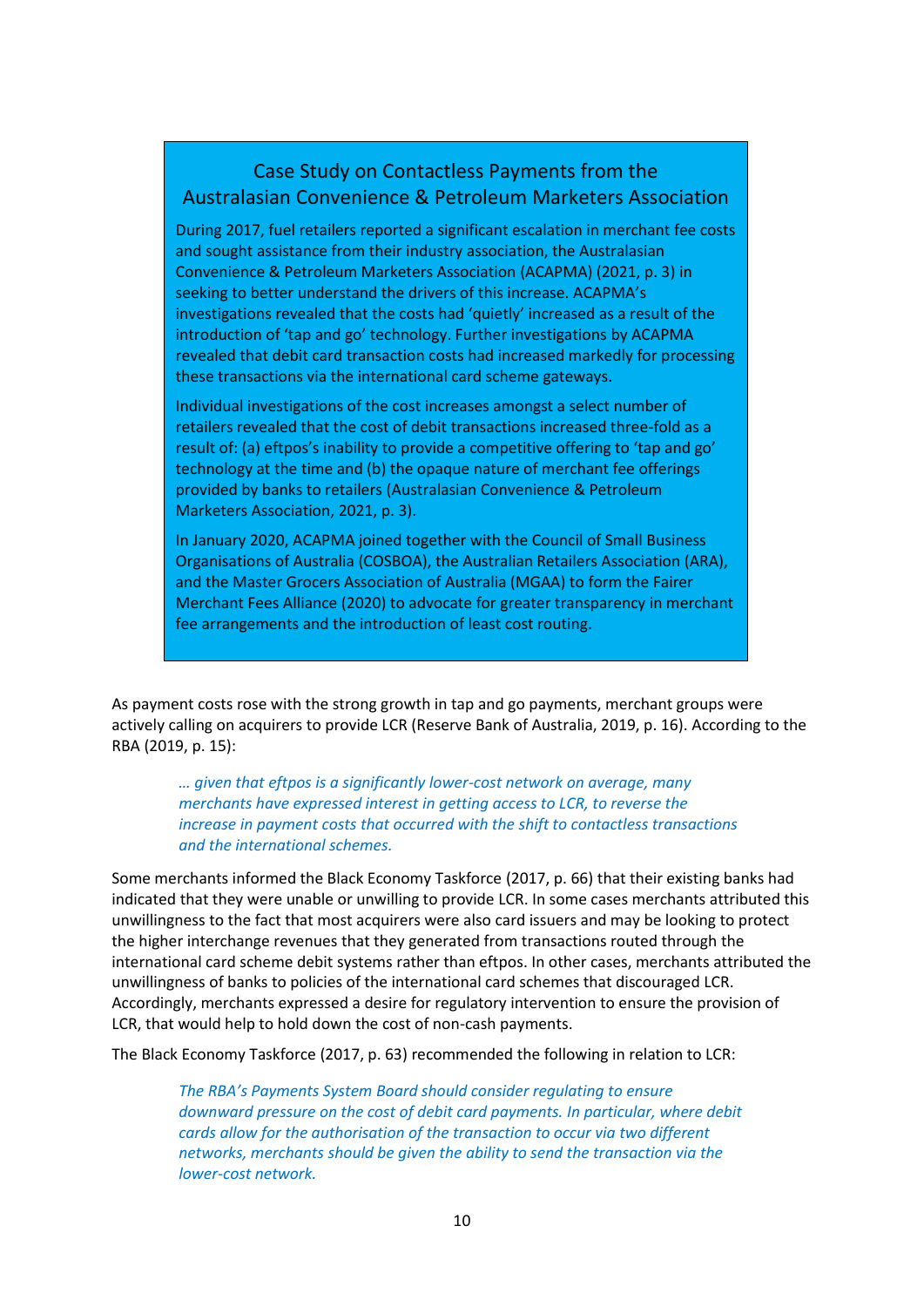## Case Study on Contactless Payments from the Australasian Convenience & Petroleum Marketers Association

During 2017, fuel retailers reported a significant escalation in merchant fee costs and sought assistance from their industry association, the Australasian Convenience & Petroleum Marketers Association (ACAPMA) (2021, p. 3) in seeking to better understand the drivers of this increase. ACAPMA's investigations revealed that the costs had 'quietly' increased as a result of the introduction of 'tap and go' technology. Further investigations by ACAPMA revealed that debit card transaction costs had increased markedly for processing these transactions via the international card scheme gateways.

Individual investigations of the cost increases amongst a select number of retailers revealed that the cost of debit transactions increased three-fold as a result of: (a) eftpos's inability to provide a competitive offering to 'tap and go' technology at the time and (b) the opaque nature of merchant fee offerings provided by banks to retailers (Australasian Convenience & Petroleum Marketers Association, 2021, p. 3).

In January 2020, ACAPMA joined together with the Council of Small Business Organisations of Australia (COSBOA), the Australian Retailers Association (ARA), and the Master Grocers Association of Australia (MGAA) to form the Fairer Merchant Fees Alliance (2020) to advocate for greater transparency in merchant fee arrangements and the introduction of least cost routing.

As payment costs rose with the strong growth in tap and go payments, merchant groups were actively calling on acquirers to provide LCR (Reserve Bank of Australia, 2019, p. 16). According to the RBA (2019, p. 15):

> *… given that eftpos is a significantly lower-cost network on average, many merchants have expressed interest in getting access to LCR, to reverse the increase in payment costs that occurred with the shift to contactless transactions and the international schemes.*

Some merchants informed the Black Economy Taskforce (2017, p. 66) that their existing banks had indicated that they were unable or unwilling to provide LCR. In some cases merchants attributed this unwillingness to the fact that most acquirers were also card issuers and may be looking to protect the higher interchange revenues that they generated from transactions routed through the international card scheme debit systems rather than eftpos. In other cases, merchants attributed the unwillingness of banks to policies of the international card schemes that discouraged LCR. Accordingly, merchants expressed a desire for regulatory intervention to ensure the provision of LCR, that would help to hold down the cost of non-cash payments.

The Black Economy Taskforce (2017, p. 63) recommended the following in relation to LCR:

> *The RBA's Payments System Board should consider regulating to ensure downward pressure on the cost of debit card payments. In particular, where debit cards allow for the authorisation of the transaction to occur via two different networks, merchants should be given the ability to send the transaction via the lower-cost network.*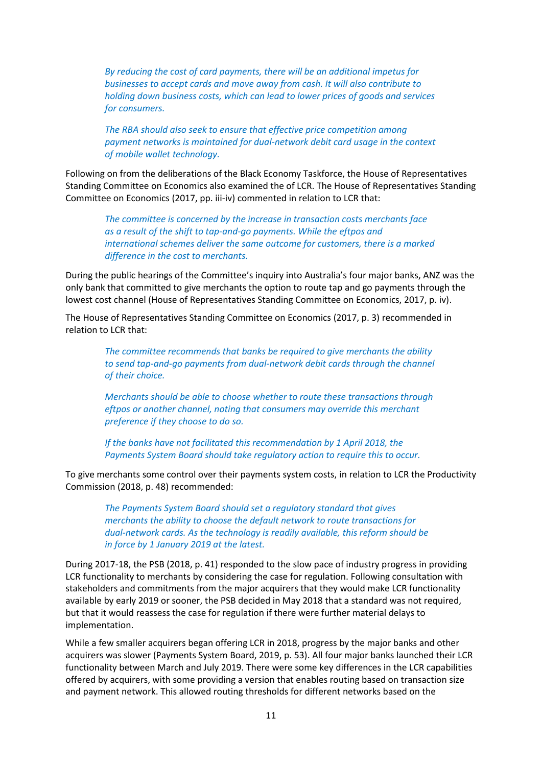> *By reducing the cost of card payments, there will be an additional impetus for businesses to accept cards and move away from cash. It will also contribute to holding down business costs, which can lead to lower prices of goods and services for consumers.*
>
> *The RBA should also seek to ensure that effective price competition among payment networks is maintained for dual-network debit card usage in the context of mobile wallet technology.*

Following on from the deliberations of the Black Economy Taskforce, the House of Representatives Standing Committee on Economics also examined the of LCR. The House of Representatives Standing Committee on Economics (2017, pp. iii-iv) commented in relation to LCR that:

> *The committee is concerned by the increase in transaction costs merchants face as a result of the shift to tap-and-go payments. While the eftpos and international schemes deliver the same outcome for customers, there is a marked difference in the cost to merchants.*

During the public hearings of the Committee's inquiry into Australia's four major banks, ANZ was the only bank that committed to give merchants the option to route tap and go payments through the lowest cost channel (House of Representatives Standing Committee on Economics, 2017, p. iv).

The House of Representatives Standing Committee on Economics (2017, p. 3) recommended in relation to LCR that:

> *The committee recommends that banks be required to give merchants the ability to send tap-and-go payments from dual-network debit cards through the channel of their choice.*
>
> *Merchants should be able to choose whether to route these transactions through eftpos or another channel, noting that consumers may override this merchant preference if they choose to do so.*
>
> *If the banks have not facilitated this recommendation by 1 April 2018, the Payments System Board should take regulatory action to require this to occur.*

To give merchants some control over their payments system costs, in relation to LCR the Productivity Commission (2018, p. 48) recommended:

> *The Payments System Board should set a regulatory standard that gives merchants the ability to choose the default network to route transactions for dual-network cards. As the technology is readily available, this reform should be in force by 1 January 2019 at the latest.*

During 2017-18, the PSB (2018, p. 41) responded to the slow pace of industry progress in providing LCR functionality to merchants by considering the case for regulation. Following consultation with stakeholders and commitments from the major acquirers that they would make LCR functionality available by early 2019 or sooner, the PSB decided in May 2018 that a standard was not required, but that it would reassess the case for regulation if there were further material delays to implementation.

While a few smaller acquirers began offering LCR in 2018, progress by the major banks and other acquirers was slower (Payments System Board, 2019, p. 53). All four major banks launched their LCR functionality between March and July 2019. There were some key differences in the LCR capabilities offered by acquirers, with some providing a version that enables routing based on transaction size and payment network. This allowed routing thresholds for different networks based on the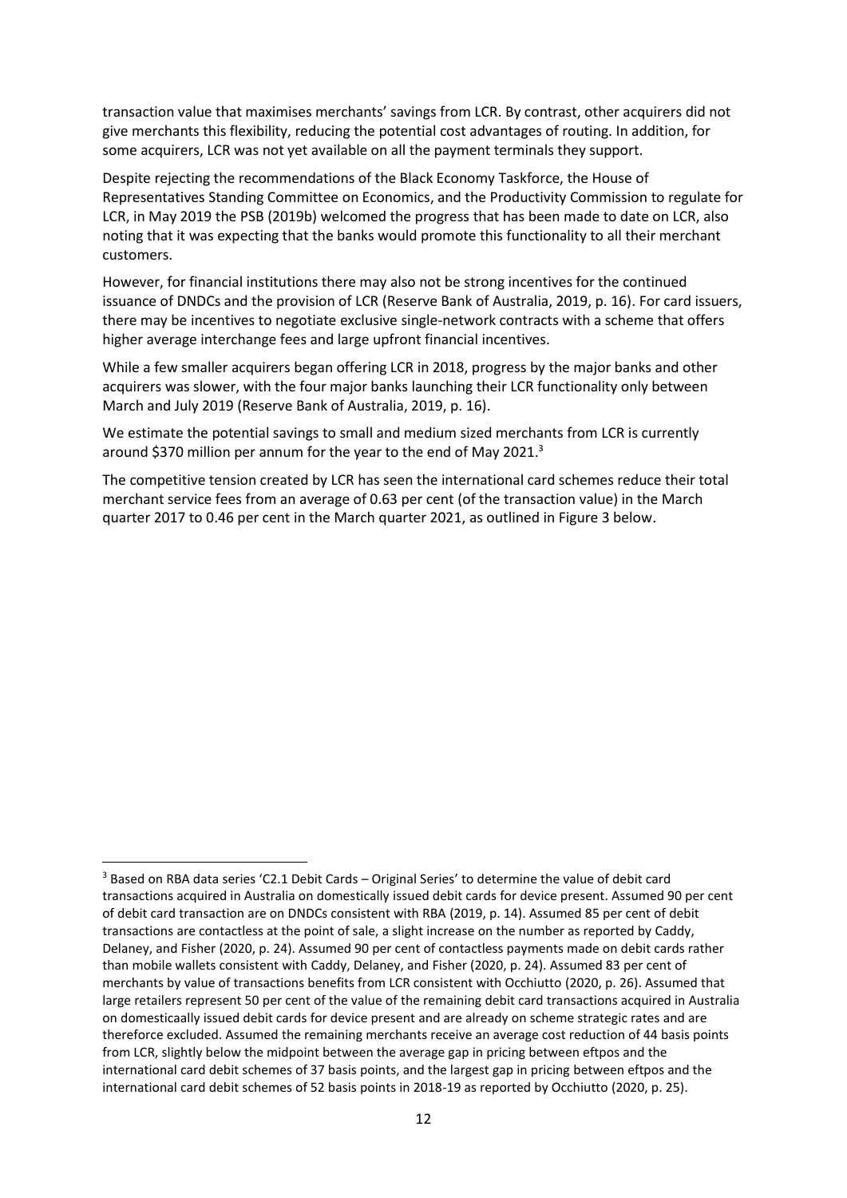transaction value that maximises merchants' savings from LCR. By contrast, other acquirers did not give merchants this flexibility, reducing the potential cost advantages of routing. In addition, for some acquirers, LCR was not yet available on all the payment terminals they support.

Despite rejecting the recommendations of the Black Economy Taskforce, the House of Representatives Standing Committee on Economics, and the Productivity Commission to regulate for LCR, in May 2019 the PSB (2019b) welcomed the progress that has been made to date on LCR, also noting that it was expecting that the banks would promote this functionality to all their merchant customers.

However, for financial institutions there may also not be strong incentives for the continued issuance of DNDCs and the provision of LCR (Reserve Bank of Australia, 2019, p. 16). For card issuers, there may be incentives to negotiate exclusive single-network contracts with a scheme that offers higher average interchange fees and large upfront financial incentives.

While a few smaller acquirers began offering LCR in 2018, progress by the major banks and other acquirers was slower, with the four major banks launching their LCR functionality only between March and July 2019 (Reserve Bank of Australia, 2019, p. 16).

We estimate the potential savings to small and medium sized merchants from LCR is currently around \$370 million per annum for the year to the end of May 2021.[3]

The competitive tension created by LCR has seen the international card schemes reduce their total merchant service fees from an average of 0.63 per cent (of the transaction value) in the March quarter 2017 to 0.46 per cent in the March quarter 2021, as outlined in Figure 3 below.

[3] Based on RBA data series 'C2.1 Debit Cards – Original Series' to determine the value of debit card transactions acquired in Australia on domestically issued debit cards for device present. Assumed 90 per cent of debit card transaction are on DNDCs consistent with RBA (2019, p. 14). Assumed 85 per cent of debit transactions are contactless at the point of sale, a slight increase on the number as reported by Caddy, Delaney, and Fisher (2020, p. 24). Assumed 90 per cent of contactless payments made on debit cards rather than mobile wallets consistent with Caddy, Delaney, and Fisher (2020, p. 24). Assumed 83 per cent of merchants by value of transactions benefits from LCR consistent with Occhiutto (2020, p. 26). Assumed that large retailers represent 50 per cent of the value of the remaining debit card transactions acquired in Australia on domesticaally issued debit cards for device present and are already on scheme strategic rates and are thereforce excluded. Assumed the remaining merchants receive an average cost reduction of 44 basis points from LCR, slightly below the midpoint between the average gap in pricing between eftpos and the international card debit schemes of 37 basis points, and the largest gap in pricing between eftpos and the international card debit schemes of 52 basis points in 2018-19 as reported by Occhiutto (2020, p. 25).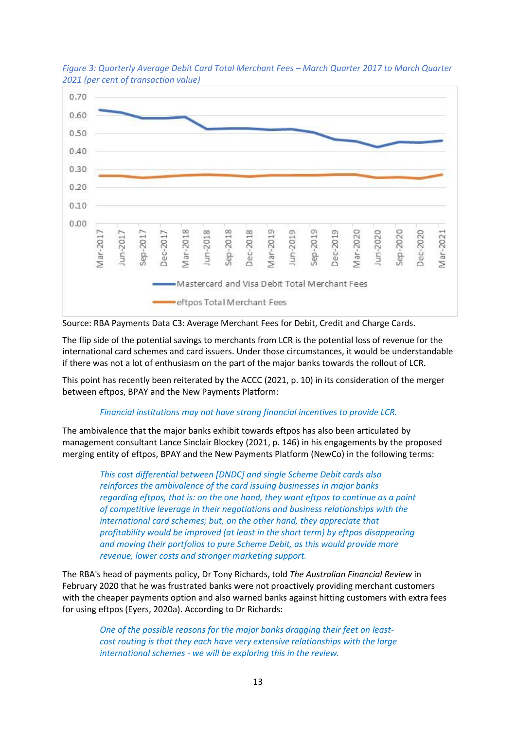*Figure 3: Quarterly Average Debit Card Total Merchant Fees – March Quarter 2017 to March Quarter 2021 (per cent of transaction value)*

Source: RBA Payments Data C3: Average Merchant Fees for Debit, Credit and Charge Cards.

The flip side of the potential savings to merchants from LCR is the potential loss of revenue for the international card schemes and card issuers. Under those circumstances, it would be understandable if there was not a lot of enthusiasm on the part of the major banks towards the rollout of LCR.

This point has recently been reiterated by the ACCC (2021, p. 10) in its consideration of the merger between eftpos, BPAY and the New Payments Platform:

> *Financial institutions may not have strong financial incentives to provide LCR.*

The ambivalence that the major banks exhibit towards eftpos has also been articulated by management consultant Lance Sinclair Blockey (2021, p. 146) in his engagements by the proposed merging entity of eftpos, BPAY and the New Payments Platform (NewCo) in the following terms:

> *This cost differential between [DNDC] and single Scheme Debit cards also reinforces the ambivalence of the card issuing businesses in major banks regarding eftpos, that is: on the one hand, they want eftpos to continue as a point of competitive leverage in their negotiations and business relationships with the international card schemes; but, on the other hand, they appreciate that profitability would be improved (at least in the short term) by eftpos disappearing and moving their portfolios to pure Scheme Debit, as this would provide more revenue, lower costs and stronger marketing support.*

The RBA's head of payments policy, Dr Tony Richards, told *The Australian Financial Review* in February 2020 that he was frustrated banks were not proactively providing merchant customers with the cheaper payments option and also warned banks against hitting customers with extra fees for using eftpos (Eyers, 2020a). According to Dr Richards:

> *One of the possible reasons for the major banks dragging their feet on least-cost routing is that they each have very extensive relationships with the large international schemes - we will be exploring this in the review.*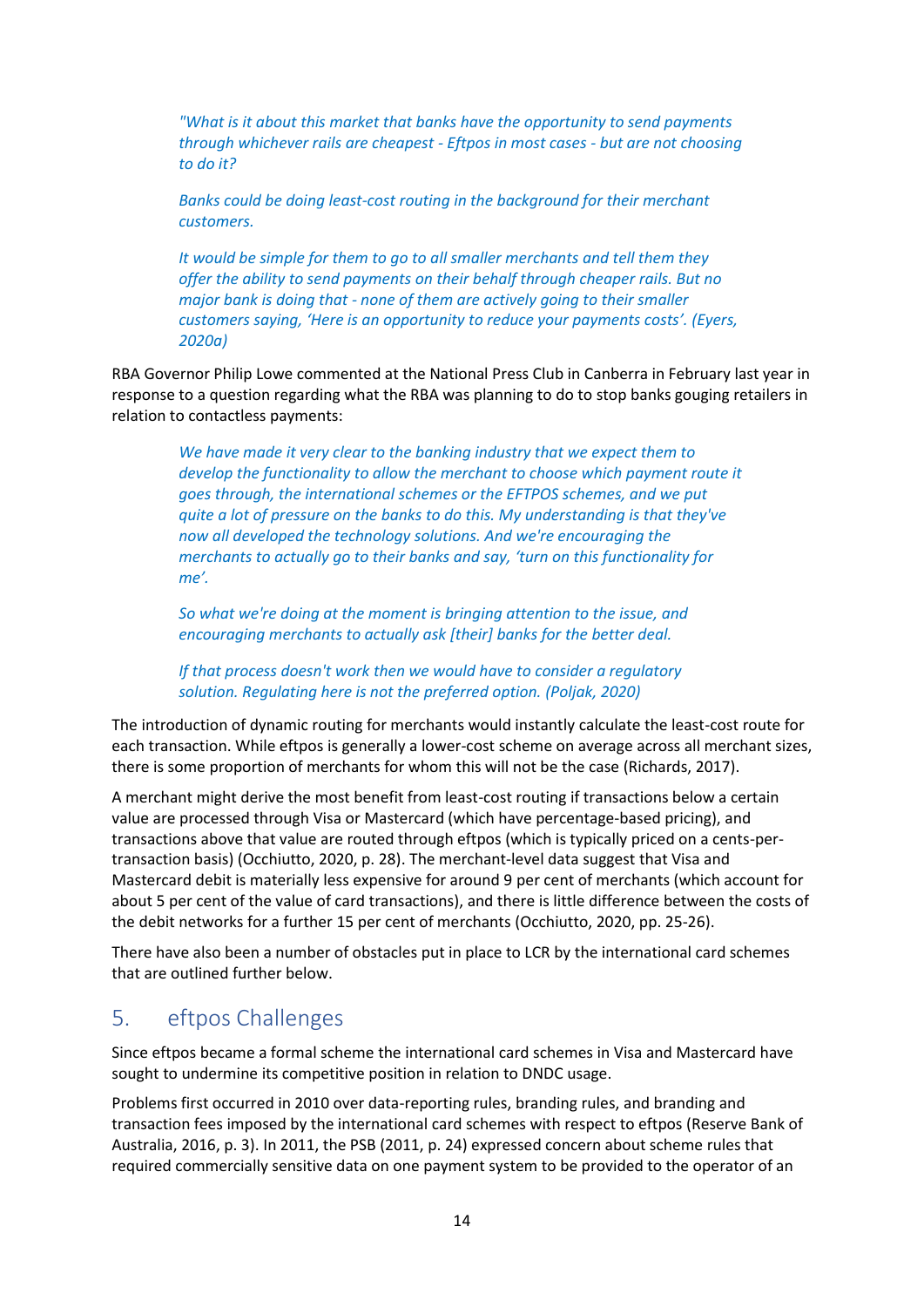*"What is it about this market that banks have the opportunity to send payments through whichever rails are cheapest - Eftpos in most cases - but are not choosing to do it?*

*Banks could be doing least-cost routing in the background for their merchant customers.*

*It would be simple for them to go to all smaller merchants and tell them they offer the ability to send payments on their behalf through cheaper rails. But no major bank is doing that - none of them are actively going to their smaller customers saying, 'Here is an opportunity to reduce your payments costs'. (Eyers, 2020a)*

RBA Governor Philip Lowe commented at the National Press Club in Canberra in February last year in response to a question regarding what the RBA was planning to do to stop banks gouging retailers in relation to contactless payments:

*We have made it very clear to the banking industry that we expect them to develop the functionality to allow the merchant to choose which payment route it goes through, the international schemes or the EFTPOS schemes, and we put quite a lot of pressure on the banks to do this. My understanding is that they've now all developed the technology solutions. And we're encouraging the merchants to actually go to their banks and say, 'turn on this functionality for me'.*

*So what we're doing at the moment is bringing attention to the issue, and encouraging merchants to actually ask [their] banks for the better deal.*

*If that process doesn't work then we would have to consider a regulatory solution. Regulating here is not the preferred option. (Poljak, 2020)*

The introduction of dynamic routing for merchants would instantly calculate the least-cost route for each transaction. While eftpos is generally a lower-cost scheme on average across all merchant sizes, there is some proportion of merchants for whom this will not be the case (Richards, 2017).

A merchant might derive the most benefit from least-cost routing if transactions below a certain value are processed through Visa or Mastercard (which have percentage-based pricing), and transactions above that value are routed through eftpos (which is typically priced on a cents-per-transaction basis) (Occhiutto, 2020, p. 28). The merchant-level data suggest that Visa and Mastercard debit is materially less expensive for around 9 per cent of merchants (which account for about 5 per cent of the value of card transactions), and there is little difference between the costs of the debit networks for a further 15 per cent of merchants (Occhiutto, 2020, pp. 25-26).

There have also been a number of obstacles put in place to LCR by the international card schemes that are outlined further below.

## 5. eftpos Challenges

Since eftpos became a formal scheme the international card schemes in Visa and Mastercard have sought to undermine its competitive position in relation to DNDC usage.

Problems first occurred in 2010 over data-reporting rules, branding rules, and branding and transaction fees imposed by the international card schemes with respect to eftpos (Reserve Bank of Australia, 2016, p. 3). In 2011, the PSB (2011, p. 24) expressed concern about scheme rules that required commercially sensitive data on one payment system to be provided to the operator of an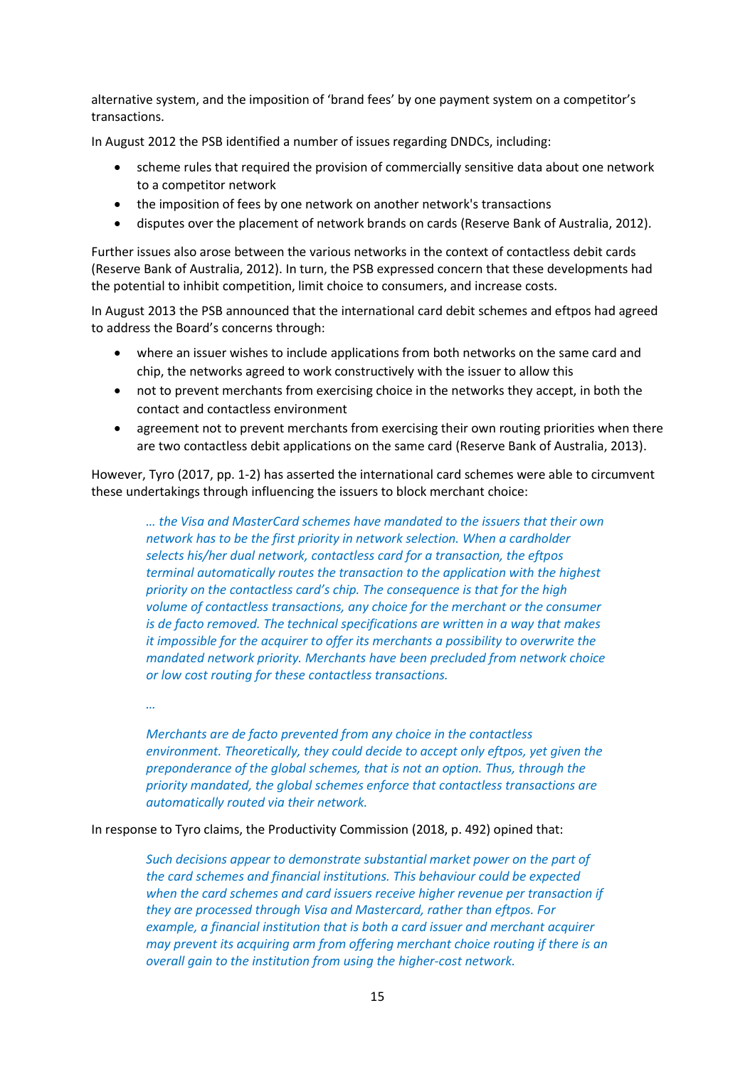alternative system, and the imposition of 'brand fees' by one payment system on a competitor's transactions.

In August 2012 the PSB identified a number of issues regarding DNDCs, including:

- scheme rules that required the provision of commercially sensitive data about one network to a competitor network
- the imposition of fees by one network on another network's transactions
- disputes over the placement of network brands on cards (Reserve Bank of Australia, 2012).

Further issues also arose between the various networks in the context of contactless debit cards (Reserve Bank of Australia, 2012). In turn, the PSB expressed concern that these developments had the potential to inhibit competition, limit choice to consumers, and increase costs.

In August 2013 the PSB announced that the international card debit schemes and eftpos had agreed to address the Board's concerns through:

- where an issuer wishes to include applications from both networks on the same card and chip, the networks agreed to work constructively with the issuer to allow this
- not to prevent merchants from exercising choice in the networks they accept, in both the contact and contactless environment
- agreement not to prevent merchants from exercising their own routing priorities when there are two contactless debit applications on the same card (Reserve Bank of Australia, 2013).

However, Tyro (2017, pp. 1-2) has asserted the international card schemes were able to circumvent these undertakings through influencing the issuers to block merchant choice:

> *… the Visa and MasterCard schemes have mandated to the issuers that their own network has to be the first priority in network selection. When a cardholder selects his/her dual network, contactless card for a transaction, the eftpos terminal automatically routes the transaction to the application with the highest priority on the contactless card's chip. The consequence is that for the high volume of contactless transactions, any choice for the merchant or the consumer is de facto removed. The technical specifications are written in a way that makes it impossible for the acquirer to offer its merchants a possibility to overwrite the mandated network priority. Merchants have been precluded from network choice or low cost routing for these contactless transactions.*
>
> *…*
>
> *Merchants are de facto prevented from any choice in the contactless environment. Theoretically, they could decide to accept only eftpos, yet given the preponderance of the global schemes, that is not an option. Thus, through the priority mandated, the global schemes enforce that contactless transactions are automatically routed via their network.*

In response to Tyro claims, the Productivity Commission (2018, p. 492) opined that:

> *Such decisions appear to demonstrate substantial market power on the part of the card schemes and financial institutions. This behaviour could be expected when the card schemes and card issuers receive higher revenue per transaction if they are processed through Visa and Mastercard, rather than eftpos. For example, a financial institution that is both a card issuer and merchant acquirer may prevent its acquiring arm from offering merchant choice routing if there is an overall gain to the institution from using the higher-cost network.*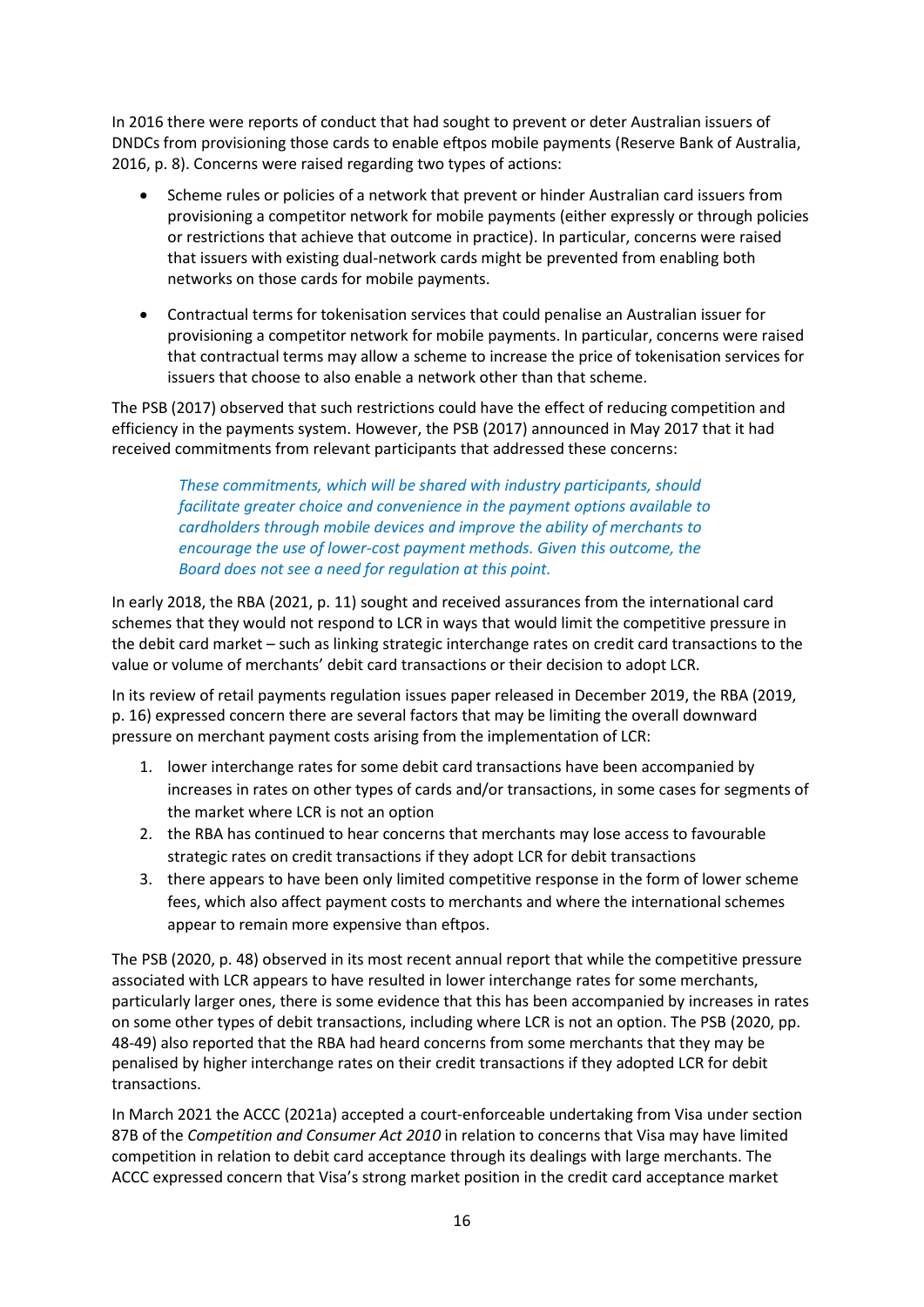In 2016 there were reports of conduct that had sought to prevent or deter Australian issuers of DNDCs from provisioning those cards to enable eftpos mobile payments (Reserve Bank of Australia, 2016, p. 8). Concerns were raised regarding two types of actions:

- Scheme rules or policies of a network that prevent or hinder Australian card issuers from provisioning a competitor network for mobile payments (either expressly or through policies or restrictions that achieve that outcome in practice). In particular, concerns were raised that issuers with existing dual-network cards might be prevented from enabling both networks on those cards for mobile payments.
- Contractual terms for tokenisation services that could penalise an Australian issuer for provisioning a competitor network for mobile payments. In particular, concerns were raised that contractual terms may allow a scheme to increase the price of tokenisation services for issuers that choose to also enable a network other than that scheme.

The PSB (2017) observed that such restrictions could have the effect of reducing competition and efficiency in the payments system. However, the PSB (2017) announced in May 2017 that it had received commitments from relevant participants that addressed these concerns:

> *These commitments, which will be shared with industry participants, should facilitate greater choice and convenience in the payment options available to cardholders through mobile devices and improve the ability of merchants to encourage the use of lower-cost payment methods. Given this outcome, the Board does not see a need for regulation at this point.*

In early 2018, the RBA (2021, p. 11) sought and received assurances from the international card schemes that they would not respond to LCR in ways that would limit the competitive pressure in the debit card market – such as linking strategic interchange rates on credit card transactions to the value or volume of merchants' debit card transactions or their decision to adopt LCR.

In its review of retail payments regulation issues paper released in December 2019, the RBA (2019, p. 16) expressed concern there are several factors that may be limiting the overall downward pressure on merchant payment costs arising from the implementation of LCR:

1. lower interchange rates for some debit card transactions have been accompanied by increases in rates on other types of cards and/or transactions, in some cases for segments of the market where LCR is not an option
2. the RBA has continued to hear concerns that merchants may lose access to favourable strategic rates on credit transactions if they adopt LCR for debit transactions
3. there appears to have been only limited competitive response in the form of lower scheme fees, which also affect payment costs to merchants and where the international schemes appear to remain more expensive than eftpos.

The PSB (2020, p. 48) observed in its most recent annual report that while the competitive pressure associated with LCR appears to have resulted in lower interchange rates for some merchants, particularly larger ones, there is some evidence that this has been accompanied by increases in rates on some other types of debit transactions, including where LCR is not an option. The PSB (2020, pp. 48-49) also reported that the RBA had heard concerns from some merchants that they may be penalised by higher interchange rates on their credit transactions if they adopted LCR for debit transactions.

In March 2021 the ACCC (2021a) accepted a court-enforceable undertaking from Visa under section 87B of the *Competition and Consumer Act 2010* in relation to concerns that Visa may have limited competition in relation to debit card acceptance through its dealings with large merchants. The ACCC expressed concern that Visa's strong market position in the credit card acceptance market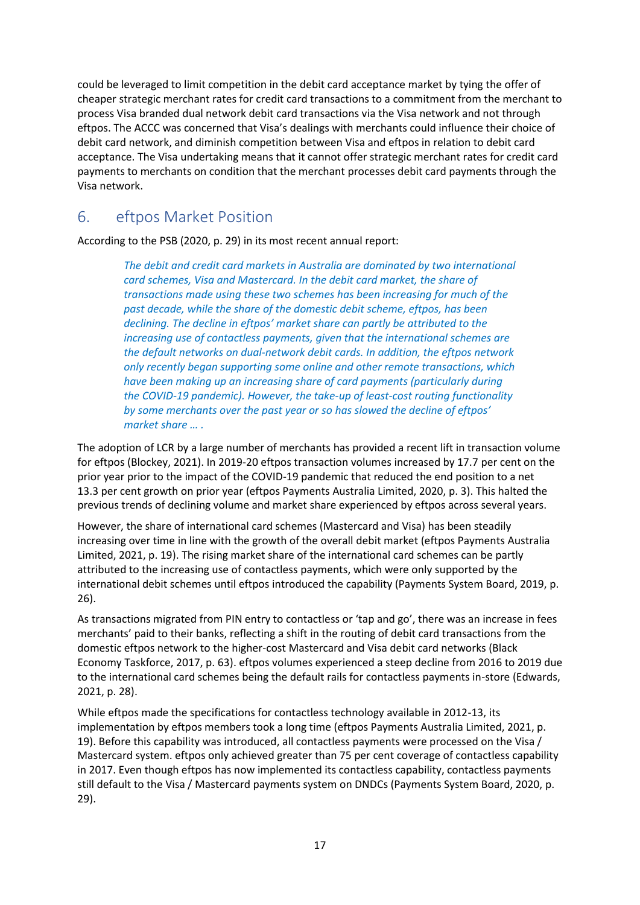could be leveraged to limit competition in the debit card acceptance market by tying the offer of cheaper strategic merchant rates for credit card transactions to a commitment from the merchant to process Visa branded dual network debit card transactions via the Visa network and not through eftpos. The ACCC was concerned that Visa's dealings with merchants could influence their choice of debit card network, and diminish competition between Visa and eftpos in relation to debit card acceptance. The Visa undertaking means that it cannot offer strategic merchant rates for credit card payments to merchants on condition that the merchant processes debit card payments through the Visa network.

## 6. eftpos Market Position

According to the PSB (2020, p. 29) in its most recent annual report:

> *The debit and credit card markets in Australia are dominated by two international card schemes, Visa and Mastercard. In the debit card market, the share of transactions made using these two schemes has been increasing for much of the past decade, while the share of the domestic debit scheme, eftpos, has been declining. The decline in eftpos' market share can partly be attributed to the increasing use of contactless payments, given that the international schemes are the default networks on dual-network debit cards. In addition, the eftpos network only recently began supporting some online and other remote transactions, which have been making up an increasing share of card payments (particularly during the COVID-19 pandemic). However, the take-up of least-cost routing functionality by some merchants over the past year or so has slowed the decline of eftpos' market share … .*

The adoption of LCR by a large number of merchants has provided a recent lift in transaction volume for eftpos (Blockey, 2021). In 2019-20 eftpos transaction volumes increased by 17.7 per cent on the prior year prior to the impact of the COVID-19 pandemic that reduced the end position to a net 13.3 per cent growth on prior year (eftpos Payments Australia Limited, 2020, p. 3). This halted the previous trends of declining volume and market share experienced by eftpos across several years.

However, the share of international card schemes (Mastercard and Visa) has been steadily increasing over time in line with the growth of the overall debit market (eftpos Payments Australia Limited, 2021, p. 19). The rising market share of the international card schemes can be partly attributed to the increasing use of contactless payments, which were only supported by the international debit schemes until eftpos introduced the capability (Payments System Board, 2019, p. 26).

As transactions migrated from PIN entry to contactless or 'tap and go', there was an increase in fees merchants' paid to their banks, reflecting a shift in the routing of debit card transactions from the domestic eftpos network to the higher-cost Mastercard and Visa debit card networks (Black Economy Taskforce, 2017, p. 63). eftpos volumes experienced a steep decline from 2016 to 2019 due to the international card schemes being the default rails for contactless payments in-store (Edwards, 2021, p. 28).

While eftpos made the specifications for contactless technology available in 2012-13, its implementation by eftpos members took a long time (eftpos Payments Australia Limited, 2021, p. 19). Before this capability was introduced, all contactless payments were processed on the Visa / Mastercard system. eftpos only achieved greater than 75 per cent coverage of contactless capability in 2017. Even though eftpos has now implemented its contactless capability, contactless payments still default to the Visa / Mastercard payments system on DNDCs (Payments System Board, 2020, p. 29).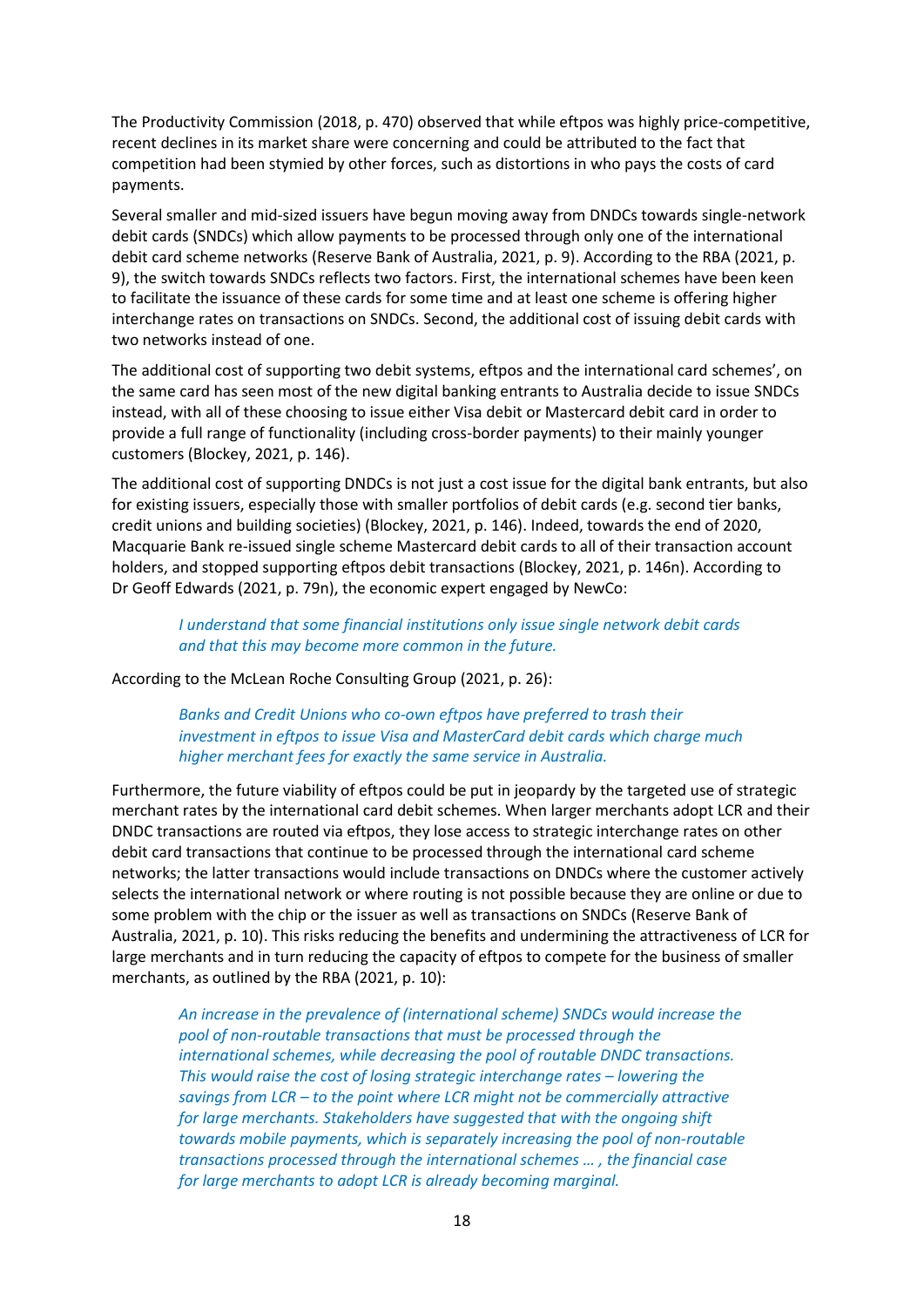The Productivity Commission (2018, p. 470) observed that while eftpos was highly price-competitive, recent declines in its market share were concerning and could be attributed to the fact that competition had been stymied by other forces, such as distortions in who pays the costs of card payments.

Several smaller and mid-sized issuers have begun moving away from DNDCs towards single-network debit cards (SNDCs) which allow payments to be processed through only one of the international debit card scheme networks (Reserve Bank of Australia, 2021, p. 9). According to the RBA (2021, p. 9), the switch towards SNDCs reflects two factors. First, the international schemes have been keen to facilitate the issuance of these cards for some time and at least one scheme is offering higher interchange rates on transactions on SNDCs. Second, the additional cost of issuing debit cards with two networks instead of one.

The additional cost of supporting two debit systems, eftpos and the international card schemes', on the same card has seen most of the new digital banking entrants to Australia decide to issue SNDCs instead, with all of these choosing to issue either Visa debit or Mastercard debit card in order to provide a full range of functionality (including cross-border payments) to their mainly younger customers (Blockey, 2021, p. 146).

The additional cost of supporting DNDCs is not just a cost issue for the digital bank entrants, but also for existing issuers, especially those with smaller portfolios of debit cards (e.g. second tier banks, credit unions and building societies) (Blockey, 2021, p. 146). Indeed, towards the end of 2020, Macquarie Bank re-issued single scheme Mastercard debit cards to all of their transaction account holders, and stopped supporting eftpos debit transactions (Blockey, 2021, p. 146n). According to Dr Geoff Edwards (2021, p. 79n), the economic expert engaged by NewCo:

> *I understand that some financial institutions only issue single network debit cards and that this may become more common in the future.*

According to the McLean Roche Consulting Group (2021, p. 26):

> *Banks and Credit Unions who co-own eftpos have preferred to trash their investment in eftpos to issue Visa and MasterCard debit cards which charge much higher merchant fees for exactly the same service in Australia.*

Furthermore, the future viability of eftpos could be put in jeopardy by the targeted use of strategic merchant rates by the international card debit schemes. When larger merchants adopt LCR and their DNDC transactions are routed via eftpos, they lose access to strategic interchange rates on other debit card transactions that continue to be processed through the international card scheme networks; the latter transactions would include transactions on DNDCs where the customer actively selects the international network or where routing is not possible because they are online or due to some problem with the chip or the issuer as well as transactions on SNDCs (Reserve Bank of Australia, 2021, p. 10). This risks reducing the benefits and undermining the attractiveness of LCR for large merchants and in turn reducing the capacity of eftpos to compete for the business of smaller merchants, as outlined by the RBA (2021, p. 10):

> *An increase in the prevalence of (international scheme) SNDCs would increase the pool of non-routable transactions that must be processed through the international schemes, while decreasing the pool of routable DNDC transactions. This would raise the cost of losing strategic interchange rates – lowering the savings from LCR – to the point where LCR might not be commercially attractive for large merchants. Stakeholders have suggested that with the ongoing shift towards mobile payments, which is separately increasing the pool of non-routable transactions processed through the international schemes … , the financial case for large merchants to adopt LCR is already becoming marginal.*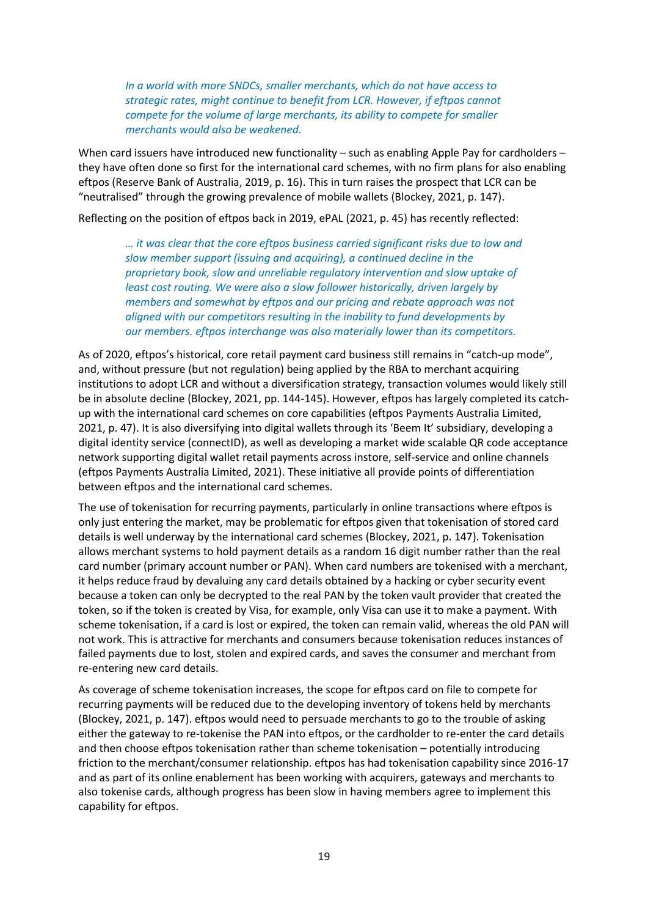> *In a world with more SNDCs, smaller merchants, which do not have access to strategic rates, might continue to benefit from LCR. However, if eftpos cannot compete for the volume of large merchants, its ability to compete for smaller merchants would also be weakened.*

When card issuers have introduced new functionality – such as enabling Apple Pay for cardholders – they have often done so first for the international card schemes, with no firm plans for also enabling eftpos (Reserve Bank of Australia, 2019, p. 16). This in turn raises the prospect that LCR can be "neutralised" through the growing prevalence of mobile wallets (Blockey, 2021, p. 147).

Reflecting on the position of eftpos back in 2019, ePAL (2021, p. 45) has recently reflected:

> *… it was clear that the core eftpos business carried significant risks due to low and slow member support (issuing and acquiring), a continued decline in the proprietary book, slow and unreliable regulatory intervention and slow uptake of least cost routing. We were also a slow follower historically, driven largely by members and somewhat by eftpos and our pricing and rebate approach was not aligned with our competitors resulting in the inability to fund developments by our members. eftpos interchange was also materially lower than its competitors.*

As of 2020, eftpos's historical, core retail payment card business still remains in "catch-up mode", and, without pressure (but not regulation) being applied by the RBA to merchant acquiring institutions to adopt LCR and without a diversification strategy, transaction volumes would likely still be in absolute decline (Blockey, 2021, pp. 144-145). However, eftpos has largely completed its catch-up with the international card schemes on core capabilities (eftpos Payments Australia Limited, 2021, p. 47). It is also diversifying into digital wallets through its 'Beem It' subsidiary, developing a digital identity service (connectID), as well as developing a market wide scalable QR code acceptance network supporting digital wallet retail payments across instore, self-service and online channels (eftpos Payments Australia Limited, 2021). These initiative all provide points of differentiation between eftpos and the international card schemes.

The use of tokenisation for recurring payments, particularly in online transactions where eftpos is only just entering the market, may be problematic for eftpos given that tokenisation of stored card details is well underway by the international card schemes (Blockey, 2021, p. 147). Tokenisation allows merchant systems to hold payment details as a random 16 digit number rather than the real card number (primary account number or PAN). When card numbers are tokenised with a merchant, it helps reduce fraud by devaluing any card details obtained by a hacking or cyber security event because a token can only be decrypted to the real PAN by the token vault provider that created the token, so if the token is created by Visa, for example, only Visa can use it to make a payment. With scheme tokenisation, if a card is lost or expired, the token can remain valid, whereas the old PAN will not work. This is attractive for merchants and consumers because tokenisation reduces instances of failed payments due to lost, stolen and expired cards, and saves the consumer and merchant from re-entering new card details.

As coverage of scheme tokenisation increases, the scope for eftpos card on file to compete for recurring payments will be reduced due to the developing inventory of tokens held by merchants (Blockey, 2021, p. 147). eftpos would need to persuade merchants to go to the trouble of asking either the gateway to re-tokenise the PAN into eftpos, or the cardholder to re-enter the card details and then choose eftpos tokenisation rather than scheme tokenisation – potentially introducing friction to the merchant/consumer relationship. eftpos has had tokenisation capability since 2016-17 and as part of its online enablement has been working with acquirers, gateways and merchants to also tokenise cards, although progress has been slow in having members agree to implement this capability for eftpos.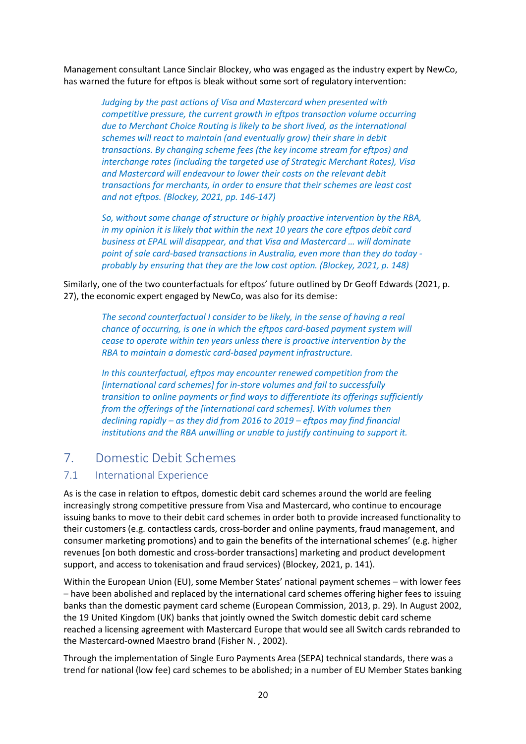Management consultant Lance Sinclair Blockey, who was engaged as the industry expert by NewCo, has warned the future for eftpos is bleak without some sort of regulatory intervention:

> *Judging by the past actions of Visa and Mastercard when presented with competitive pressure, the current growth in eftpos transaction volume occurring due to Merchant Choice Routing is likely to be short lived, as the international schemes will react to maintain (and eventually grow) their share in debit transactions. By changing scheme fees (the key income stream for eftpos) and interchange rates (including the targeted use of Strategic Merchant Rates), Visa and Mastercard will endeavour to lower their costs on the relevant debit transactions for merchants, in order to ensure that their schemes are least cost and not eftpos. (Blockey, 2021, pp. 146-147)*
>
> *So, without some change of structure or highly proactive intervention by the RBA, in my opinion it is likely that within the next 10 years the core eftpos debit card business at EPAL will disappear, and that Visa and Mastercard … will dominate point of sale card-based transactions in Australia, even more than they do today - probably by ensuring that they are the low cost option. (Blockey, 2021, p. 148)*

Similarly, one of the two counterfactuals for eftpos' future outlined by Dr Geoff Edwards (2021, p. 27), the economic expert engaged by NewCo, was also for its demise:

> *The second counterfactual I consider to be likely, in the sense of having a real chance of occurring, is one in which the eftpos card-based payment system will cease to operate within ten years unless there is proactive intervention by the RBA to maintain a domestic card-based payment infrastructure.*
>
> *In this counterfactual, eftpos may encounter renewed competition from the [international card schemes] for in-store volumes and fail to successfully transition to online payments or find ways to differentiate its offerings sufficiently from the offerings of the [international card schemes]. With volumes then declining rapidly – as they did from 2016 to 2019 – eftpos may find financial institutions and the RBA unwilling or unable to justify continuing to support it.*

# 7. Domestic Debit Schemes

## 7.1 International Experience

As is the case in relation to eftpos, domestic debit card schemes around the world are feeling increasingly strong competitive pressure from Visa and Mastercard, who continue to encourage issuing banks to move to their debit card schemes in order both to provide increased functionality to their customers (e.g. contactless cards, cross-border and online payments, fraud management, and consumer marketing promotions) and to gain the benefits of the international schemes' (e.g. higher revenues [on both domestic and cross-border transactions] marketing and product development support, and access to tokenisation and fraud services) (Blockey, 2021, p. 141).

Within the European Union (EU), some Member States' national payment schemes – with lower fees – have been abolished and replaced by the international card schemes offering higher fees to issuing banks than the domestic payment card scheme (European Commission, 2013, p. 29). In August 2002, the 19 United Kingdom (UK) banks that jointly owned the Switch domestic debit card scheme reached a licensing agreement with Mastercard Europe that would see all Switch cards rebranded to the Mastercard-owned Maestro brand (Fisher N. , 2002).

Through the implementation of Single Euro Payments Area (SEPA) technical standards, there was a trend for national (low fee) card schemes to be abolished; in a number of EU Member States banking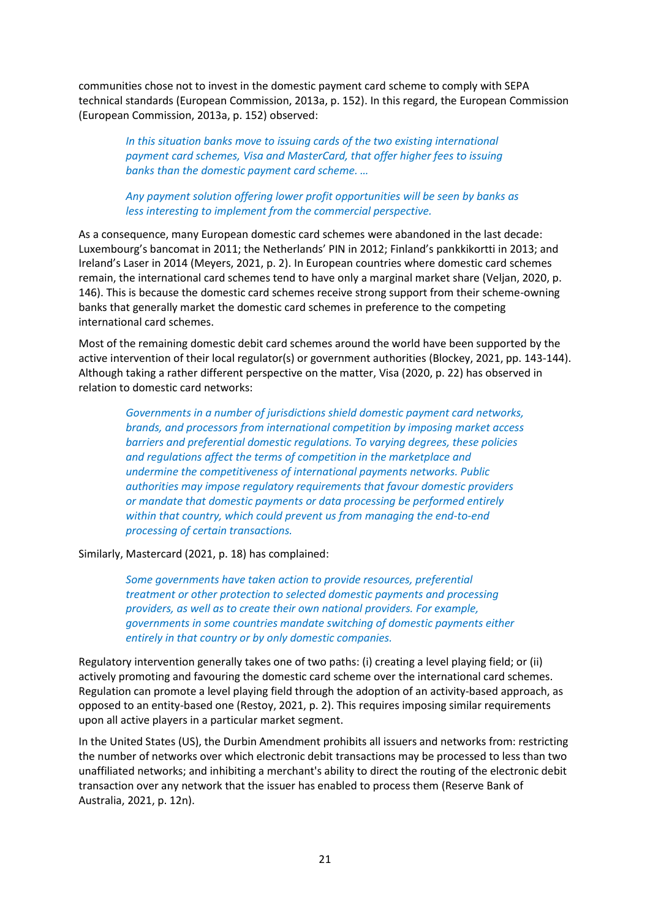communities chose not to invest in the domestic payment card scheme to comply with SEPA technical standards (European Commission, 2013a, p. 152). In this regard, the European Commission (European Commission, 2013a, p. 152) observed:

> *In this situation banks move to issuing cards of the two existing international payment card schemes, Visa and MasterCard, that offer higher fees to issuing banks than the domestic payment card scheme. …*
>
> *Any payment solution offering lower profit opportunities will be seen by banks as less interesting to implement from the commercial perspective.*

As a consequence, many European domestic card schemes were abandoned in the last decade: Luxembourg's bancomat in 2011; the Netherlands' PIN in 2012; Finland's pankkikortti in 2013; and Ireland's Laser in 2014 (Meyers, 2021, p. 2). In European countries where domestic card schemes remain, the international card schemes tend to have only a marginal market share (Veljan, 2020, p. 146). This is because the domestic card schemes receive strong support from their scheme-owning banks that generally market the domestic card schemes in preference to the competing international card schemes.

Most of the remaining domestic debit card schemes around the world have been supported by the active intervention of their local regulator(s) or government authorities (Blockey, 2021, pp. 143-144). Although taking a rather different perspective on the matter, Visa (2020, p. 22) has observed in relation to domestic card networks:

> *Governments in a number of jurisdictions shield domestic payment card networks, brands, and processors from international competition by imposing market access barriers and preferential domestic regulations. To varying degrees, these policies and regulations affect the terms of competition in the marketplace and undermine the competitiveness of international payments networks. Public authorities may impose regulatory requirements that favour domestic providers or mandate that domestic payments or data processing be performed entirely within that country, which could prevent us from managing the end-to-end processing of certain transactions.*

Similarly, Mastercard (2021, p. 18) has complained:

> *Some governments have taken action to provide resources, preferential treatment or other protection to selected domestic payments and processing providers, as well as to create their own national providers. For example, governments in some countries mandate switching of domestic payments either entirely in that country or by only domestic companies.*

Regulatory intervention generally takes one of two paths: (i) creating a level playing field; or (ii) actively promoting and favouring the domestic card scheme over the international card schemes. Regulation can promote a level playing field through the adoption of an activity-based approach, as opposed to an entity-based one (Restoy, 2021, p. 2). This requires imposing similar requirements upon all active players in a particular market segment.

In the United States (US), the Durbin Amendment prohibits all issuers and networks from: restricting the number of networks over which electronic debit transactions may be processed to less than two unaffiliated networks; and inhibiting a merchant's ability to direct the routing of the electronic debit transaction over any network that the issuer has enabled to process them (Reserve Bank of Australia, 2021, p. 12n).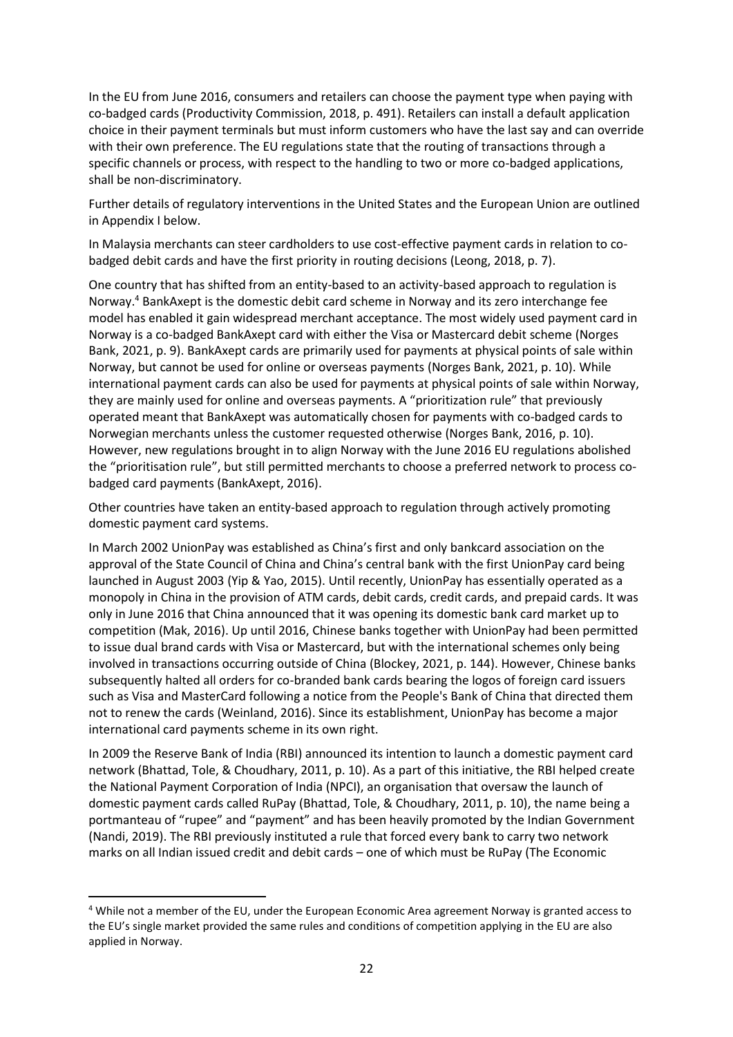In the EU from June 2016, consumers and retailers can choose the payment type when paying with co-badged cards (Productivity Commission, 2018, p. 491). Retailers can install a default application choice in their payment terminals but must inform customers who have the last say and can override with their own preference. The EU regulations state that the routing of transactions through a specific channels or process, with respect to the handling to two or more co-badged applications, shall be non-discriminatory.

Further details of regulatory interventions in the United States and the European Union are outlined in Appendix I below.

In Malaysia merchants can steer cardholders to use cost-effective payment cards in relation to co-badged debit cards and have the first priority in routing decisions (Leong, 2018, p. 7).

One country that has shifted from an entity-based to an activity-based approach to regulation is Norway.[4] BankAxept is the domestic debit card scheme in Norway and its zero interchange fee model has enabled it gain widespread merchant acceptance. The most widely used payment card in Norway is a co-badged BankAxept card with either the Visa or Mastercard debit scheme (Norges Bank, 2021, p. 9). BankAxept cards are primarily used for payments at physical points of sale within Norway, but cannot be used for online or overseas payments (Norges Bank, 2021, p. 10). While international payment cards can also be used for payments at physical points of sale within Norway, they are mainly used for online and overseas payments. A "prioritization rule" that previously operated meant that BankAxept was automatically chosen for payments with co-badged cards to Norwegian merchants unless the customer requested otherwise (Norges Bank, 2016, p. 10). However, new regulations brought in to align Norway with the June 2016 EU regulations abolished the "prioritisation rule", but still permitted merchants to choose a preferred network to process co-badged card payments (BankAxept, 2016).

Other countries have taken an entity-based approach to regulation through actively promoting domestic payment card systems.

In March 2002 UnionPay was established as China's first and only bankcard association on the approval of the State Council of China and China's central bank with the first UnionPay card being launched in August 2003 (Yip & Yao, 2015). Until recently, UnionPay has essentially operated as a monopoly in China in the provision of ATM cards, debit cards, credit cards, and prepaid cards. It was only in June 2016 that China announced that it was opening its domestic bank card market up to competition (Mak, 2016). Up until 2016, Chinese banks together with UnionPay had been permitted to issue dual brand cards with Visa or Mastercard, but with the international schemes only being involved in transactions occurring outside of China (Blockey, 2021, p. 144). However, Chinese banks subsequently halted all orders for co-branded bank cards bearing the logos of foreign card issuers such as Visa and MasterCard following a notice from the People's Bank of China that directed them not to renew the cards (Weinland, 2016). Since its establishment, UnionPay has become a major international card payments scheme in its own right.

In 2009 the Reserve Bank of India (RBI) announced its intention to launch a domestic payment card network (Bhattad, Tole, & Choudhary, 2011, p. 10). As a part of this initiative, the RBI helped create the National Payment Corporation of India (NPCI), an organisation that oversaw the launch of domestic payment cards called RuPay (Bhattad, Tole, & Choudhary, 2011, p. 10), the name being a portmanteau of "rupee" and "payment" and has been heavily promoted by the Indian Government (Nandi, 2019). The RBI previously instituted a rule that forced every bank to carry two network marks on all Indian issued credit and debit cards – one of which must be RuPay (The Economic

[4] While not a member of the EU, under the European Economic Area agreement Norway is granted access to the EU's single market provided the same rules and conditions of competition applying in the EU are also applied in Norway.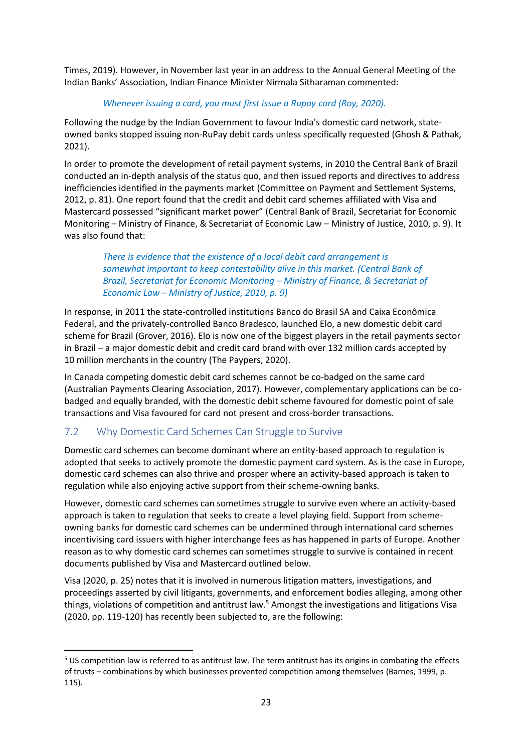Times, 2019). However, in November last year in an address to the Annual General Meeting of the Indian Banks' Association, Indian Finance Minister Nirmala Sitharaman commented:

> *Whenever issuing a card, you must first issue a Rupay card (Roy, 2020).*

Following the nudge by the Indian Government to favour India's domestic card network, state-owned banks stopped issuing non-RuPay debit cards unless specifically requested (Ghosh & Pathak, 2021).

In order to promote the development of retail payment systems, in 2010 the Central Bank of Brazil conducted an in-depth analysis of the status quo, and then issued reports and directives to address inefficiencies identified in the payments market (Committee on Payment and Settlement Systems, 2012, p. 81). One report found that the credit and debit card schemes affiliated with Visa and Mastercard possessed "significant market power" (Central Bank of Brazil, Secretariat for Economic Monitoring – Ministry of Finance, & Secretariat of Economic Law – Ministry of Justice, 2010, p. 9). It was also found that:

> *There is evidence that the existence of a local debit card arrangement is somewhat important to keep contestability alive in this market. (Central Bank of Brazil, Secretariat for Economic Monitoring – Ministry of Finance, & Secretariat of Economic Law – Ministry of Justice, 2010, p. 9)*

In response, in 2011 the state-controlled institutions Banco do Brasil SA and Caixa Econômica Federal, and the privately-controlled Banco Bradesco, launched Elo, a new domestic debit card scheme for Brazil (Grover, 2016). Elo is now one of the biggest players in the retail payments sector in Brazil – a major domestic debit and credit card brand with over 132 million cards accepted by 10 million merchants in the country (The Paypers, 2020).

In Canada competing domestic debit card schemes cannot be co-badged on the same card (Australian Payments Clearing Association, 2017). However, complementary applications can be co-badged and equally branded, with the domestic debit scheme favoured for domestic point of sale transactions and Visa favoured for card not present and cross-border transactions.

## 7.2 Why Domestic Card Schemes Can Struggle to Survive

Domestic card schemes can become dominant where an entity-based approach to regulation is adopted that seeks to actively promote the domestic payment card system. As is the case in Europe, domestic card schemes can also thrive and prosper where an activity-based approach is taken to regulation while also enjoying active support from their scheme-owning banks.

However, domestic card schemes can sometimes struggle to survive even where an activity-based approach is taken to regulation that seeks to create a level playing field. Support from scheme-owning banks for domestic card schemes can be undermined through international card schemes incentivising card issuers with higher interchange fees as has happened in parts of Europe. Another reason as to why domestic card schemes can sometimes struggle to survive is contained in recent documents published by Visa and Mastercard outlined below.

Visa (2020, p. 25) notes that it is involved in numerous litigation matters, investigations, and proceedings asserted by civil litigants, governments, and enforcement bodies alleging, among other things, violations of competition and antitrust law.[5] Amongst the investigations and litigations Visa (2020, pp. 119-120) has recently been subjected to, are the following:

[5] US competition law is referred to as antitrust law. The term antitrust has its origins in combating the effects of trusts – combinations by which businesses prevented competition among themselves (Barnes, 1999, p. 115).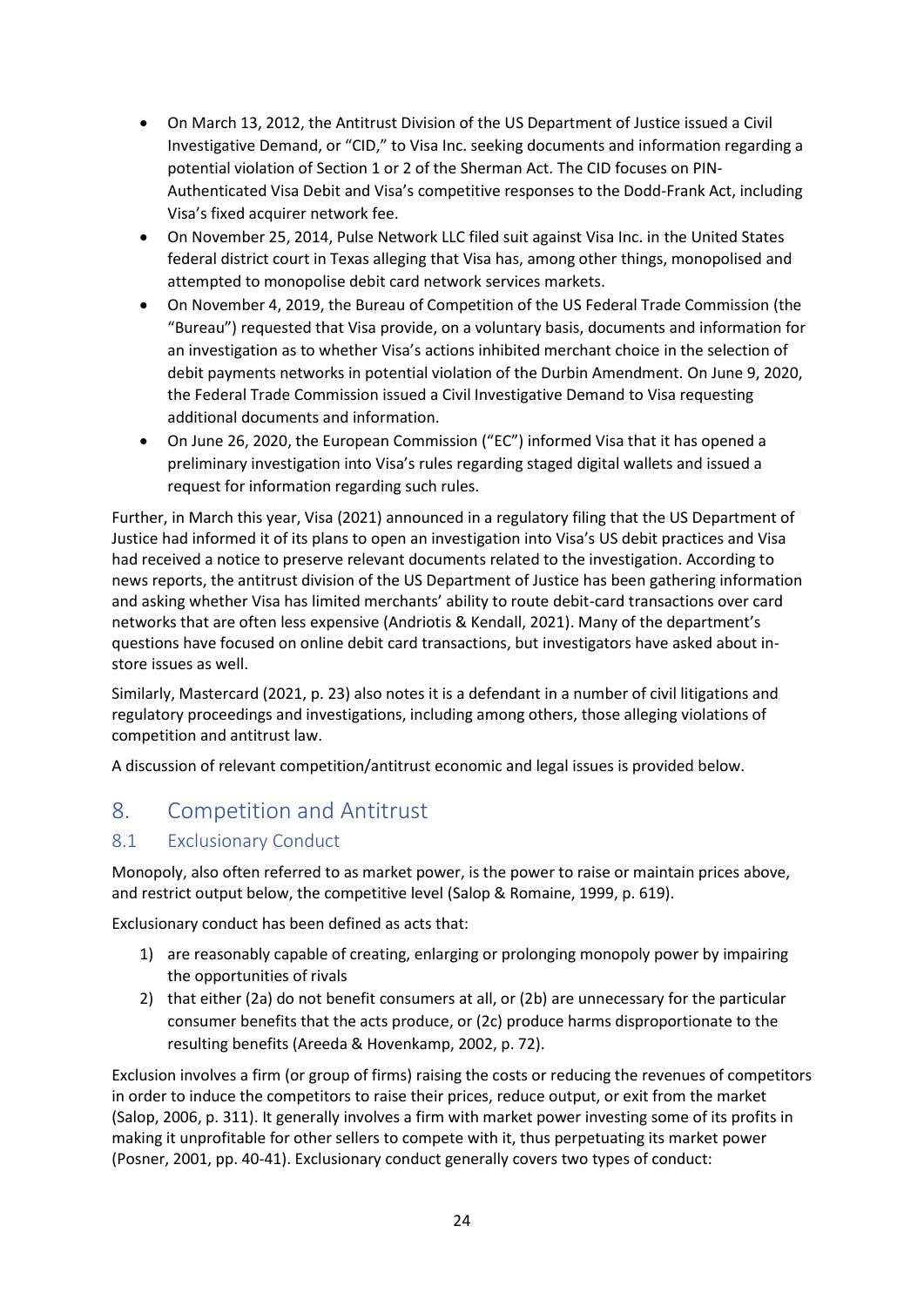- On March 13, 2012, the Antitrust Division of the US Department of Justice issued a Civil Investigative Demand, or "CID," to Visa Inc. seeking documents and information regarding a potential violation of Section 1 or 2 of the Sherman Act. The CID focuses on PIN-Authenticated Visa Debit and Visa's competitive responses to the Dodd-Frank Act, including Visa's fixed acquirer network fee.
- On November 25, 2014, Pulse Network LLC filed suit against Visa Inc. in the United States federal district court in Texas alleging that Visa has, among other things, monopolised and attempted to monopolise debit card network services markets.
- On November 4, 2019, the Bureau of Competition of the US Federal Trade Commission (the "Bureau") requested that Visa provide, on a voluntary basis, documents and information for an investigation as to whether Visa's actions inhibited merchant choice in the selection of debit payments networks in potential violation of the Durbin Amendment. On June 9, 2020, the Federal Trade Commission issued a Civil Investigative Demand to Visa requesting additional documents and information.
- On June 26, 2020, the European Commission ("EC") informed Visa that it has opened a preliminary investigation into Visa's rules regarding staged digital wallets and issued a request for information regarding such rules.

Further, in March this year, Visa (2021) announced in a regulatory filing that the US Department of Justice had informed it of its plans to open an investigation into Visa's US debit practices and Visa had received a notice to preserve relevant documents related to the investigation. According to news reports, the antitrust division of the US Department of Justice has been gathering information and asking whether Visa has limited merchants' ability to route debit-card transactions over card networks that are often less expensive (Andriotis & Kendall, 2021). Many of the department's questions have focused on online debit card transactions, but investigators have asked about in-store issues as well.

Similarly, Mastercard (2021, p. 23) also notes it is a defendant in a number of civil litigations and regulatory proceedings and investigations, including among others, those alleging violations of competition and antitrust law.

A discussion of relevant competition/antitrust economic and legal issues is provided below.

## 8. Competition and Antitrust

### 8.1 Exclusionary Conduct

Monopoly, also often referred to as market power, is the power to raise or maintain prices above, and restrict output below, the competitive level (Salop & Romaine, 1999, p. 619).

Exclusionary conduct has been defined as acts that:

1) are reasonably capable of creating, enlarging or prolonging monopoly power by impairing the opportunities of rivals
2) that either (2a) do not benefit consumers at all, or (2b) are unnecessary for the particular consumer benefits that the acts produce, or (2c) produce harms disproportionate to the resulting benefits (Areeda & Hovenkamp, 2002, p. 72).

Exclusion involves a firm (or group of firms) raising the costs or reducing the revenues of competitors in order to induce the competitors to raise their prices, reduce output, or exit from the market (Salop, 2006, p. 311). It generally involves a firm with market power investing some of its profits in making it unprofitable for other sellers to compete with it, thus perpetuating its market power (Posner, 2001, pp. 40-41). Exclusionary conduct generally covers two types of conduct: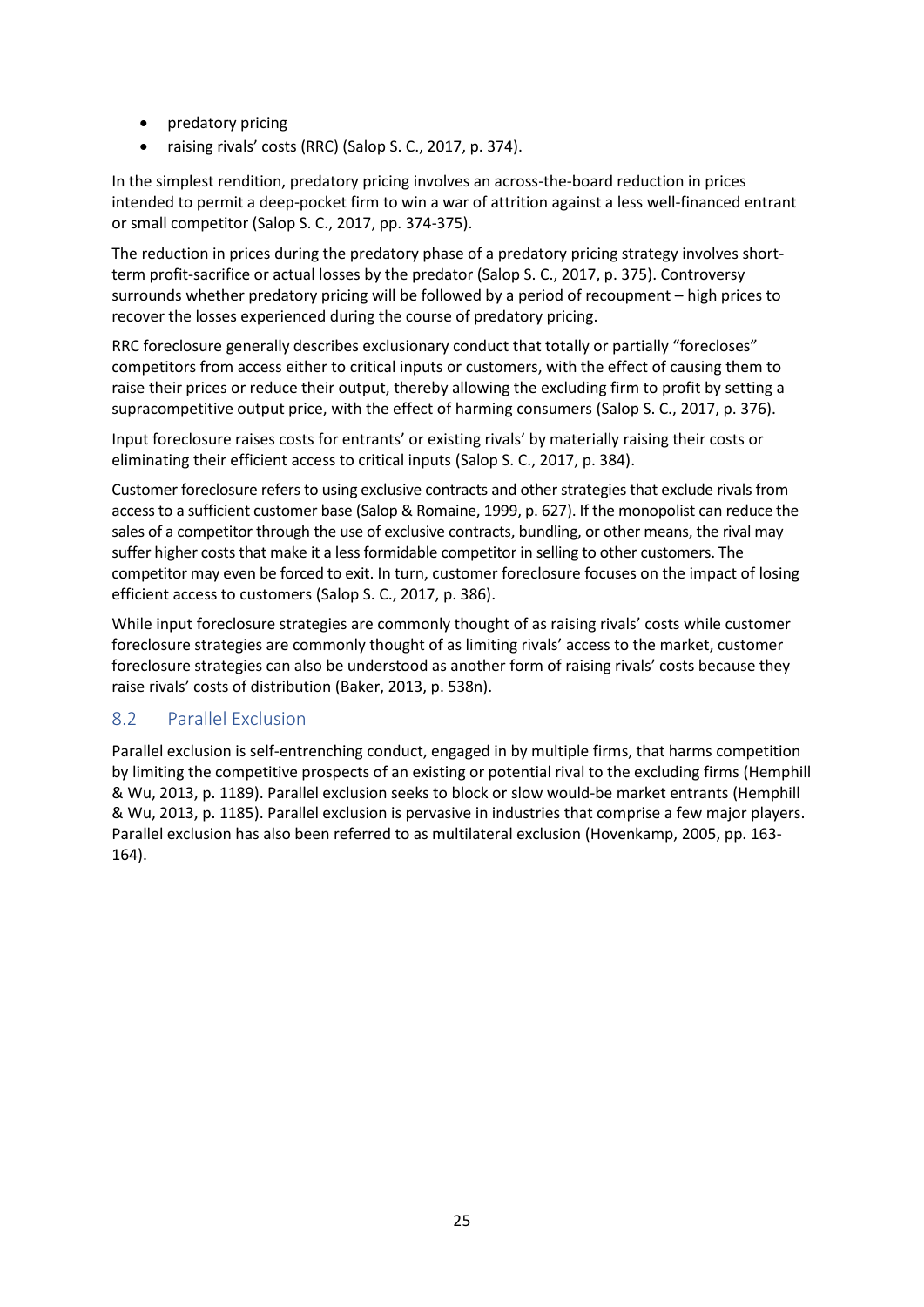- predatory pricing
- raising rivals' costs (RRC) (Salop S. C., 2017, p. 374).

In the simplest rendition, predatory pricing involves an across-the-board reduction in prices intended to permit a deep-pocket firm to win a war of attrition against a less well-financed entrant or small competitor (Salop S. C., 2017, pp. 374-375).

The reduction in prices during the predatory phase of a predatory pricing strategy involves short-term profit-sacrifice or actual losses by the predator (Salop S. C., 2017, p. 375). Controversy surrounds whether predatory pricing will be followed by a period of recoupment – high prices to recover the losses experienced during the course of predatory pricing.

RRC foreclosure generally describes exclusionary conduct that totally or partially "forecloses" competitors from access either to critical inputs or customers, with the effect of causing them to raise their prices or reduce their output, thereby allowing the excluding firm to profit by setting a supracompetitive output price, with the effect of harming consumers (Salop S. C., 2017, p. 376).

Input foreclosure raises costs for entrants' or existing rivals' by materially raising their costs or eliminating their efficient access to critical inputs (Salop S. C., 2017, p. 384).

Customer foreclosure refers to using exclusive contracts and other strategies that exclude rivals from access to a sufficient customer base (Salop & Romaine, 1999, p. 627). If the monopolist can reduce the sales of a competitor through the use of exclusive contracts, bundling, or other means, the rival may suffer higher costs that make it a less formidable competitor in selling to other customers. The competitor may even be forced to exit. In turn, customer foreclosure focuses on the impact of losing efficient access to customers (Salop S. C., 2017, p. 386).

While input foreclosure strategies are commonly thought of as raising rivals' costs while customer foreclosure strategies are commonly thought of as limiting rivals' access to the market, customer foreclosure strategies can also be understood as another form of raising rivals' costs because they raise rivals' costs of distribution (Baker, 2013, p. 538n).

## 8.2 Parallel Exclusion

Parallel exclusion is self-entrenching conduct, engaged in by multiple firms, that harms competition by limiting the competitive prospects of an existing or potential rival to the excluding firms (Hemphill & Wu, 2013, p. 1189). Parallel exclusion seeks to block or slow would-be market entrants (Hemphill & Wu, 2013, p. 1185). Parallel exclusion is pervasive in industries that comprise a few major players. Parallel exclusion has also been referred to as multilateral exclusion (Hovenkamp, 2005, pp. 163-164).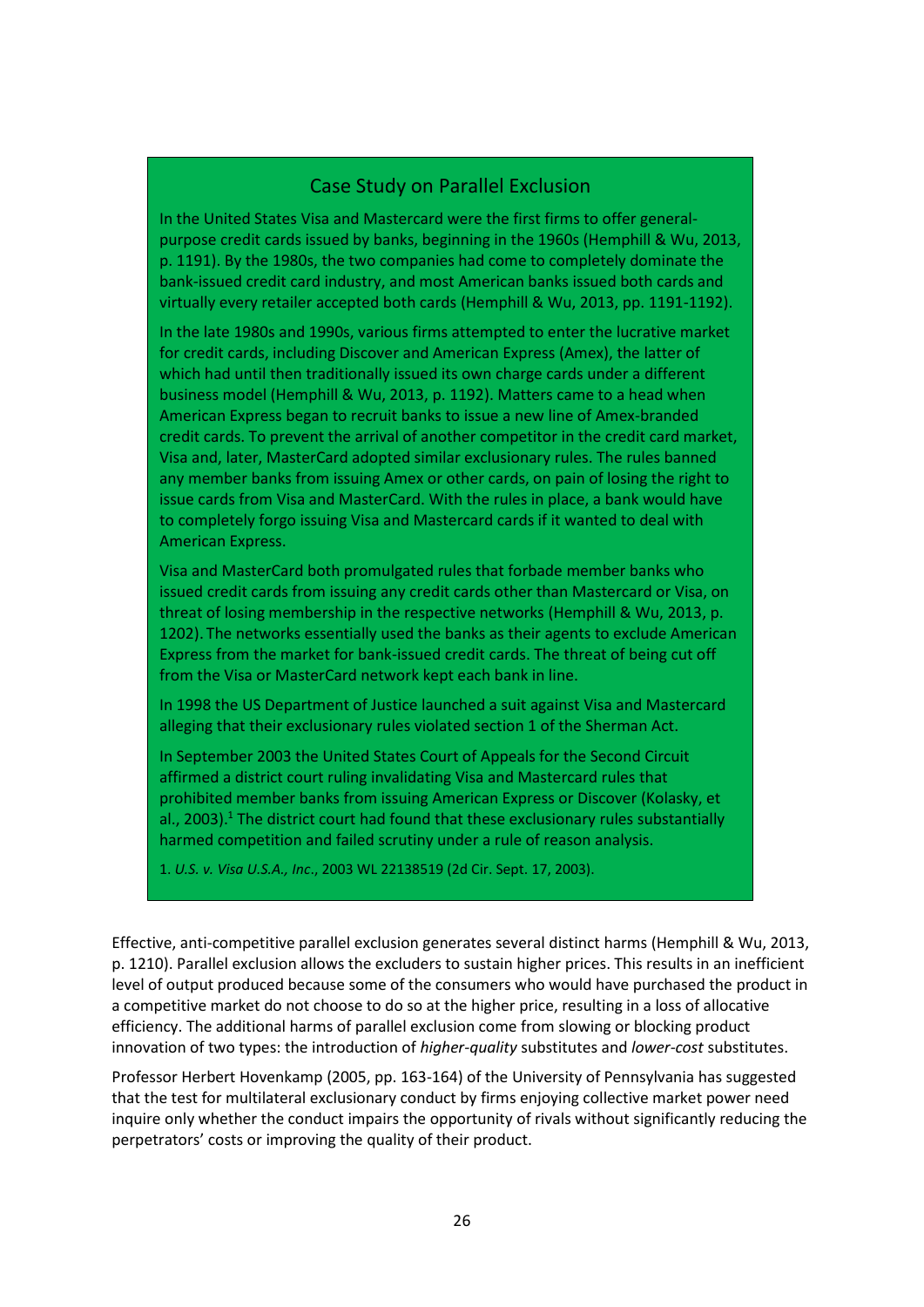### Case Study on Parallel Exclusion

In the United States Visa and Mastercard were the first firms to offer general-purpose credit cards issued by banks, beginning in the 1960s (Hemphill & Wu, 2013, p. 1191). By the 1980s, the two companies had come to completely dominate the bank-issued credit card industry, and most American banks issued both cards and virtually every retailer accepted both cards (Hemphill & Wu, 2013, pp. 1191-1192).

In the late 1980s and 1990s, various firms attempted to enter the lucrative market for credit cards, including Discover and American Express (Amex), the latter of which had until then traditionally issued its own charge cards under a different business model (Hemphill & Wu, 2013, p. 1192). Matters came to a head when American Express began to recruit banks to issue a new line of Amex-branded credit cards. To prevent the arrival of another competitor in the credit card market, Visa and, later, MasterCard adopted similar exclusionary rules. The rules banned any member banks from issuing Amex or other cards, on pain of losing the right to issue cards from Visa and MasterCard. With the rules in place, a bank would have to completely forgo issuing Visa and Mastercard cards if it wanted to deal with American Express.

Visa and MasterCard both promulgated rules that forbade member banks who issued credit cards from issuing any credit cards other than Mastercard or Visa, on threat of losing membership in the respective networks (Hemphill & Wu, 2013, p. 1202). The networks essentially used the banks as their agents to exclude American Express from the market for bank-issued credit cards. The threat of being cut off from the Visa or MasterCard network kept each bank in line.

In 1998 the US Department of Justice launched a suit against Visa and Mastercard alleging that their exclusionary rules violated section 1 of the Sherman Act.

In September 2003 the United States Court of Appeals for the Second Circuit affirmed a district court ruling invalidating Visa and Mastercard rules that prohibited member banks from issuing American Express or Discover (Kolasky, et al., 2003).[1] The district court had found that these exclusionary rules substantially harmed competition and failed scrutiny under a rule of reason analysis.

1. *U.S. v. Visa U.S.A., Inc*., 2003 WL 22138519 (2d Cir. Sept. 17, 2003).

Effective, anti-competitive parallel exclusion generates several distinct harms (Hemphill & Wu, 2013, p. 1210). Parallel exclusion allows the excluders to sustain higher prices. This results in an inefficient level of output produced because some of the consumers who would have purchased the product in a competitive market do not choose to do so at the higher price, resulting in a loss of allocative efficiency. The additional harms of parallel exclusion come from slowing or blocking product innovation of two types: the introduction of *higher-quality* substitutes and *lower-cost* substitutes.

Professor Herbert Hovenkamp (2005, pp. 163-164) of the University of Pennsylvania has suggested that the test for multilateral exclusionary conduct by firms enjoying collective market power need inquire only whether the conduct impairs the opportunity of rivals without significantly reducing the perpetrators' costs or improving the quality of their product.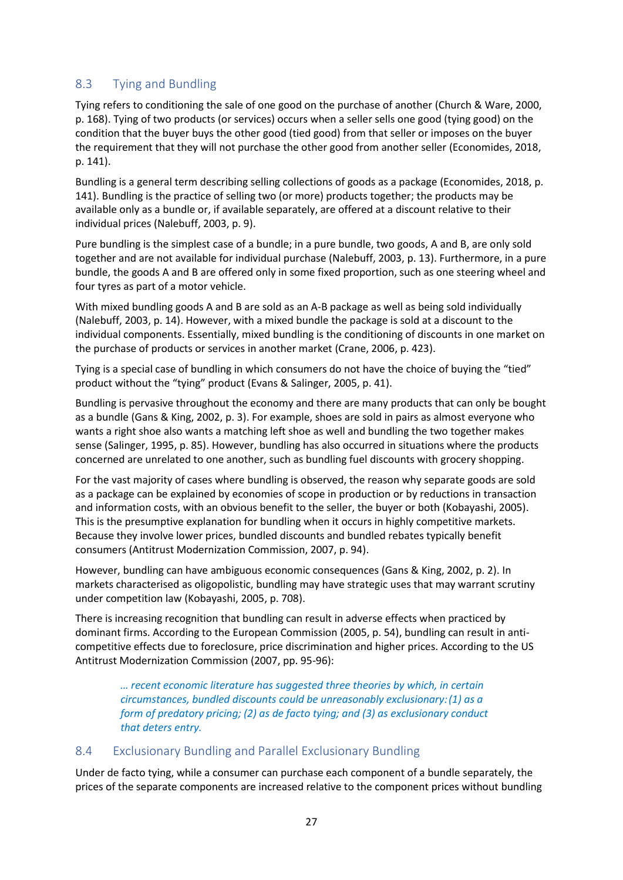## 8.3 Tying and Bundling

Tying refers to conditioning the sale of one good on the purchase of another (Church & Ware, 2000, p. 168). Tying of two products (or services) occurs when a seller sells one good (tying good) on the condition that the buyer buys the other good (tied good) from that seller or imposes on the buyer the requirement that they will not purchase the other good from another seller (Economides, 2018, p. 141).

Bundling is a general term describing selling collections of goods as a package (Economides, 2018, p. 141). Bundling is the practice of selling two (or more) products together; the products may be available only as a bundle or, if available separately, are offered at a discount relative to their individual prices (Nalebuff, 2003, p. 9).

Pure bundling is the simplest case of a bundle; in a pure bundle, two goods, A and B, are only sold together and are not available for individual purchase (Nalebuff, 2003, p. 13). Furthermore, in a pure bundle, the goods A and B are offered only in some fixed proportion, such as one steering wheel and four tyres as part of a motor vehicle.

With mixed bundling goods A and B are sold as an A-B package as well as being sold individually (Nalebuff, 2003, p. 14). However, with a mixed bundle the package is sold at a discount to the individual components. Essentially, mixed bundling is the conditioning of discounts in one market on the purchase of products or services in another market (Crane, 2006, p. 423).

Tying is a special case of bundling in which consumers do not have the choice of buying the "tied" product without the "tying" product (Evans & Salinger, 2005, p. 41).

Bundling is pervasive throughout the economy and there are many products that can only be bought as a bundle (Gans & King, 2002, p. 3). For example, shoes are sold in pairs as almost everyone who wants a right shoe also wants a matching left shoe as well and bundling the two together makes sense (Salinger, 1995, p. 85). However, bundling has also occurred in situations where the products concerned are unrelated to one another, such as bundling fuel discounts with grocery shopping.

For the vast majority of cases where bundling is observed, the reason why separate goods are sold as a package can be explained by economies of scope in production or by reductions in transaction and information costs, with an obvious benefit to the seller, the buyer or both (Kobayashi, 2005). This is the presumptive explanation for bundling when it occurs in highly competitive markets. Because they involve lower prices, bundled discounts and bundled rebates typically benefit consumers (Antitrust Modernization Commission, 2007, p. 94).

However, bundling can have ambiguous economic consequences (Gans & King, 2002, p. 2). In markets characterised as oligopolistic, bundling may have strategic uses that may warrant scrutiny under competition law (Kobayashi, 2005, p. 708).

There is increasing recognition that bundling can result in adverse effects when practiced by dominant firms. According to the European Commission (2005, p. 54), bundling can result in anti-competitive effects due to foreclosure, price discrimination and higher prices. According to the US Antitrust Modernization Commission (2007, pp. 95-96):

> *… recent economic literature has suggested three theories by which, in certain circumstances, bundled discounts could be unreasonably exclusionary: (1) as a form of predatory pricing; (2) as de facto tying; and (3) as exclusionary conduct that deters entry.*

## 8.4 Exclusionary Bundling and Parallel Exclusionary Bundling

Under de facto tying, while a consumer can purchase each component of a bundle separately, the prices of the separate components are increased relative to the component prices without bundling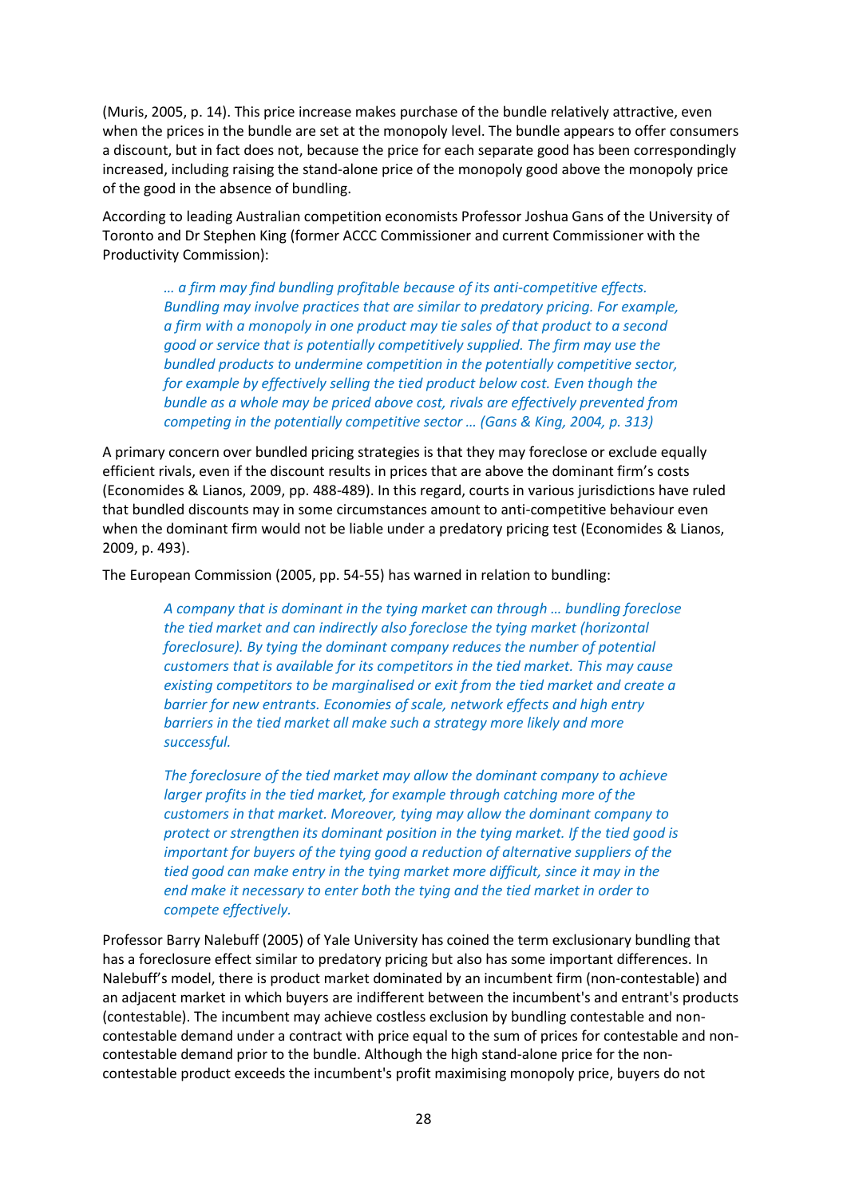(Muris, 2005, p. 14). This price increase makes purchase of the bundle relatively attractive, even when the prices in the bundle are set at the monopoly level. The bundle appears to offer consumers a discount, but in fact does not, because the price for each separate good has been correspondingly increased, including raising the stand-alone price of the monopoly good above the monopoly price of the good in the absence of bundling.

According to leading Australian competition economists Professor Joshua Gans of the University of Toronto and Dr Stephen King (former ACCC Commissioner and current Commissioner with the Productivity Commission):

> *… a firm may find bundling profitable because of its anti-competitive effects. Bundling may involve practices that are similar to predatory pricing. For example, a firm with a monopoly in one product may tie sales of that product to a second good or service that is potentially competitively supplied. The firm may use the bundled products to undermine competition in the potentially competitive sector, for example by effectively selling the tied product below cost. Even though the bundle as a whole may be priced above cost, rivals are effectively prevented from competing in the potentially competitive sector … (Gans & King, 2004, p. 313)*

A primary concern over bundled pricing strategies is that they may foreclose or exclude equally efficient rivals, even if the discount results in prices that are above the dominant firm's costs (Economides & Lianos, 2009, pp. 488-489). In this regard, courts in various jurisdictions have ruled that bundled discounts may in some circumstances amount to anti-competitive behaviour even when the dominant firm would not be liable under a predatory pricing test (Economides & Lianos, 2009, p. 493).

The European Commission (2005, pp. 54-55) has warned in relation to bundling:

> *A company that is dominant in the tying market can through … bundling foreclose the tied market and can indirectly also foreclose the tying market (horizontal foreclosure). By tying the dominant company reduces the number of potential customers that is available for its competitors in the tied market. This may cause existing competitors to be marginalised or exit from the tied market and create a barrier for new entrants. Economies of scale, network effects and high entry barriers in the tied market all make such a strategy more likely and more successful.*
>
> *The foreclosure of the tied market may allow the dominant company to achieve larger profits in the tied market, for example through catching more of the customers in that market. Moreover, tying may allow the dominant company to protect or strengthen its dominant position in the tying market. If the tied good is important for buyers of the tying good a reduction of alternative suppliers of the tied good can make entry in the tying market more difficult, since it may in the end make it necessary to enter both the tying and the tied market in order to compete effectively.*

Professor Barry Nalebuff (2005) of Yale University has coined the term exclusionary bundling that has a foreclosure effect similar to predatory pricing but also has some important differences. In Nalebuff's model, there is product market dominated by an incumbent firm (non-contestable) and an adjacent market in which buyers are indifferent between the incumbent's and entrant's products (contestable). The incumbent may achieve costless exclusion by bundling contestable and non-contestable demand under a contract with price equal to the sum of prices for contestable and non-contestable demand prior to the bundle. Although the high stand-alone price for the non-contestable product exceeds the incumbent's profit maximising monopoly price, buyers do not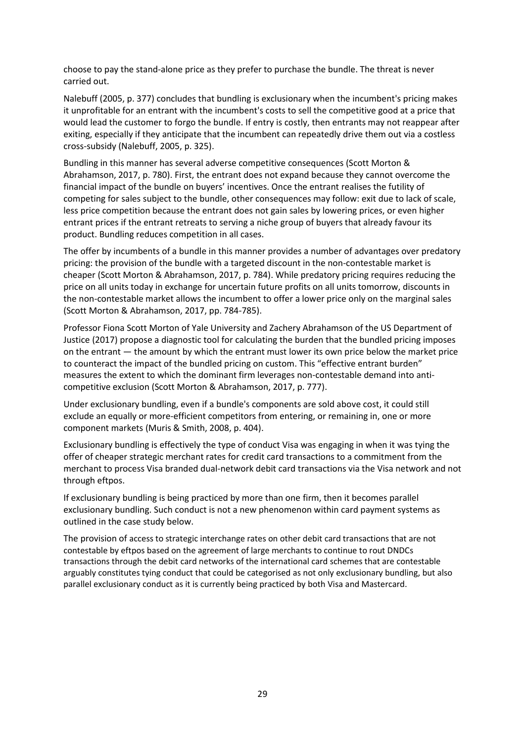choose to pay the stand-alone price as they prefer to purchase the bundle. The threat is never carried out.

Nalebuff (2005, p. 377) concludes that bundling is exclusionary when the incumbent's pricing makes it unprofitable for an entrant with the incumbent's costs to sell the competitive good at a price that would lead the customer to forgo the bundle. If entry is costly, then entrants may not reappear after exiting, especially if they anticipate that the incumbent can repeatedly drive them out via a costless cross-subsidy (Nalebuff, 2005, p. 325).

Bundling in this manner has several adverse competitive consequences (Scott Morton & Abrahamson, 2017, p. 780). First, the entrant does not expand because they cannot overcome the financial impact of the bundle on buyers' incentives. Once the entrant realises the futility of competing for sales subject to the bundle, other consequences may follow: exit due to lack of scale, less price competition because the entrant does not gain sales by lowering prices, or even higher entrant prices if the entrant retreats to serving a niche group of buyers that already favour its product. Bundling reduces competition in all cases.

The offer by incumbents of a bundle in this manner provides a number of advantages over predatory pricing: the provision of the bundle with a targeted discount in the non-contestable market is cheaper (Scott Morton & Abrahamson, 2017, p. 784). While predatory pricing requires reducing the price on all units today in exchange for uncertain future profits on all units tomorrow, discounts in the non-contestable market allows the incumbent to offer a lower price only on the marginal sales (Scott Morton & Abrahamson, 2017, pp. 784-785).

Professor Fiona Scott Morton of Yale University and Zachery Abrahamson of the US Department of Justice (2017) propose a diagnostic tool for calculating the burden that the bundled pricing imposes on the entrant — the amount by which the entrant must lower its own price below the market price to counteract the impact of the bundled pricing on custom. This "effective entrant burden" measures the extent to which the dominant firm leverages non-contestable demand into anti-competitive exclusion (Scott Morton & Abrahamson, 2017, p. 777).

Under exclusionary bundling, even if a bundle's components are sold above cost, it could still exclude an equally or more-efficient competitors from entering, or remaining in, one or more component markets (Muris & Smith, 2008, p. 404).

Exclusionary bundling is effectively the type of conduct Visa was engaging in when it was tying the offer of cheaper strategic merchant rates for credit card transactions to a commitment from the merchant to process Visa branded dual-network debit card transactions via the Visa network and not through eftpos.

If exclusionary bundling is being practiced by more than one firm, then it becomes parallel exclusionary bundling. Such conduct is not a new phenomenon within card payment systems as outlined in the case study below.

The provision of access to strategic interchange rates on other debit card transactions that are not contestable by eftpos based on the agreement of large merchants to continue to rout DNDCs transactions through the debit card networks of the international card schemes that are contestable arguably constitutes tying conduct that could be categorised as not only exclusionary bundling, but also parallel exclusionary conduct as it is currently being practiced by both Visa and Mastercard.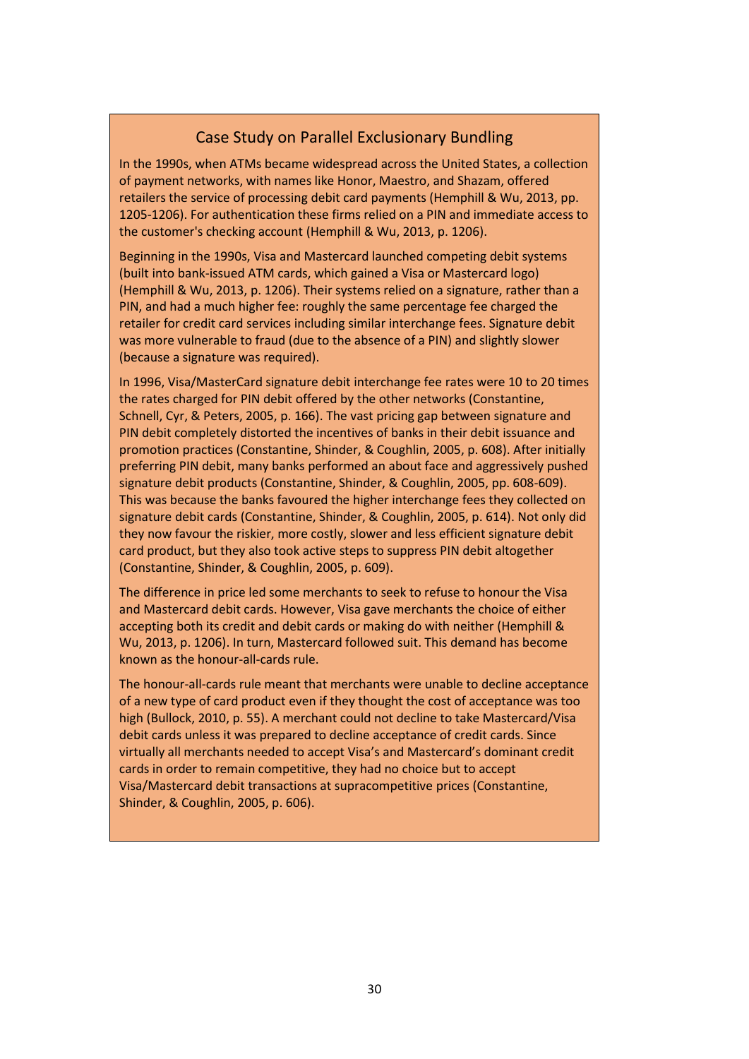## Case Study on Parallel Exclusionary Bundling

In the 1990s, when ATMs became widespread across the United States, a collection of payment networks, with names like Honor, Maestro, and Shazam, offered retailers the service of processing debit card payments (Hemphill & Wu, 2013, pp. 1205-1206). For authentication these firms relied on a PIN and immediate access to the customer's checking account (Hemphill & Wu, 2013, p. 1206).

Beginning in the 1990s, Visa and Mastercard launched competing debit systems (built into bank-issued ATM cards, which gained a Visa or Mastercard logo) (Hemphill & Wu, 2013, p. 1206). Their systems relied on a signature, rather than a PIN, and had a much higher fee: roughly the same percentage fee charged the retailer for credit card services including similar interchange fees. Signature debit was more vulnerable to fraud (due to the absence of a PIN) and slightly slower (because a signature was required).

In 1996, Visa/MasterCard signature debit interchange fee rates were 10 to 20 times the rates charged for PIN debit offered by the other networks (Constantine, Schnell, Cyr, & Peters, 2005, p. 166). The vast pricing gap between signature and PIN debit completely distorted the incentives of banks in their debit issuance and promotion practices (Constantine, Shinder, & Coughlin, 2005, p. 608). After initially preferring PIN debit, many banks performed an about face and aggressively pushed signature debit products (Constantine, Shinder, & Coughlin, 2005, pp. 608-609). This was because the banks favoured the higher interchange fees they collected on signature debit cards (Constantine, Shinder, & Coughlin, 2005, p. 614). Not only did they now favour the riskier, more costly, slower and less efficient signature debit card product, but they also took active steps to suppress PIN debit altogether (Constantine, Shinder, & Coughlin, 2005, p. 609).

The difference in price led some merchants to seek to refuse to honour the Visa and Mastercard debit cards. However, Visa gave merchants the choice of either accepting both its credit and debit cards or making do with neither (Hemphill & Wu, 2013, p. 1206). In turn, Mastercard followed suit. This demand has become known as the honour-all-cards rule.

The honour-all-cards rule meant that merchants were unable to decline acceptance of a new type of card product even if they thought the cost of acceptance was too high (Bullock, 2010, p. 55). A merchant could not decline to take Mastercard/Visa debit cards unless it was prepared to decline acceptance of credit cards. Since virtually all merchants needed to accept Visa's and Mastercard's dominant credit cards in order to remain competitive, they had no choice but to accept Visa/Mastercard debit transactions at supracompetitive prices (Constantine, Shinder, & Coughlin, 2005, p. 606).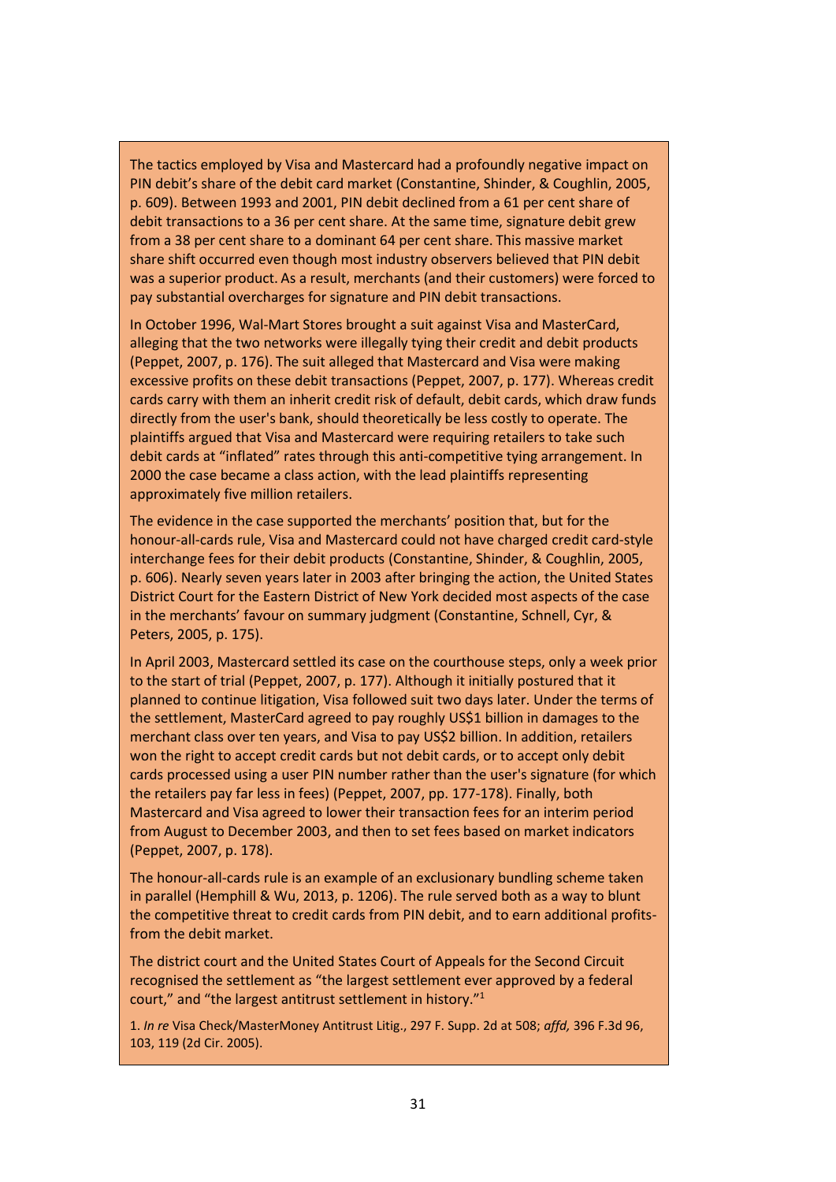The tactics employed by Visa and Mastercard had a profoundly negative impact on PIN debit's share of the debit card market (Constantine, Shinder, & Coughlin, 2005, p. 609). Between 1993 and 2001, PIN debit declined from a 61 per cent share of debit transactions to a 36 per cent share. At the same time, signature debit grew from a 38 per cent share to a dominant 64 per cent share. This massive market share shift occurred even though most industry observers believed that PIN debit was a superior product. As a result, merchants (and their customers) were forced to pay substantial overcharges for signature and PIN debit transactions.

In October 1996, Wal-Mart Stores brought a suit against Visa and MasterCard, alleging that the two networks were illegally tying their credit and debit products (Peppet, 2007, p. 176). The suit alleged that Mastercard and Visa were making excessive profits on these debit transactions (Peppet, 2007, p. 177). Whereas credit cards carry with them an inherit credit risk of default, debit cards, which draw funds directly from the user's bank, should theoretically be less costly to operate. The plaintiffs argued that Visa and Mastercard were requiring retailers to take such debit cards at "inflated" rates through this anti-competitive tying arrangement. In 2000 the case became a class action, with the lead plaintiffs representing approximately five million retailers.

The evidence in the case supported the merchants' position that, but for the honour-all-cards rule, Visa and Mastercard could not have charged credit card-style interchange fees for their debit products (Constantine, Shinder, & Coughlin, 2005, p. 606). Nearly seven years later in 2003 after bringing the action, the United States District Court for the Eastern District of New York decided most aspects of the case in the merchants' favour on summary judgment (Constantine, Schnell, Cyr, & Peters, 2005, p. 175).

In April 2003, Mastercard settled its case on the courthouse steps, only a week prior to the start of trial (Peppet, 2007, p. 177). Although it initially postured that it planned to continue litigation, Visa followed suit two days later. Under the terms of the settlement, MasterCard agreed to pay roughly US$1 billion in damages to the merchant class over ten years, and Visa to pay US$2 billion. In addition, retailers won the right to accept credit cards but not debit cards, or to accept only debit cards processed using a user PIN number rather than the user's signature (for which the retailers pay far less in fees) (Peppet, 2007, pp. 177-178). Finally, both Mastercard and Visa agreed to lower their transaction fees for an interim period from August to December 2003, and then to set fees based on market indicators (Peppet, 2007, p. 178).

The honour-all-cards rule is an example of an exclusionary bundling scheme taken in parallel (Hemphill & Wu, 2013, p. 1206). The rule served both as a way to blunt the competitive threat to credit cards from PIN debit, and to earn additional profits-from the debit market.

The district court and the United States Court of Appeals for the Second Circuit recognised the settlement as "the largest settlement ever approved by a federal court," and "the largest antitrust settlement in history."[1]

1. *In re* Visa Check/MasterMoney Antitrust Litig., 297 F. Supp. 2d at 508; *affd,* 396 F.3d 96, 103, 119 (2d Cir. 2005).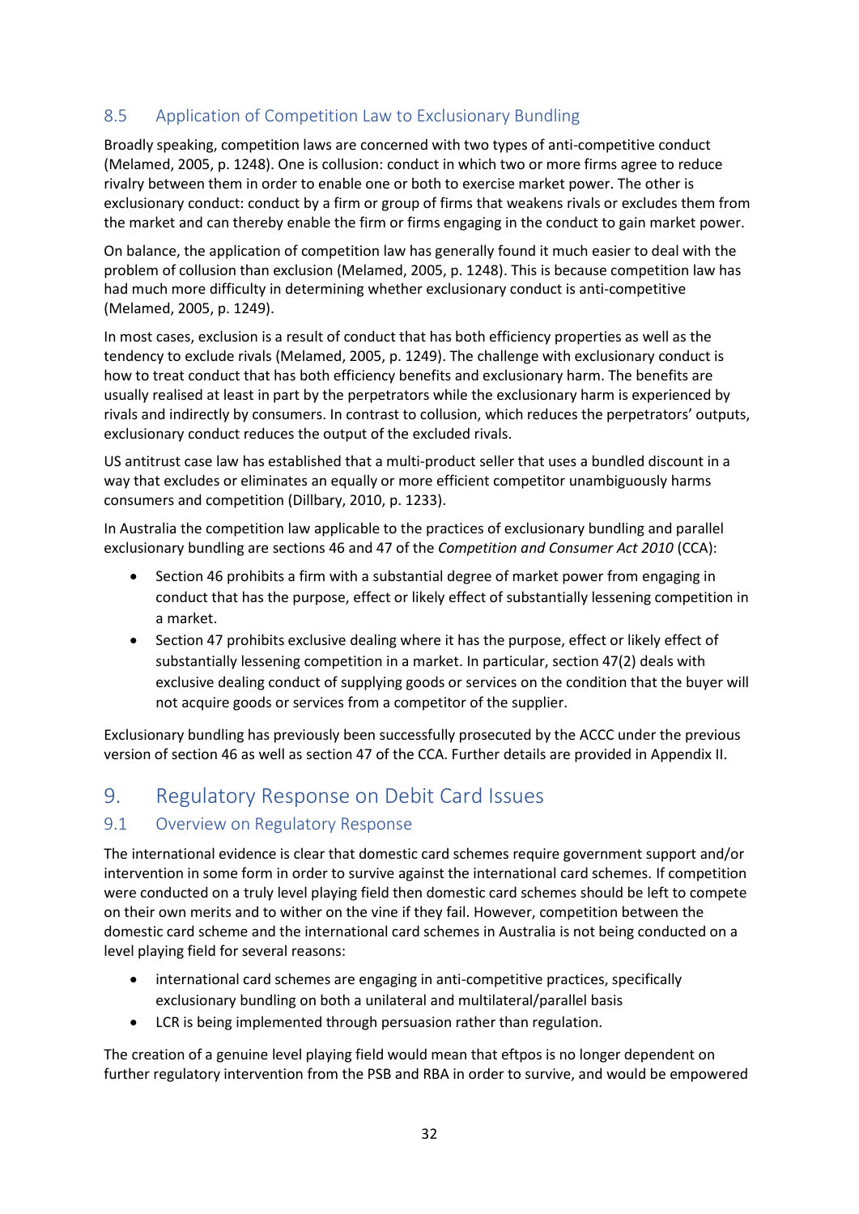### 8.5 Application of Competition Law to Exclusionary Bundling

Broadly speaking, competition laws are concerned with two types of anti-competitive conduct (Melamed, 2005, p. 1248). One is collusion: conduct in which two or more firms agree to reduce rivalry between them in order to enable one or both to exercise market power. The other is exclusionary conduct: conduct by a firm or group of firms that weakens rivals or excludes them from the market and can thereby enable the firm or firms engaging in the conduct to gain market power.

On balance, the application of competition law has generally found it much easier to deal with the problem of collusion than exclusion (Melamed, 2005, p. 1248). This is because competition law has had much more difficulty in determining whether exclusionary conduct is anti-competitive (Melamed, 2005, p. 1249).

In most cases, exclusion is a result of conduct that has both efficiency properties as well as the tendency to exclude rivals (Melamed, 2005, p. 1249). The challenge with exclusionary conduct is how to treat conduct that has both efficiency benefits and exclusionary harm. The benefits are usually realised at least in part by the perpetrators while the exclusionary harm is experienced by rivals and indirectly by consumers. In contrast to collusion, which reduces the perpetrators' outputs, exclusionary conduct reduces the output of the excluded rivals.

US antitrust case law has established that a multi-product seller that uses a bundled discount in a way that excludes or eliminates an equally or more efficient competitor unambiguously harms consumers and competition (Dillbary, 2010, p. 1233).

In Australia the competition law applicable to the practices of exclusionary bundling and parallel exclusionary bundling are sections 46 and 47 of the *Competition and Consumer Act 2010* (CCA):

- Section 46 prohibits a firm with a substantial degree of market power from engaging in conduct that has the purpose, effect or likely effect of substantially lessening competition in a market.
- Section 47 prohibits exclusive dealing where it has the purpose, effect or likely effect of substantially lessening competition in a market. In particular, section 47(2) deals with exclusive dealing conduct of supplying goods or services on the condition that the buyer will not acquire goods or services from a competitor of the supplier.

Exclusionary bundling has previously been successfully prosecuted by the ACCC under the previous version of section 46 as well as section 47 of the CCA. Further details are provided in Appendix II.

## 9. Regulatory Response on Debit Card Issues

### 9.1 Overview on Regulatory Response

The international evidence is clear that domestic card schemes require government support and/or intervention in some form in order to survive against the international card schemes. If competition were conducted on a truly level playing field then domestic card schemes should be left to compete on their own merits and to wither on the vine if they fail. However, competition between the domestic card scheme and the international card schemes in Australia is not being conducted on a level playing field for several reasons:

- international card schemes are engaging in anti-competitive practices, specifically exclusionary bundling on both a unilateral and multilateral/parallel basis
- LCR is being implemented through persuasion rather than regulation.

The creation of a genuine level playing field would mean that eftpos is no longer dependent on further regulatory intervention from the PSB and RBA in order to survive, and would be empowered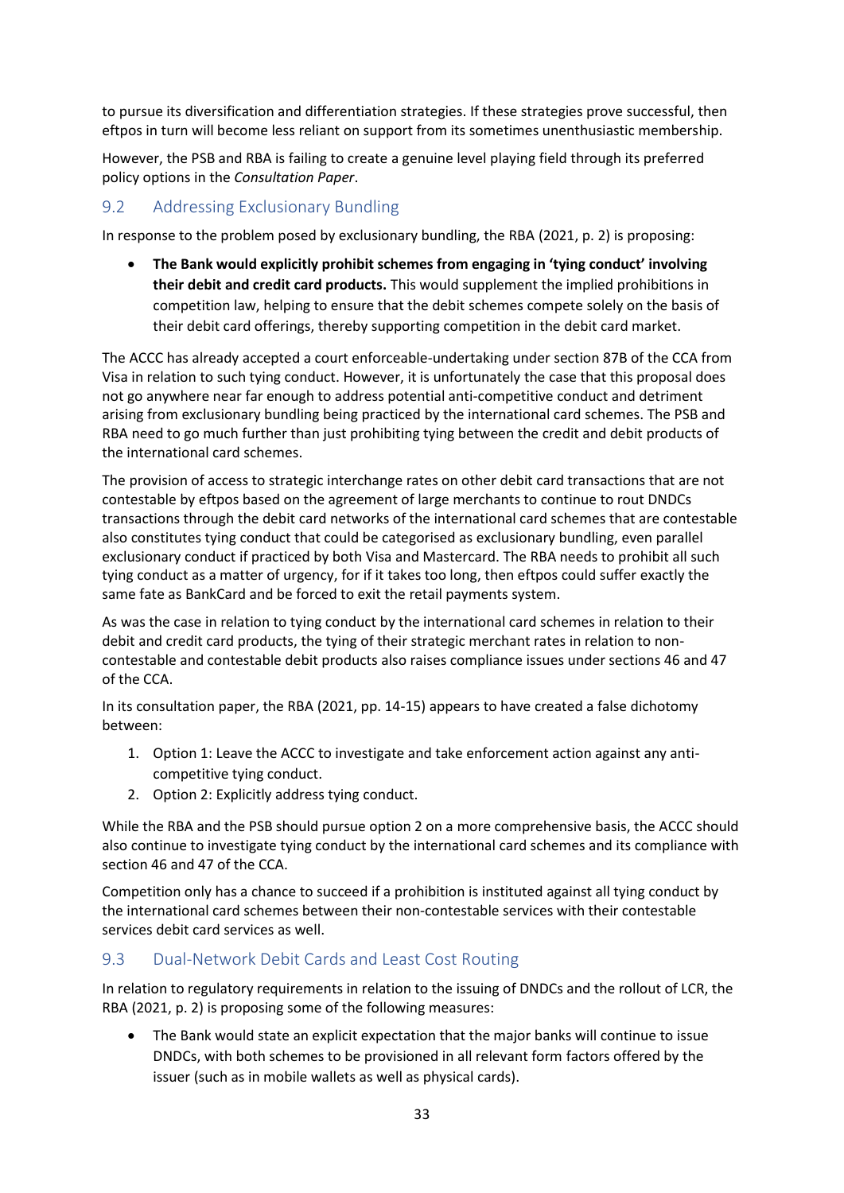to pursue its diversification and differentiation strategies. If these strategies prove successful, then eftpos in turn will become less reliant on support from its sometimes unenthusiastic membership.

However, the PSB and RBA is failing to create a genuine level playing field through its preferred policy options in the *Consultation Paper*.

## 9.2 Addressing Exclusionary Bundling

In response to the problem posed by exclusionary bundling, the RBA (2021, p. 2) is proposing:

- **The Bank would explicitly prohibit schemes from engaging in 'tying conduct' involving their debit and credit card products.** This would supplement the implied prohibitions in competition law, helping to ensure that the debit schemes compete solely on the basis of their debit card offerings, thereby supporting competition in the debit card market.

The ACCC has already accepted a court enforceable-undertaking under section 87B of the CCA from Visa in relation to such tying conduct. However, it is unfortunately the case that this proposal does not go anywhere near far enough to address potential anti-competitive conduct and detriment arising from exclusionary bundling being practiced by the international card schemes. The PSB and RBA need to go much further than just prohibiting tying between the credit and debit products of the international card schemes.

The provision of access to strategic interchange rates on other debit card transactions that are not contestable by eftpos based on the agreement of large merchants to continue to rout DNDCs transactions through the debit card networks of the international card schemes that are contestable also constitutes tying conduct that could be categorised as exclusionary bundling, even parallel exclusionary conduct if practiced by both Visa and Mastercard. The RBA needs to prohibit all such tying conduct as a matter of urgency, for if it takes too long, then eftpos could suffer exactly the same fate as BankCard and be forced to exit the retail payments system.

As was the case in relation to tying conduct by the international card schemes in relation to their debit and credit card products, the tying of their strategic merchant rates in relation to non-contestable and contestable debit products also raises compliance issues under sections 46 and 47 of the CCA.

In its consultation paper, the RBA (2021, pp. 14-15) appears to have created a false dichotomy between:

1. Option 1: Leave the ACCC to investigate and take enforcement action against any anti-competitive tying conduct.
2. Option 2: Explicitly address tying conduct.

While the RBA and the PSB should pursue option 2 on a more comprehensive basis, the ACCC should also continue to investigate tying conduct by the international card schemes and its compliance with section 46 and 47 of the CCA.

Competition only has a chance to succeed if a prohibition is instituted against all tying conduct by the international card schemes between their non-contestable services with their contestable services debit card services as well.

## 9.3 Dual-Network Debit Cards and Least Cost Routing

In relation to regulatory requirements in relation to the issuing of DNDCs and the rollout of LCR, the RBA (2021, p. 2) is proposing some of the following measures:

- The Bank would state an explicit expectation that the major banks will continue to issue DNDCs, with both schemes to be provisioned in all relevant form factors offered by the issuer (such as in mobile wallets as well as physical cards).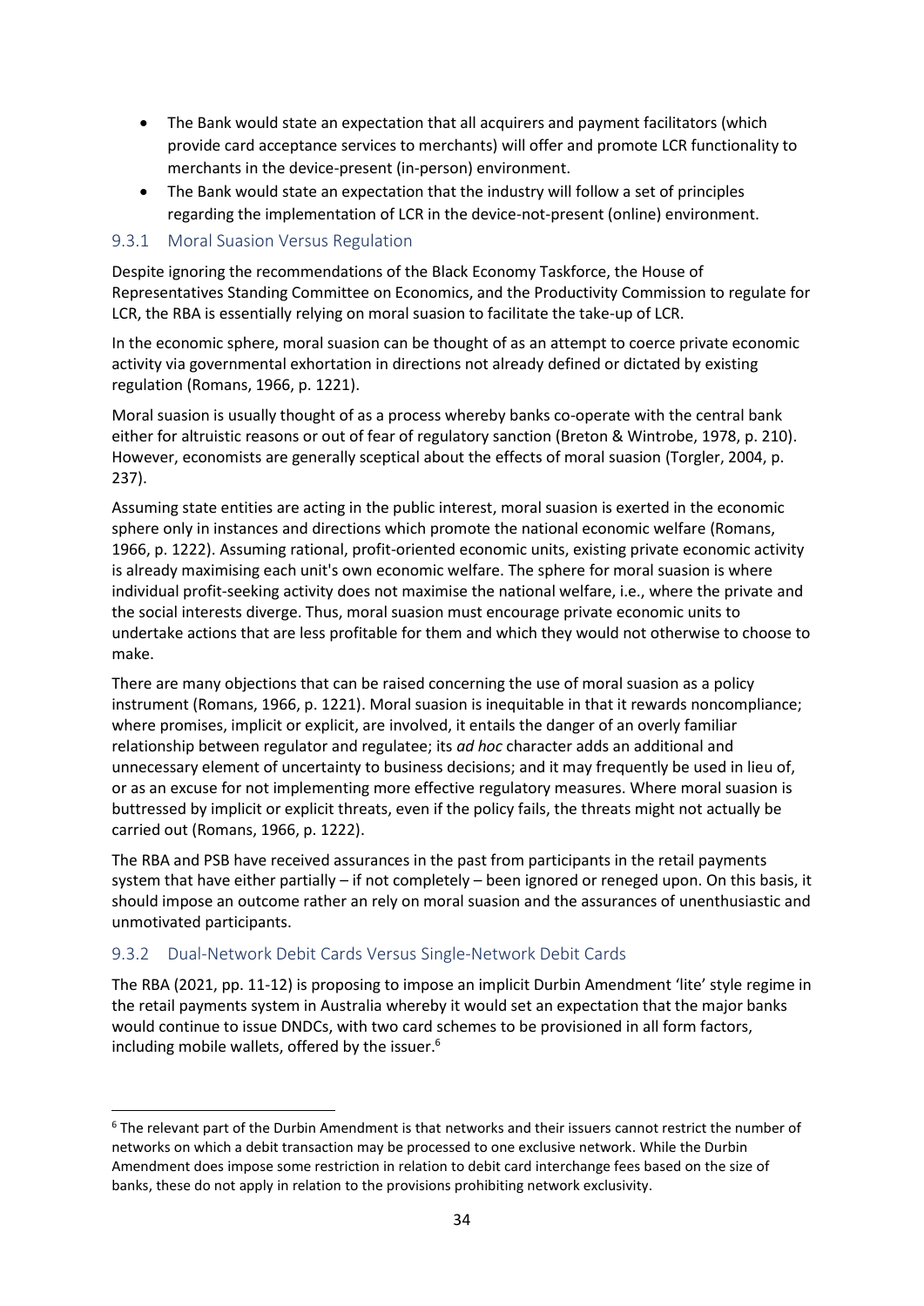- The Bank would state an expectation that all acquirers and payment facilitators (which provide card acceptance services to merchants) will offer and promote LCR functionality to merchants in the device-present (in-person) environment.
- The Bank would state an expectation that the industry will follow a set of principles regarding the implementation of LCR in the device-not-present (online) environment.

### 9.3.1 Moral Suasion Versus Regulation

Despite ignoring the recommendations of the Black Economy Taskforce, the House of Representatives Standing Committee on Economics, and the Productivity Commission to regulate for LCR, the RBA is essentially relying on moral suasion to facilitate the take-up of LCR.

In the economic sphere, moral suasion can be thought of as an attempt to coerce private economic activity via governmental exhortation in directions not already defined or dictated by existing regulation (Romans, 1966, p. 1221).

Moral suasion is usually thought of as a process whereby banks co-operate with the central bank either for altruistic reasons or out of fear of regulatory sanction (Breton & Wintrobe, 1978, p. 210). However, economists are generally sceptical about the effects of moral suasion (Torgler, 2004, p. 237).

Assuming state entities are acting in the public interest, moral suasion is exerted in the economic sphere only in instances and directions which promote the national economic welfare (Romans, 1966, p. 1222). Assuming rational, profit-oriented economic units, existing private economic activity is already maximising each unit's own economic welfare. The sphere for moral suasion is where individual profit-seeking activity does not maximise the national welfare, i.e., where the private and the social interests diverge. Thus, moral suasion must encourage private economic units to undertake actions that are less profitable for them and which they would not otherwise to choose to make.

There are many objections that can be raised concerning the use of moral suasion as a policy instrument (Romans, 1966, p. 1221). Moral suasion is inequitable in that it rewards noncompliance; where promises, implicit or explicit, are involved, it entails the danger of an overly familiar relationship between regulator and regulatee; its *ad hoc* character adds an additional and unnecessary element of uncertainty to business decisions; and it may frequently be used in lieu of, or as an excuse for not implementing more effective regulatory measures. Where moral suasion is buttressed by implicit or explicit threats, even if the policy fails, the threats might not actually be carried out (Romans, 1966, p. 1222).

The RBA and PSB have received assurances in the past from participants in the retail payments system that have either partially – if not completely – been ignored or reneged upon. On this basis, it should impose an outcome rather an rely on moral suasion and the assurances of unenthusiastic and unmotivated participants.

### 9.3.2 Dual-Network Debit Cards Versus Single-Network Debit Cards

The RBA (2021, pp. 11-12) is proposing to impose an implicit Durbin Amendment 'lite' style regime in the retail payments system in Australia whereby it would set an expectation that the major banks would continue to issue DNDCs, with two card schemes to be provisioned in all form factors, including mobile wallets, offered by the issuer.[6]

[6] The relevant part of the Durbin Amendment is that networks and their issuers cannot restrict the number of networks on which a debit transaction may be processed to one exclusive network. While the Durbin Amendment does impose some restriction in relation to debit card interchange fees based on the size of banks, these do not apply in relation to the provisions prohibiting network exclusivity.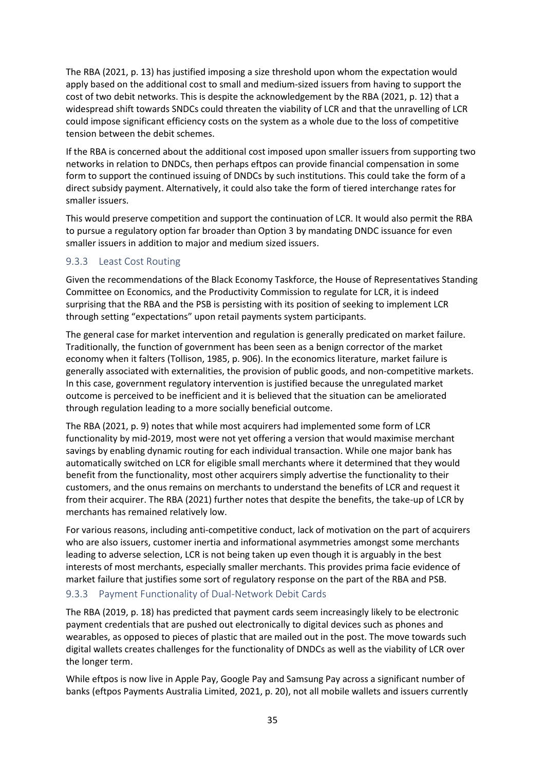The RBA (2021, p. 13) has justified imposing a size threshold upon whom the expectation would apply based on the additional cost to small and medium-sized issuers from having to support the cost of two debit networks. This is despite the acknowledgement by the RBA (2021, p. 12) that a widespread shift towards SNDCs could threaten the viability of LCR and that the unravelling of LCR could impose significant efficiency costs on the system as a whole due to the loss of competitive tension between the debit schemes.

If the RBA is concerned about the additional cost imposed upon smaller issuers from supporting two networks in relation to DNDCs, then perhaps eftpos can provide financial compensation in some form to support the continued issuing of DNDCs by such institutions. This could take the form of a direct subsidy payment. Alternatively, it could also take the form of tiered interchange rates for smaller issuers.

This would preserve competition and support the continuation of LCR. It would also permit the RBA to pursue a regulatory option far broader than Option 3 by mandating DNDC issuance for even smaller issuers in addition to major and medium sized issuers.

### 9.3.3 Least Cost Routing

Given the recommendations of the Black Economy Taskforce, the House of Representatives Standing Committee on Economics, and the Productivity Commission to regulate for LCR, it is indeed surprising that the RBA and the PSB is persisting with its position of seeking to implement LCR through setting "expectations" upon retail payments system participants.

The general case for market intervention and regulation is generally predicated on market failure. Traditionally, the function of government has been seen as a benign corrector of the market economy when it falters (Tollison, 1985, p. 906). In the economics literature, market failure is generally associated with externalities, the provision of public goods, and non-competitive markets. In this case, government regulatory intervention is justified because the unregulated market outcome is perceived to be inefficient and it is believed that the situation can be ameliorated through regulation leading to a more socially beneficial outcome.

The RBA (2021, p. 9) notes that while most acquirers had implemented some form of LCR functionality by mid-2019, most were not yet offering a version that would maximise merchant savings by enabling dynamic routing for each individual transaction. While one major bank has automatically switched on LCR for eligible small merchants where it determined that they would benefit from the functionality, most other acquirers simply advertise the functionality to their customers, and the onus remains on merchants to understand the benefits of LCR and request it from their acquirer. The RBA (2021) further notes that despite the benefits, the take-up of LCR by merchants has remained relatively low.

For various reasons, including anti-competitive conduct, lack of motivation on the part of acquirers who are also issuers, customer inertia and informational asymmetries amongst some merchants leading to adverse selection, LCR is not being taken up even though it is arguably in the best interests of most merchants, especially smaller merchants. This provides prima facie evidence of market failure that justifies some sort of regulatory response on the part of the RBA and PSB.

### 9.3.3 Payment Functionality of Dual-Network Debit Cards

The RBA (2019, p. 18) has predicted that payment cards seem increasingly likely to be electronic payment credentials that are pushed out electronically to digital devices such as phones and wearables, as opposed to pieces of plastic that are mailed out in the post. The move towards such digital wallets creates challenges for the functionality of DNDCs as well as the viability of LCR over the longer term.

While eftpos is now live in Apple Pay, Google Pay and Samsung Pay across a significant number of banks (eftpos Payments Australia Limited, 2021, p. 20), not all mobile wallets and issuers currently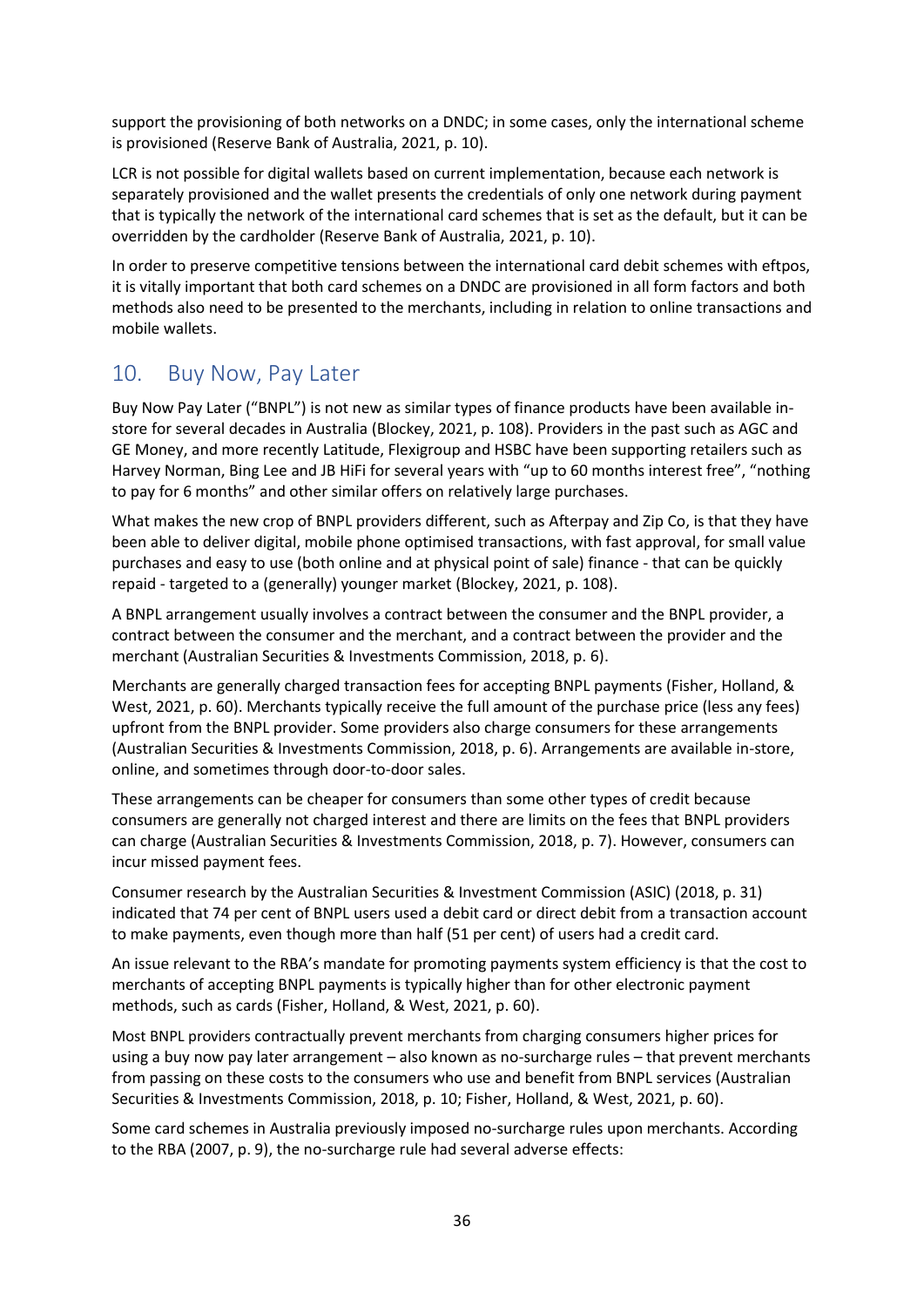support the provisioning of both networks on a DNDC; in some cases, only the international scheme is provisioned (Reserve Bank of Australia, 2021, p. 10).

LCR is not possible for digital wallets based on current implementation, because each network is separately provisioned and the wallet presents the credentials of only one network during payment that is typically the network of the international card schemes that is set as the default, but it can be overridden by the cardholder (Reserve Bank of Australia, 2021, p. 10).

In order to preserve competitive tensions between the international card debit schemes with eftpos, it is vitally important that both card schemes on a DNDC are provisioned in all form factors and both methods also need to be presented to the merchants, including in relation to online transactions and mobile wallets.

## 10. Buy Now, Pay Later

Buy Now Pay Later ("BNPL") is not new as similar types of finance products have been available in-store for several decades in Australia (Blockey, 2021, p. 108). Providers in the past such as AGC and GE Money, and more recently Latitude, Flexigroup and HSBC have been supporting retailers such as Harvey Norman, Bing Lee and JB HiFi for several years with "up to 60 months interest free", "nothing to pay for 6 months" and other similar offers on relatively large purchases.

What makes the new crop of BNPL providers different, such as Afterpay and Zip Co, is that they have been able to deliver digital, mobile phone optimised transactions, with fast approval, for small value purchases and easy to use (both online and at physical point of sale) finance - that can be quickly repaid - targeted to a (generally) younger market (Blockey, 2021, p. 108).

A BNPL arrangement usually involves a contract between the consumer and the BNPL provider, a contract between the consumer and the merchant, and a contract between the provider and the merchant (Australian Securities & Investments Commission, 2018, p. 6).

Merchants are generally charged transaction fees for accepting BNPL payments (Fisher, Holland, & West, 2021, p. 60). Merchants typically receive the full amount of the purchase price (less any fees) upfront from the BNPL provider. Some providers also charge consumers for these arrangements (Australian Securities & Investments Commission, 2018, p. 6). Arrangements are available in-store, online, and sometimes through door-to-door sales.

These arrangements can be cheaper for consumers than some other types of credit because consumers are generally not charged interest and there are limits on the fees that BNPL providers can charge (Australian Securities & Investments Commission, 2018, p. 7). However, consumers can incur missed payment fees.

Consumer research by the Australian Securities & Investment Commission (ASIC) (2018, p. 31) indicated that 74 per cent of BNPL users used a debit card or direct debit from a transaction account to make payments, even though more than half (51 per cent) of users had a credit card.

An issue relevant to the RBA's mandate for promoting payments system efficiency is that the cost to merchants of accepting BNPL payments is typically higher than for other electronic payment methods, such as cards (Fisher, Holland, & West, 2021, p. 60).

Most BNPL providers contractually prevent merchants from charging consumers higher prices for using a buy now pay later arrangement – also known as no-surcharge rules – that prevent merchants from passing on these costs to the consumers who use and benefit from BNPL services (Australian Securities & Investments Commission, 2018, p. 10; Fisher, Holland, & West, 2021, p. 60).

Some card schemes in Australia previously imposed no-surcharge rules upon merchants. According to the RBA (2007, p. 9), the no-surcharge rule had several adverse effects: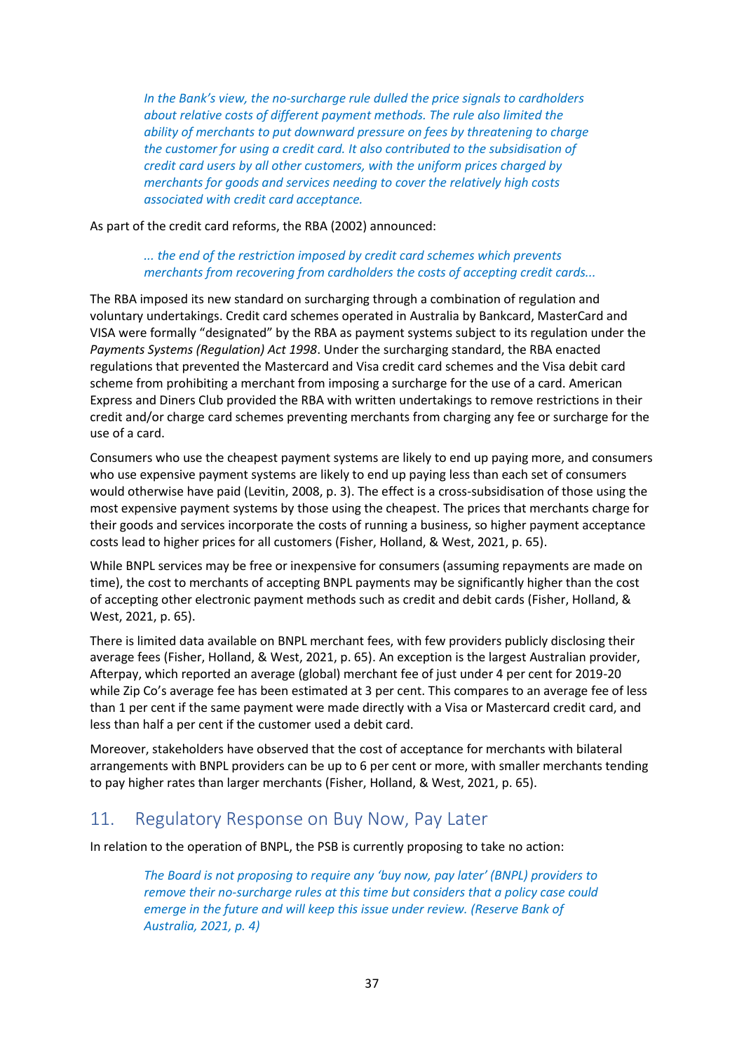> *In the Bank's view, the no-surcharge rule dulled the price signals to cardholders about relative costs of different payment methods. The rule also limited the ability of merchants to put downward pressure on fees by threatening to charge the customer for using a credit card. It also contributed to the subsidisation of credit card users by all other customers, with the uniform prices charged by merchants for goods and services needing to cover the relatively high costs associated with credit card acceptance.*

As part of the credit card reforms, the RBA (2002) announced:

> *... the end of the restriction imposed by credit card schemes which prevents merchants from recovering from cardholders the costs of accepting credit cards...*

The RBA imposed its new standard on surcharging through a combination of regulation and voluntary undertakings. Credit card schemes operated in Australia by Bankcard, MasterCard and VISA were formally "designated" by the RBA as payment systems subject to its regulation under the *Payments Systems (Regulation) Act 1998*. Under the surcharging standard, the RBA enacted regulations that prevented the Mastercard and Visa credit card schemes and the Visa debit card scheme from prohibiting a merchant from imposing a surcharge for the use of a card. American Express and Diners Club provided the RBA with written undertakings to remove restrictions in their credit and/or charge card schemes preventing merchants from charging any fee or surcharge for the use of a card.

Consumers who use the cheapest payment systems are likely to end up paying more, and consumers who use expensive payment systems are likely to end up paying less than each set of consumers would otherwise have paid (Levitin, 2008, p. 3). The effect is a cross-subsidisation of those using the most expensive payment systems by those using the cheapest. The prices that merchants charge for their goods and services incorporate the costs of running a business, so higher payment acceptance costs lead to higher prices for all customers (Fisher, Holland, & West, 2021, p. 65).

While BNPL services may be free or inexpensive for consumers (assuming repayments are made on time), the cost to merchants of accepting BNPL payments may be significantly higher than the cost of accepting other electronic payment methods such as credit and debit cards (Fisher, Holland, & West, 2021, p. 65).

There is limited data available on BNPL merchant fees, with few providers publicly disclosing their average fees (Fisher, Holland, & West, 2021, p. 65). An exception is the largest Australian provider, Afterpay, which reported an average (global) merchant fee of just under 4 per cent for 2019-20 while Zip Co's average fee has been estimated at 3 per cent. This compares to an average fee of less than 1 per cent if the same payment were made directly with a Visa or Mastercard credit card, and less than half a per cent if the customer used a debit card.

Moreover, stakeholders have observed that the cost of acceptance for merchants with bilateral arrangements with BNPL providers can be up to 6 per cent or more, with smaller merchants tending to pay higher rates than larger merchants (Fisher, Holland, & West, 2021, p. 65).

## 11. Regulatory Response on Buy Now, Pay Later

In relation to the operation of BNPL, the PSB is currently proposing to take no action:

> *The Board is not proposing to require any 'buy now, pay later' (BNPL) providers to remove their no-surcharge rules at this time but considers that a policy case could emerge in the future and will keep this issue under review. (Reserve Bank of Australia, 2021, p. 4)*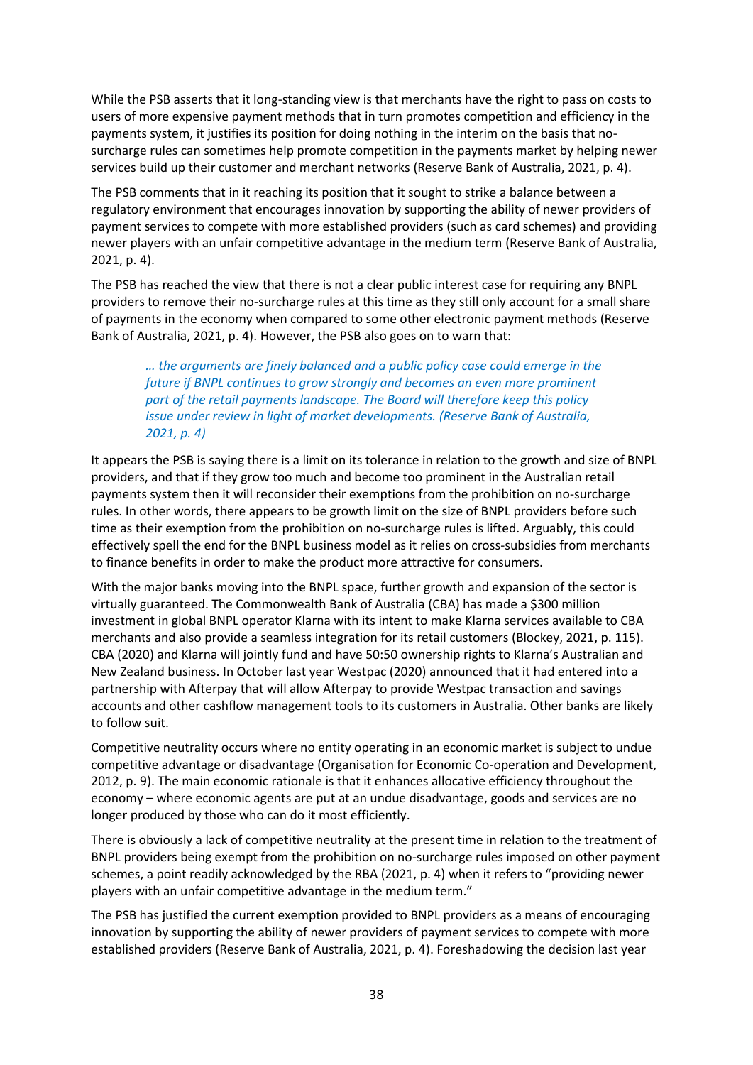While the PSB asserts that it long-standing view is that merchants have the right to pass on costs to users of more expensive payment methods that in turn promotes competition and efficiency in the payments system, it justifies its position for doing nothing in the interim on the basis that no-surcharge rules can sometimes help promote competition in the payments market by helping newer services build up their customer and merchant networks (Reserve Bank of Australia, 2021, p. 4).

The PSB comments that in it reaching its position that it sought to strike a balance between a regulatory environment that encourages innovation by supporting the ability of newer providers of payment services to compete with more established providers (such as card schemes) and providing newer players with an unfair competitive advantage in the medium term (Reserve Bank of Australia, 2021, p. 4).

The PSB has reached the view that there is not a clear public interest case for requiring any BNPL providers to remove their no-surcharge rules at this time as they still only account for a small share of payments in the economy when compared to some other electronic payment methods (Reserve Bank of Australia, 2021, p. 4). However, the PSB also goes on to warn that:

> *… the arguments are finely balanced and a public policy case could emerge in the future if BNPL continues to grow strongly and becomes an even more prominent part of the retail payments landscape. The Board will therefore keep this policy issue under review in light of market developments. (Reserve Bank of Australia, 2021, p. 4)*

It appears the PSB is saying there is a limit on its tolerance in relation to the growth and size of BNPL providers, and that if they grow too much and become too prominent in the Australian retail payments system then it will reconsider their exemptions from the prohibition on no-surcharge rules. In other words, there appears to be growth limit on the size of BNPL providers before such time as their exemption from the prohibition on no-surcharge rules is lifted. Arguably, this could effectively spell the end for the BNPL business model as it relies on cross-subsidies from merchants to finance benefits in order to make the product more attractive for consumers.

With the major banks moving into the BNPL space, further growth and expansion of the sector is virtually guaranteed. The Commonwealth Bank of Australia (CBA) has made a $300 million investment in global BNPL operator Klarna with its intent to make Klarna services available to CBA merchants and also provide a seamless integration for its retail customers (Blockey, 2021, p. 115). CBA (2020) and Klarna will jointly fund and have 50:50 ownership rights to Klarna's Australian and New Zealand business. In October last year Westpac (2020) announced that it had entered into a partnership with Afterpay that will allow Afterpay to provide Westpac transaction and savings accounts and other cashflow management tools to its customers in Australia. Other banks are likely to follow suit.

Competitive neutrality occurs where no entity operating in an economic market is subject to undue competitive advantage or disadvantage (Organisation for Economic Co-operation and Development, 2012, p. 9). The main economic rationale is that it enhances allocative efficiency throughout the economy – where economic agents are put at an undue disadvantage, goods and services are no longer produced by those who can do it most efficiently.

There is obviously a lack of competitive neutrality at the present time in relation to the treatment of BNPL providers being exempt from the prohibition on no-surcharge rules imposed on other payment schemes, a point readily acknowledged by the RBA (2021, p. 4) when it refers to "providing newer players with an unfair competitive advantage in the medium term."

The PSB has justified the current exemption provided to BNPL providers as a means of encouraging innovation by supporting the ability of newer providers of payment services to compete with more established providers (Reserve Bank of Australia, 2021, p. 4). Foreshadowing the decision last year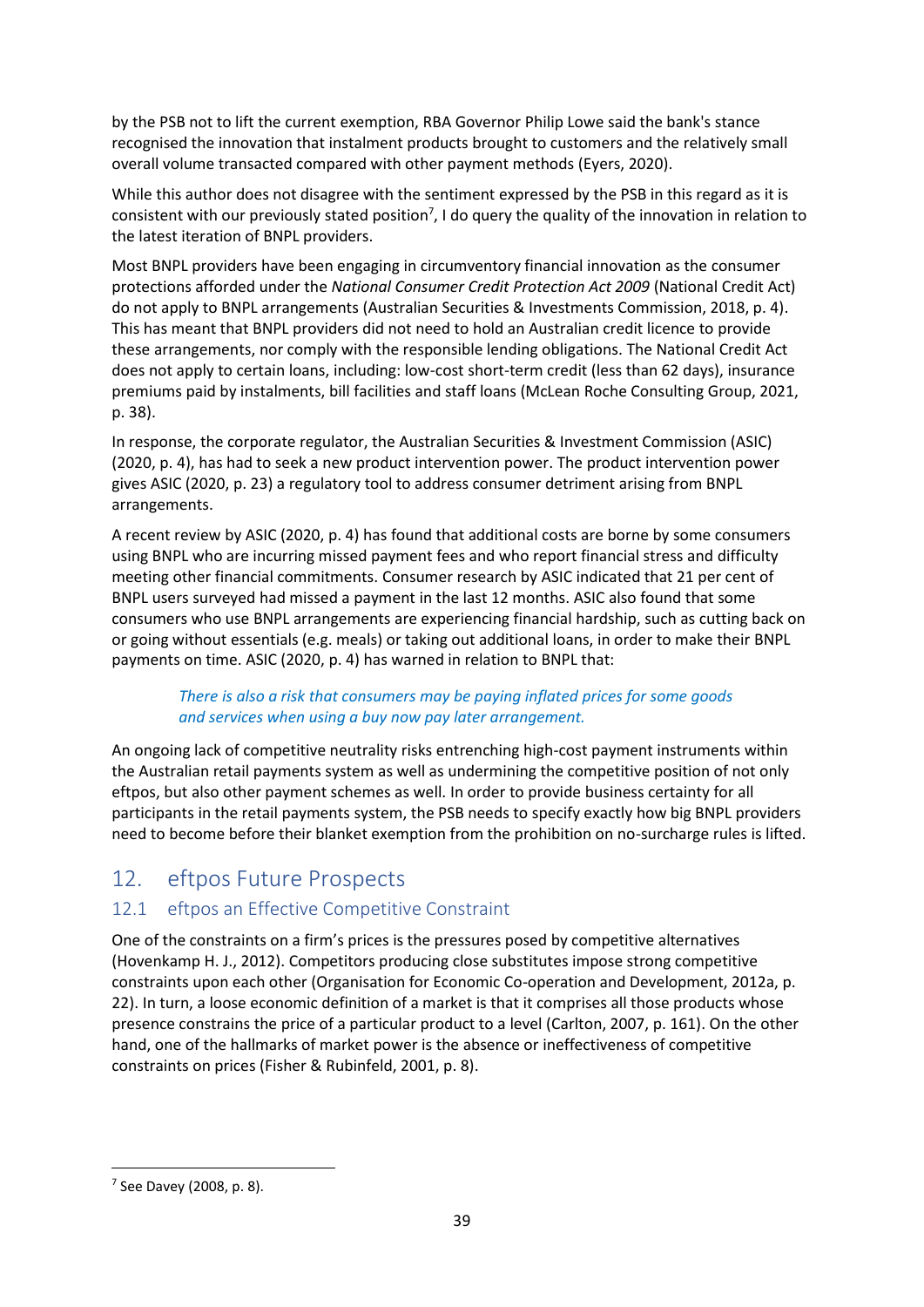by the PSB not to lift the current exemption, RBA Governor Philip Lowe said the bank's stance recognised the innovation that instalment products brought to customers and the relatively small overall volume transacted compared with other payment methods (Eyers, 2020).

While this author does not disagree with the sentiment expressed by the PSB in this regard as it is consistent with our previously stated position[7], I do query the quality of the innovation in relation to the latest iteration of BNPL providers.

Most BNPL providers have been engaging in circumventory financial innovation as the consumer protections afforded under the *National Consumer Credit Protection Act 2009* (National Credit Act) do not apply to BNPL arrangements (Australian Securities & Investments Commission, 2018, p. 4). This has meant that BNPL providers did not need to hold an Australian credit licence to provide these arrangements, nor comply with the responsible lending obligations. The National Credit Act does not apply to certain loans, including: low-cost short-term credit (less than 62 days), insurance premiums paid by instalments, bill facilities and staff loans (McLean Roche Consulting Group, 2021, p. 38).

In response, the corporate regulator, the Australian Securities & Investment Commission (ASIC) (2020, p. 4), has had to seek a new product intervention power. The product intervention power gives ASIC (2020, p. 23) a regulatory tool to address consumer detriment arising from BNPL arrangements.

A recent review by ASIC (2020, p. 4) has found that additional costs are borne by some consumers using BNPL who are incurring missed payment fees and who report financial stress and difficulty meeting other financial commitments. Consumer research by ASIC indicated that 21 per cent of BNPL users surveyed had missed a payment in the last 12 months. ASIC also found that some consumers who use BNPL arrangements are experiencing financial hardship, such as cutting back on or going without essentials (e.g. meals) or taking out additional loans, in order to make their BNPL payments on time. ASIC (2020, p. 4) has warned in relation to BNPL that:

> *There is also a risk that consumers may be paying inflated prices for some goods and services when using a buy now pay later arrangement.*

An ongoing lack of competitive neutrality risks entrenching high-cost payment instruments within the Australian retail payments system as well as undermining the competitive position of not only eftpos, but also other payment schemes as well. In order to provide business certainty for all participants in the retail payments system, the PSB needs to specify exactly how big BNPL providers need to become before their blanket exemption from the prohibition on no-surcharge rules is lifted.

# 12. eftpos Future Prospects

## 12.1 eftpos an Effective Competitive Constraint

One of the constraints on a firm's prices is the pressures posed by competitive alternatives (Hovenkamp H. J., 2012). Competitors producing close substitutes impose strong competitive constraints upon each other (Organisation for Economic Co-operation and Development, 2012a, p. 22). In turn, a loose economic definition of a market is that it comprises all those products whose presence constrains the price of a particular product to a level (Carlton, 2007, p. 161). On the other hand, one of the hallmarks of market power is the absence or ineffectiveness of competitive constraints on prices (Fisher & Rubinfeld, 2001, p. 8).

[7] See Davey (2008, p. 8).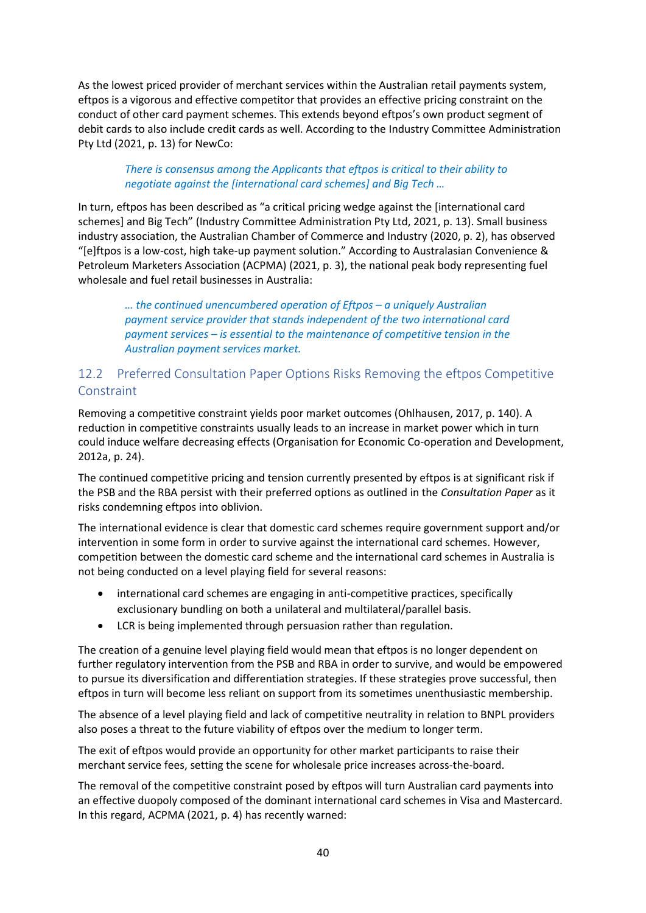As the lowest priced provider of merchant services within the Australian retail payments system, eftpos is a vigorous and effective competitor that provides an effective pricing constraint on the conduct of other card payment schemes. This extends beyond eftpos's own product segment of debit cards to also include credit cards as well. According to the Industry Committee Administration Pty Ltd (2021, p. 13) for NewCo:

> *There is consensus among the Applicants that eftpos is critical to their ability to negotiate against the [international card schemes] and Big Tech …*

In turn, eftpos has been described as "a critical pricing wedge against the [international card schemes] and Big Tech" (Industry Committee Administration Pty Ltd, 2021, p. 13). Small business industry association, the Australian Chamber of Commerce and Industry (2020, p. 2), has observed "[e]ftpos is a low-cost, high take-up payment solution." According to Australasian Convenience & Petroleum Marketers Association (ACPMA) (2021, p. 3), the national peak body representing fuel wholesale and fuel retail businesses in Australia:

> *… the continued unencumbered operation of Eftpos – a uniquely Australian payment service provider that stands independent of the two international card payment services – is essential to the maintenance of competitive tension in the Australian payment services market.*

## 12.2 Preferred Consultation Paper Options Risks Removing the eftpos Competitive Constraint

Removing a competitive constraint yields poor market outcomes (Ohlhausen, 2017, p. 140). A reduction in competitive constraints usually leads to an increase in market power which in turn could induce welfare decreasing effects (Organisation for Economic Co-operation and Development, 2012a, p. 24).

The continued competitive pricing and tension currently presented by eftpos is at significant risk if the PSB and the RBA persist with their preferred options as outlined in the *Consultation Paper* as it risks condemning eftpos into oblivion.

The international evidence is clear that domestic card schemes require government support and/or intervention in some form in order to survive against the international card schemes. However, competition between the domestic card scheme and the international card schemes in Australia is not being conducted on a level playing field for several reasons:

- international card schemes are engaging in anti-competitive practices, specifically exclusionary bundling on both a unilateral and multilateral/parallel basis.
- LCR is being implemented through persuasion rather than regulation.

The creation of a genuine level playing field would mean that eftpos is no longer dependent on further regulatory intervention from the PSB and RBA in order to survive, and would be empowered to pursue its diversification and differentiation strategies. If these strategies prove successful, then eftpos in turn will become less reliant on support from its sometimes unenthusiastic membership.

The absence of a level playing field and lack of competitive neutrality in relation to BNPL providers also poses a threat to the future viability of eftpos over the medium to longer term.

The exit of eftpos would provide an opportunity for other market participants to raise their merchant service fees, setting the scene for wholesale price increases across-the-board.

The removal of the competitive constraint posed by eftpos will turn Australian card payments into an effective duopoly composed of the dominant international card schemes in Visa and Mastercard. In this regard, ACPMA (2021, p. 4) has recently warned: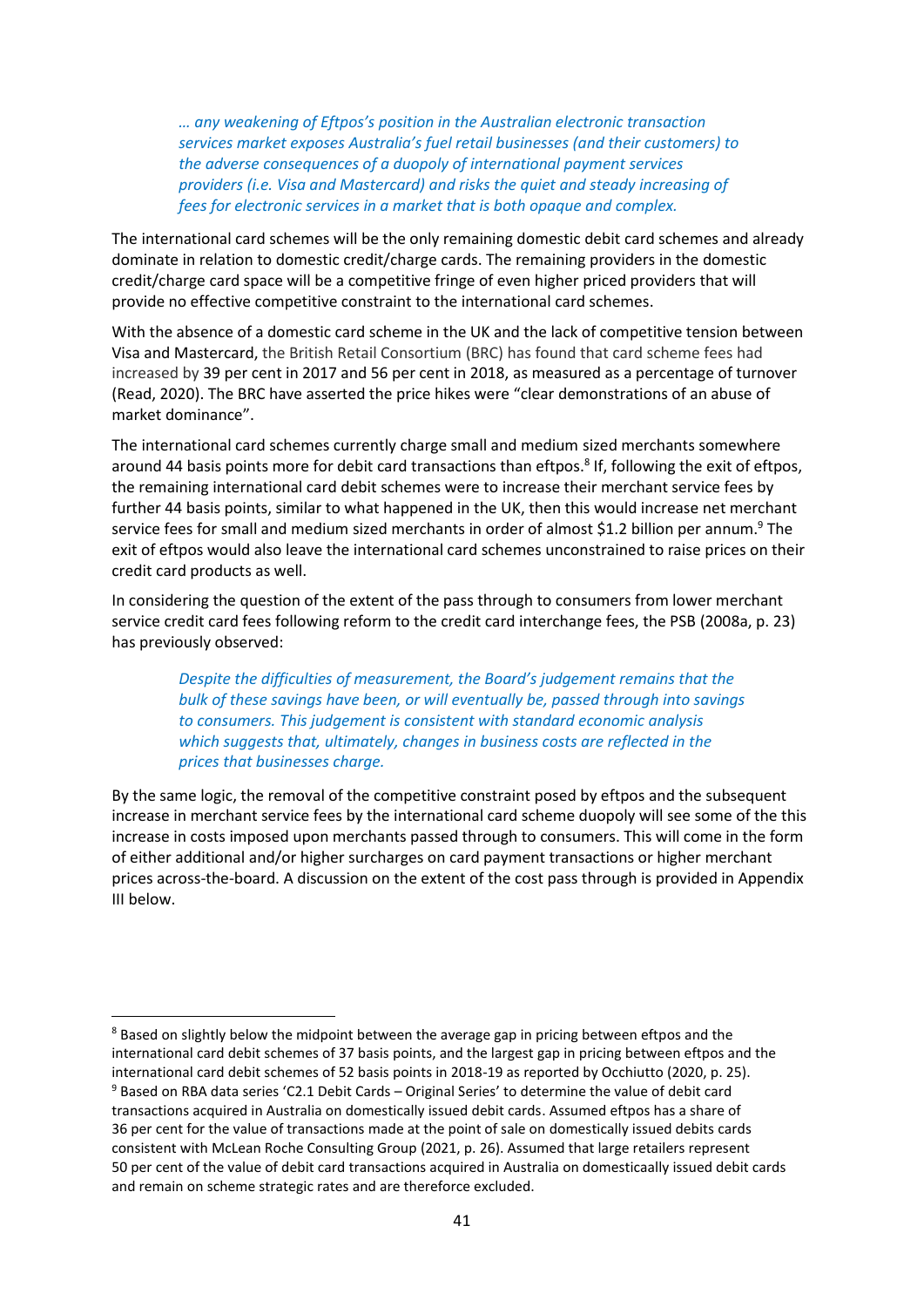> *… any weakening of Eftpos's position in the Australian electronic transaction services market exposes Australia's fuel retail businesses (and their customers) to the adverse consequences of a duopoly of international payment services providers (i.e. Visa and Mastercard) and risks the quiet and steady increasing of fees for electronic services in a market that is both opaque and complex.*

The international card schemes will be the only remaining domestic debit card schemes and already dominate in relation to domestic credit/charge cards. The remaining providers in the domestic credit/charge card space will be a competitive fringe of even higher priced providers that will provide no effective competitive constraint to the international card schemes.

With the absence of a domestic card scheme in the UK and the lack of competitive tension between Visa and Mastercard, the British Retail Consortium (BRC) has found that card scheme fees had increased by 39 per cent in 2017 and 56 per cent in 2018, as measured as a percentage of turnover (Read, 2020). The BRC have asserted the price hikes were "clear demonstrations of an abuse of market dominance".

The international card schemes currently charge small and medium sized merchants somewhere around 44 basis points more for debit card transactions than eftpos.[8] If, following the exit of eftpos, the remaining international card debit schemes were to increase their merchant service fees by further 44 basis points, similar to what happened in the UK, then this would increase net merchant service fees for small and medium sized merchants in order of almost $1.2 billion per annum.[9] The exit of eftpos would also leave the international card schemes unconstrained to raise prices on their credit card products as well.

In considering the question of the extent of the pass through to consumers from lower merchant service credit card fees following reform to the credit card interchange fees, the PSB (2008a, p. 23) has previously observed:

> *Despite the difficulties of measurement, the Board's judgement remains that the bulk of these savings have been, or will eventually be, passed through into savings to consumers. This judgement is consistent with standard economic analysis which suggests that, ultimately, changes in business costs are reflected in the prices that businesses charge.*

By the same logic, the removal of the competitive constraint posed by eftpos and the subsequent increase in merchant service fees by the international card scheme duopoly will see some of the this increase in costs imposed upon merchants passed through to consumers. This will come in the form of either additional and/or higher surcharges on card payment transactions or higher merchant prices across-the-board. A discussion on the extent of the cost pass through is provided in Appendix III below.

---

[8] Based on slightly below the midpoint between the average gap in pricing between eftpos and the international card debit schemes of 37 basis points, and the largest gap in pricing between eftpos and the international card debit schemes of 52 basis points in 2018-19 as reported by Occhiutto (2020, p. 25).

[9] Based on RBA data series 'C2.1 Debit Cards – Original Series' to determine the value of debit card transactions acquired in Australia on domestically issued debit cards. Assumed eftpos has a share of 36 per cent for the value of transactions made at the point of sale on domestically issued debits cards consistent with McLean Roche Consulting Group (2021, p. 26). Assumed that large retailers represent 50 per cent of the value of debit card transactions acquired in Australia on domesticaally issued debit cards and remain on scheme strategic rates and are thereforce excluded.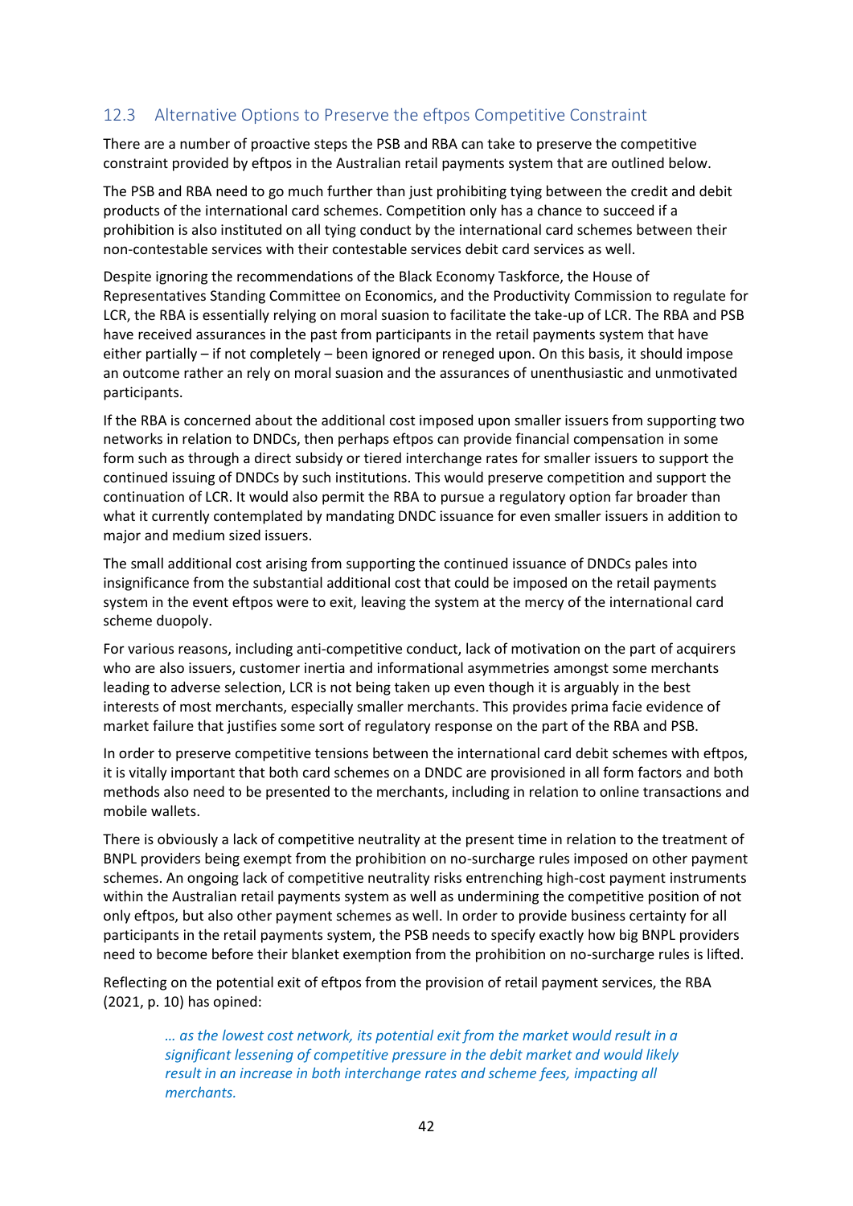## 12.3 Alternative Options to Preserve the eftpos Competitive Constraint

There are a number of proactive steps the PSB and RBA can take to preserve the competitive constraint provided by eftpos in the Australian retail payments system that are outlined below.

The PSB and RBA need to go much further than just prohibiting tying between the credit and debit products of the international card schemes. Competition only has a chance to succeed if a prohibition is also instituted on all tying conduct by the international card schemes between their non-contestable services with their contestable services debit card services as well.

Despite ignoring the recommendations of the Black Economy Taskforce, the House of Representatives Standing Committee on Economics, and the Productivity Commission to regulate for LCR, the RBA is essentially relying on moral suasion to facilitate the take-up of LCR. The RBA and PSB have received assurances in the past from participants in the retail payments system that have either partially – if not completely – been ignored or reneged upon. On this basis, it should impose an outcome rather an rely on moral suasion and the assurances of unenthusiastic and unmotivated participants.

If the RBA is concerned about the additional cost imposed upon smaller issuers from supporting two networks in relation to DNDCs, then perhaps eftpos can provide financial compensation in some form such as through a direct subsidy or tiered interchange rates for smaller issuers to support the continued issuing of DNDCs by such institutions. This would preserve competition and support the continuation of LCR. It would also permit the RBA to pursue a regulatory option far broader than what it currently contemplated by mandating DNDC issuance for even smaller issuers in addition to major and medium sized issuers.

The small additional cost arising from supporting the continued issuance of DNDCs pales into insignificance from the substantial additional cost that could be imposed on the retail payments system in the event eftpos were to exit, leaving the system at the mercy of the international card scheme duopoly.

For various reasons, including anti-competitive conduct, lack of motivation on the part of acquirers who are also issuers, customer inertia and informational asymmetries amongst some merchants leading to adverse selection, LCR is not being taken up even though it is arguably in the best interests of most merchants, especially smaller merchants. This provides prima facie evidence of market failure that justifies some sort of regulatory response on the part of the RBA and PSB.

In order to preserve competitive tensions between the international card debit schemes with eftpos, it is vitally important that both card schemes on a DNDC are provisioned in all form factors and both methods also need to be presented to the merchants, including in relation to online transactions and mobile wallets.

There is obviously a lack of competitive neutrality at the present time in relation to the treatment of BNPL providers being exempt from the prohibition on no-surcharge rules imposed on other payment schemes. An ongoing lack of competitive neutrality risks entrenching high-cost payment instruments within the Australian retail payments system as well as undermining the competitive position of not only eftpos, but also other payment schemes as well. In order to provide business certainty for all participants in the retail payments system, the PSB needs to specify exactly how big BNPL providers need to become before their blanket exemption from the prohibition on no-surcharge rules is lifted.

Reflecting on the potential exit of eftpos from the provision of retail payment services, the RBA (2021, p. 10) has opined:

> *… as the lowest cost network, its potential exit from the market would result in a significant lessening of competitive pressure in the debit market and would likely result in an increase in both interchange rates and scheme fees, impacting all merchants.*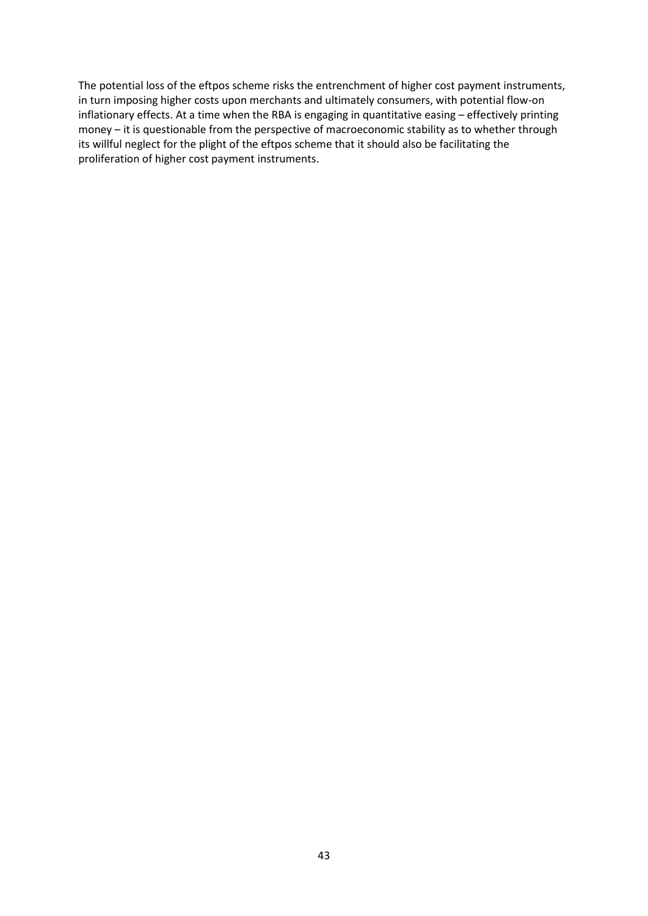The potential loss of the eftpos scheme risks the entrenchment of higher cost payment instruments, in turn imposing higher costs upon merchants and ultimately consumers, with potential flow-on inflationary effects. At a time when the RBA is engaging in quantitative easing – effectively printing money – it is questionable from the perspective of macroeconomic stability as to whether through its willful neglect for the plight of the eftpos scheme that it should also be facilitating the proliferation of higher cost payment instruments.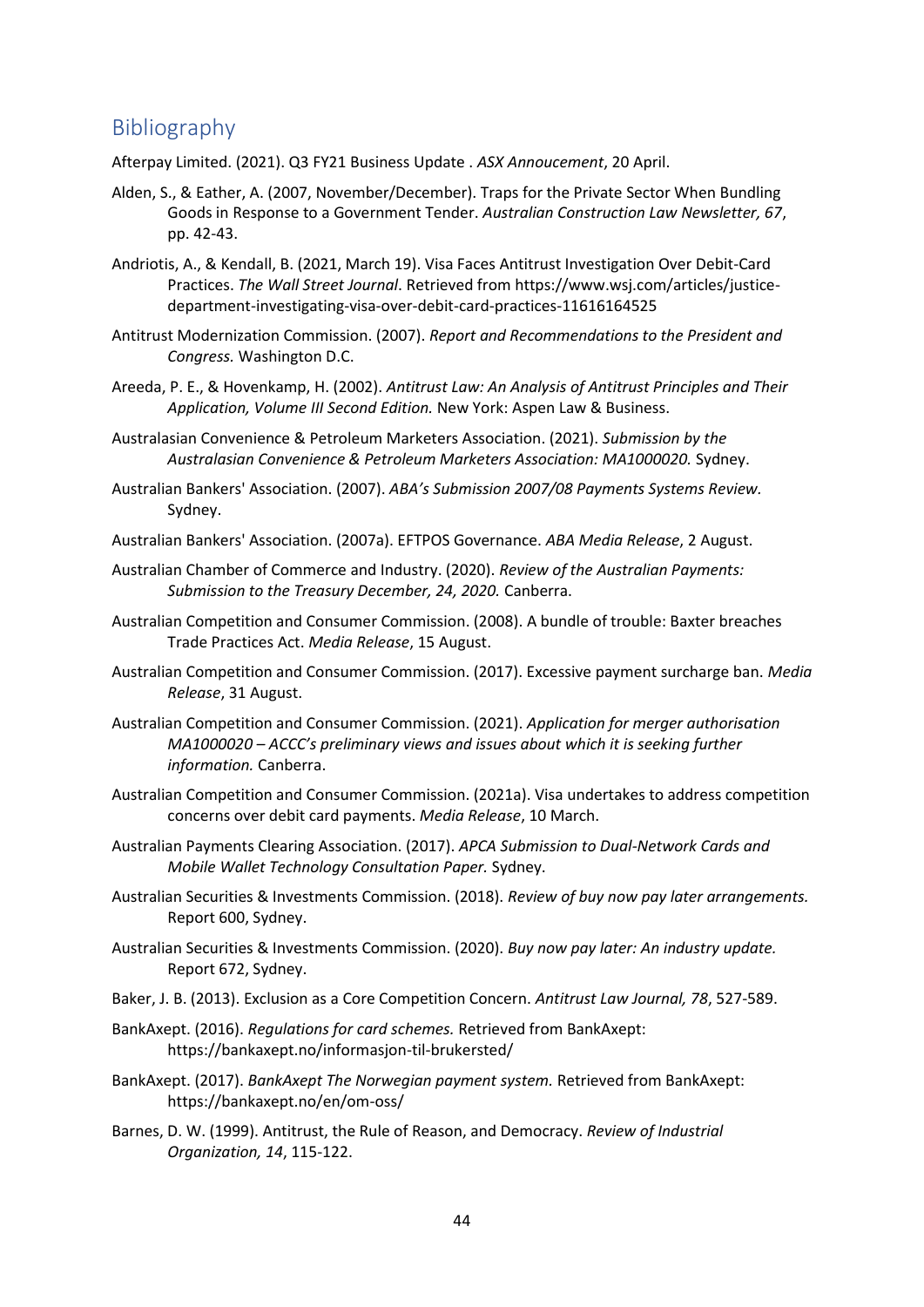## Bibliography

Afterpay Limited. (2021). Q3 FY21 Business Update . *ASX Annoucement*, 20 April.

Alden, S., & Eather, A. (2007, November/December). Traps for the Private Sector When Bundling Goods in Response to a Government Tender. *Australian Construction Law Newsletter, 67*, pp. 42-43.

Andriotis, A., & Kendall, B. (2021, March 19). Visa Faces Antitrust Investigation Over Debit-Card Practices. *The Wall Street Journal*. Retrieved from https://www.wsj.com/articles/justice-department-investigating-visa-over-debit-card-practices-11616164525

Antitrust Modernization Commission. (2007). *Report and Recommendations to the President and Congress.* Washington D.C.

Areeda, P. E., & Hovenkamp, H. (2002). *Antitrust Law: An Analysis of Antitrust Principles and Their Application, Volume III Second Edition.* New York: Aspen Law & Business.

Australasian Convenience & Petroleum Marketers Association. (2021). *Submission by the Australasian Convenience & Petroleum Marketers Association: MA1000020.* Sydney.

Australian Bankers' Association. (2007). *ABA's Submission 2007/08 Payments Systems Review.* Sydney.

Australian Bankers' Association. (2007a). EFTPOS Governance. *ABA Media Release*, 2 August.

Australian Chamber of Commerce and Industry. (2020). *Review of the Australian Payments: Submission to the Treasury December, 24, 2020.* Canberra.

Australian Competition and Consumer Commission. (2008). A bundle of trouble: Baxter breaches Trade Practices Act. *Media Release*, 15 August.

Australian Competition and Consumer Commission. (2017). Excessive payment surcharge ban. *Media Release*, 31 August.

Australian Competition and Consumer Commission. (2021). *Application for merger authorisation MA1000020 – ACCC's preliminary views and issues about which it is seeking further information.* Canberra.

Australian Competition and Consumer Commission. (2021a). Visa undertakes to address competition concerns over debit card payments. *Media Release*, 10 March.

Australian Payments Clearing Association. (2017). *APCA Submission to Dual-Network Cards and Mobile Wallet Technology Consultation Paper.* Sydney.

Australian Securities & Investments Commission. (2018). *Review of buy now pay later arrangements.* Report 600, Sydney.

Australian Securities & Investments Commission. (2020). *Buy now pay later: An industry update.* Report 672, Sydney.

Baker, J. B. (2013). Exclusion as a Core Competition Concern. *Antitrust Law Journal, 78*, 527-589.

BankAxept. (2016). *Regulations for card schemes.* Retrieved from BankAxept: https://bankaxept.no/informasjon-til-brukersted/

BankAxept. (2017). *BankAxept The Norwegian payment system.* Retrieved from BankAxept: https://bankaxept.no/en/om-oss/

Barnes, D. W. (1999). Antitrust, the Rule of Reason, and Democracy. *Review of Industrial Organization, 14*, 115-122.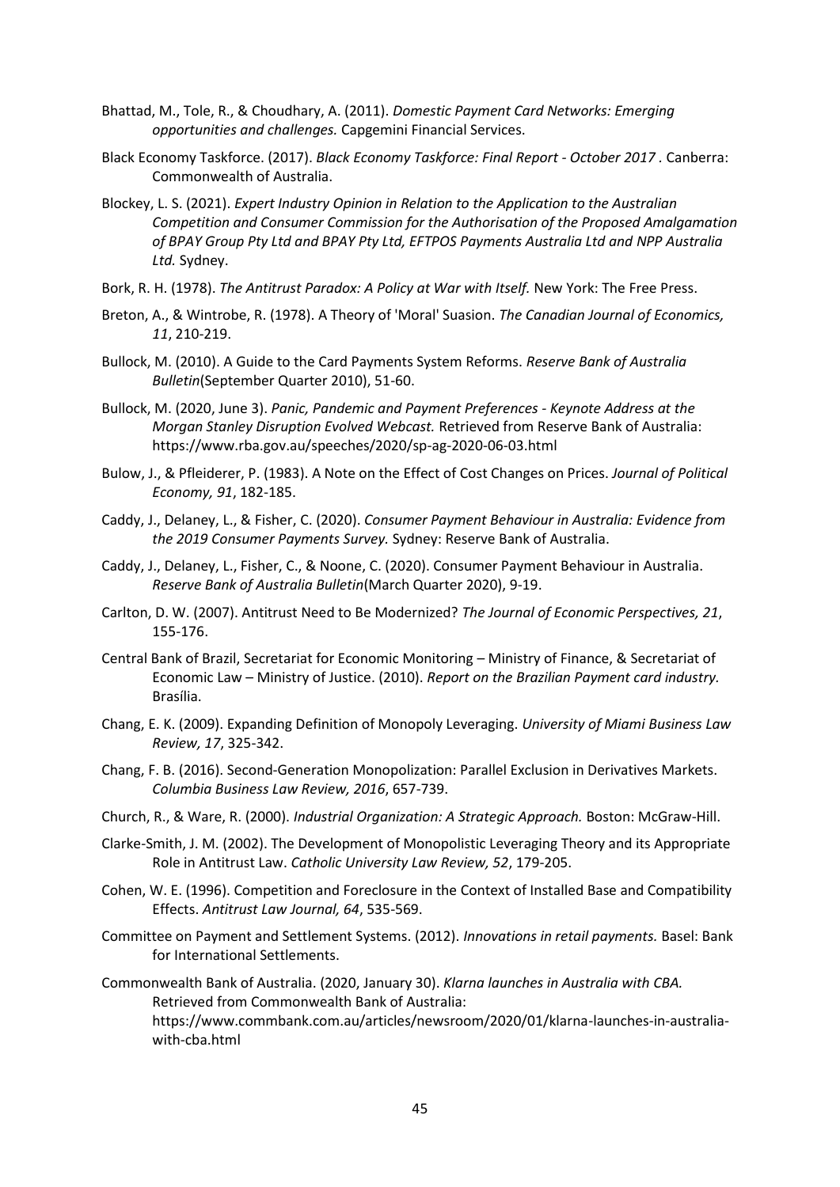Bhattad, M., Tole, R., & Choudhary, A. (2011). *Domestic Payment Card Networks: Emerging opportunities and challenges.* Capgemini Financial Services.

Black Economy Taskforce. (2017). *Black Economy Taskforce: Final Report - October 2017* . Canberra: Commonwealth of Australia.

Blockey, L. S. (2021). *Expert Industry Opinion in Relation to the Application to the Australian Competition and Consumer Commission for the Authorisation of the Proposed Amalgamation of BPAY Group Pty Ltd and BPAY Pty Ltd, EFTPOS Payments Australia Ltd and NPP Australia Ltd.* Sydney.

Bork, R. H. (1978). *The Antitrust Paradox: A Policy at War with Itself.* New York: The Free Press.

Breton, A., & Wintrobe, R. (1978). A Theory of 'Moral' Suasion. *The Canadian Journal of Economics, 11*, 210-219.

Bullock, M. (2010). A Guide to the Card Payments System Reforms. *Reserve Bank of Australia Bulletin*(September Quarter 2010), 51-60.

Bullock, M. (2020, June 3). *Panic, Pandemic and Payment Preferences - Keynote Address at the Morgan Stanley Disruption Evolved Webcast.* Retrieved from Reserve Bank of Australia: https://www.rba.gov.au/speeches/2020/sp-ag-2020-06-03.html

Bulow, J., & Pfleiderer, P. (1983). A Note on the Effect of Cost Changes on Prices. *Journal of Political Economy, 91*, 182-185.

Caddy, J., Delaney, L., & Fisher, C. (2020). *Consumer Payment Behaviour in Australia: Evidence from the 2019 Consumer Payments Survey.* Sydney: Reserve Bank of Australia.

Caddy, J., Delaney, L., Fisher, C., & Noone, C. (2020). Consumer Payment Behaviour in Australia. *Reserve Bank of Australia Bulletin*(March Quarter 2020), 9-19.

Carlton, D. W. (2007). Antitrust Need to Be Modernized? *The Journal of Economic Perspectives, 21*, 155-176.

Central Bank of Brazil, Secretariat for Economic Monitoring – Ministry of Finance, & Secretariat of Economic Law – Ministry of Justice. (2010). *Report on the Brazilian Payment card industry.* Brasília.

Chang, E. K. (2009). Expanding Definition of Monopoly Leveraging. *University of Miami Business Law Review, 17*, 325-342.

Chang, F. B. (2016). Second-Generation Monopolization: Parallel Exclusion in Derivatives Markets. *Columbia Business Law Review, 2016*, 657-739.

Church, R., & Ware, R. (2000). *Industrial Organization: A Strategic Approach.* Boston: McGraw-Hill.

Clarke-Smith, J. M. (2002). The Development of Monopolistic Leveraging Theory and its Appropriate Role in Antitrust Law. *Catholic University Law Review, 52*, 179-205.

Cohen, W. E. (1996). Competition and Foreclosure in the Context of Installed Base and Compatibility Effects. *Antitrust Law Journal, 64*, 535-569.

Committee on Payment and Settlement Systems. (2012). *Innovations in retail payments.* Basel: Bank for International Settlements.

Commonwealth Bank of Australia. (2020, January 30). *Klarna launches in Australia with CBA.* Retrieved from Commonwealth Bank of Australia: https://www.commbank.com.au/articles/newsroom/2020/01/klarna-launches-in-australia-with-cba.html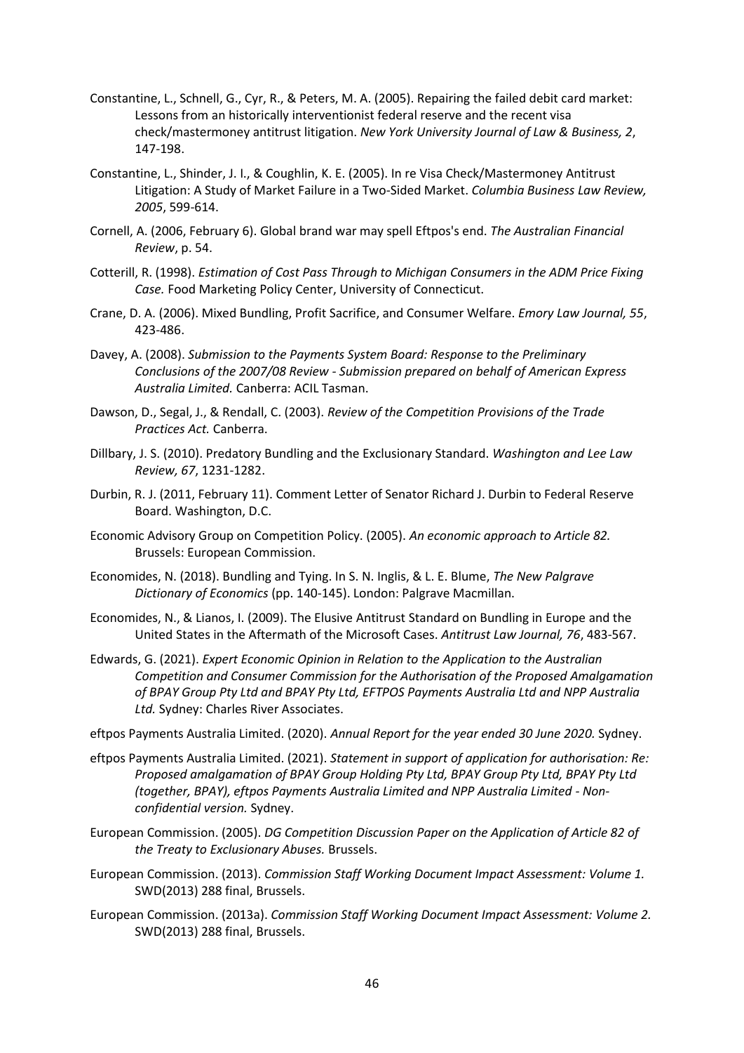Constantine, L., Schnell, G., Cyr, R., & Peters, M. A. (2005). Repairing the failed debit card market: Lessons from an historically interventionist federal reserve and the recent visa check/mastermoney antitrust litigation. *New York University Journal of Law & Business, 2*, 147-198.

Constantine, L., Shinder, J. I., & Coughlin, K. E. (2005). In re Visa Check/Mastermoney Antitrust Litigation: A Study of Market Failure in a Two-Sided Market. *Columbia Business Law Review, 2005*, 599-614.

Cornell, A. (2006, February 6). Global brand war may spell Eftpos's end. *The Australian Financial Review*, p. 54.

Cotterill, R. (1998). *Estimation of Cost Pass Through to Michigan Consumers in the ADM Price Fixing Case.* Food Marketing Policy Center, University of Connecticut.

Crane, D. A. (2006). Mixed Bundling, Profit Sacrifice, and Consumer Welfare. *Emory Law Journal, 55*, 423-486.

Davey, A. (2008). *Submission to the Payments System Board: Response to the Preliminary Conclusions of the 2007/08 Review - Submission prepared on behalf of American Express Australia Limited.* Canberra: ACIL Tasman.

Dawson, D., Segal, J., & Rendall, C. (2003). *Review of the Competition Provisions of the Trade Practices Act.* Canberra.

Dillbary, J. S. (2010). Predatory Bundling and the Exclusionary Standard. *Washington and Lee Law Review, 67*, 1231-1282.

Durbin, R. J. (2011, February 11). Comment Letter of Senator Richard J. Durbin to Federal Reserve Board. Washington, D.C.

Economic Advisory Group on Competition Policy. (2005). *An economic approach to Article 82.* Brussels: European Commission.

Economides, N. (2018). Bundling and Tying. In S. N. Inglis, & L. E. Blume, *The New Palgrave Dictionary of Economics* (pp. 140-145). London: Palgrave Macmillan.

Economides, N., & Lianos, I. (2009). The Elusive Antitrust Standard on Bundling in Europe and the United States in the Aftermath of the Microsoft Cases. *Antitrust Law Journal, 76*, 483-567.

Edwards, G. (2021). *Expert Economic Opinion in Relation to the Application to the Australian Competition and Consumer Commission for the Authorisation of the Proposed Amalgamation of BPAY Group Pty Ltd and BPAY Pty Ltd, EFTPOS Payments Australia Ltd and NPP Australia Ltd.* Sydney: Charles River Associates.

eftpos Payments Australia Limited. (2020). *Annual Report for the year ended 30 June 2020.* Sydney.

eftpos Payments Australia Limited. (2021). *Statement in support of application for authorisation: Re: Proposed amalgamation of BPAY Group Holding Pty Ltd, BPAY Group Pty Ltd, BPAY Pty Ltd (together, BPAY), eftpos Payments Australia Limited and NPP Australia Limited - Non-confidential version.* Sydney.

European Commission. (2005). *DG Competition Discussion Paper on the Application of Article 82 of the Treaty to Exclusionary Abuses.* Brussels.

European Commission. (2013). *Commission Staff Working Document Impact Assessment: Volume 1.* SWD(2013) 288 final, Brussels.

European Commission. (2013a). *Commission Staff Working Document Impact Assessment: Volume 2.* SWD(2013) 288 final, Brussels.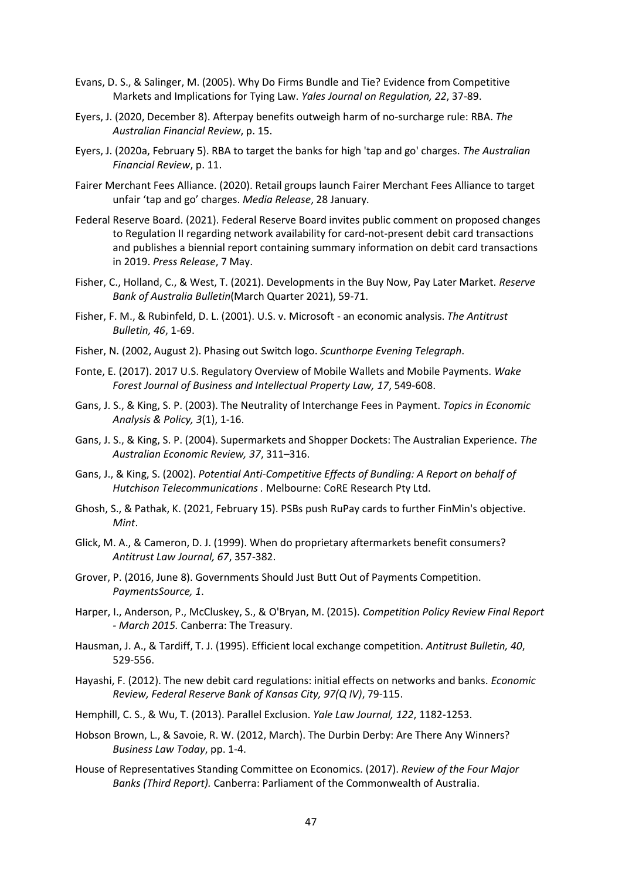Evans, D. S., & Salinger, M. (2005). Why Do Firms Bundle and Tie? Evidence from Competitive Markets and Implications for Tying Law. *Yales Journal on Regulation, 22*, 37-89.

Eyers, J. (2020, December 8). Afterpay benefits outweigh harm of no-surcharge rule: RBA. *The Australian Financial Review*, p. 15.

Eyers, J. (2020a, February 5). RBA to target the banks for high 'tap and go' charges. *The Australian Financial Review*, p. 11.

Fairer Merchant Fees Alliance. (2020). Retail groups launch Fairer Merchant Fees Alliance to target unfair 'tap and go' charges. *Media Release*, 28 January.

Federal Reserve Board. (2021). Federal Reserve Board invites public comment on proposed changes to Regulation II regarding network availability for card-not-present debit card transactions and publishes a biennial report containing summary information on debit card transactions in 2019. *Press Release*, 7 May.

Fisher, C., Holland, C., & West, T. (2021). Developments in the Buy Now, Pay Later Market. *Reserve Bank of Australia Bulletin*(March Quarter 2021), 59-71.

Fisher, F. M., & Rubinfeld, D. L. (2001). U.S. v. Microsoft - an economic analysis. *The Antitrust Bulletin, 46*, 1-69.

Fisher, N. (2002, August 2). Phasing out Switch logo. *Scunthorpe Evening Telegraph*.

Fonte, E. (2017). 2017 U.S. Regulatory Overview of Mobile Wallets and Mobile Payments. *Wake Forest Journal of Business and Intellectual Property Law, 17*, 549-608.

Gans, J. S., & King, S. P. (2003). The Neutrality of Interchange Fees in Payment. *Topics in Economic Analysis & Policy, 3*(1), 1-16.

Gans, J. S., & King, S. P. (2004). Supermarkets and Shopper Dockets: The Australian Experience. *The Australian Economic Review, 37*, 311–316.

Gans, J., & King, S. (2002). *Potential Anti-Competitive Effects of Bundling: A Report on behalf of Hutchison Telecommunications .* Melbourne: CoRE Research Pty Ltd.

Ghosh, S., & Pathak, K. (2021, February 15). PSBs push RuPay cards to further FinMin's objective. *Mint*.

Glick, M. A., & Cameron, D. J. (1999). When do proprietary aftermarkets benefit consumers? *Antitrust Law Journal, 67*, 357-382.

Grover, P. (2016, June 8). Governments Should Just Butt Out of Payments Competition. *PaymentsSource, 1*.

Harper, I., Anderson, P., McCluskey, S., & O'Bryan, M. (2015). *Competition Policy Review Final Report - March 2015.* Canberra: The Treasury.

Hausman, J. A., & Tardiff, T. J. (1995). Efficient local exchange competition. *Antitrust Bulletin, 40*, 529-556.

Hayashi, F. (2012). The new debit card regulations: initial effects on networks and banks. *Economic Review, Federal Reserve Bank of Kansas City, 97(Q IV)*, 79-115.

Hemphill, C. S., & Wu, T. (2013). Parallel Exclusion. *Yale Law Journal, 122*, 1182-1253.

Hobson Brown, L., & Savoie, R. W. (2012, March). The Durbin Derby: Are There Any Winners? *Business Law Today*, pp. 1-4.

House of Representatives Standing Committee on Economics. (2017). *Review of the Four Major Banks (Third Report).* Canberra: Parliament of the Commonwealth of Australia.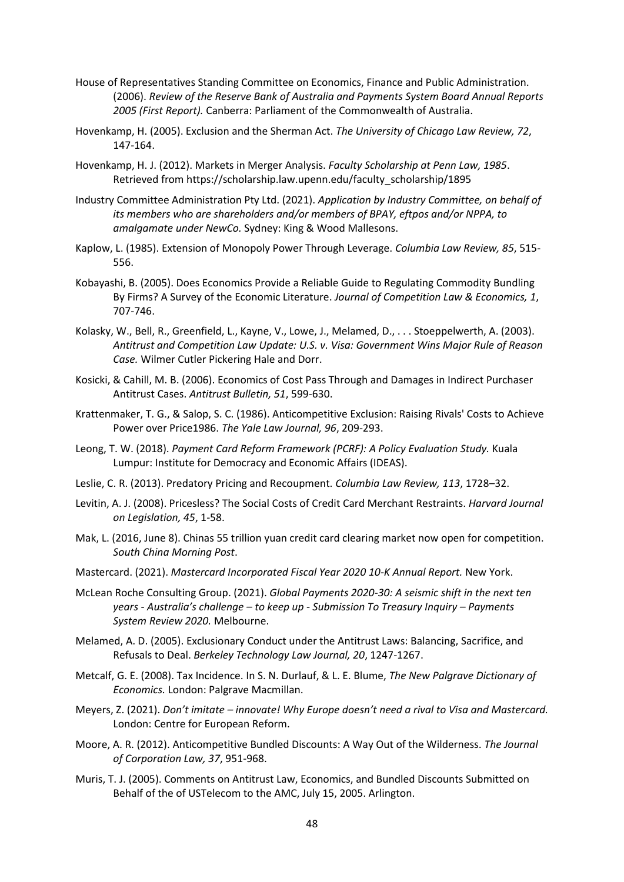House of Representatives Standing Committee on Economics, Finance and Public Administration. (2006). *Review of the Reserve Bank of Australia and Payments System Board Annual Reports 2005 (First Report).* Canberra: Parliament of the Commonwealth of Australia.

Hovenkamp, H. (2005). Exclusion and the Sherman Act. *The University of Chicago Law Review, 72*, 147-164.

Hovenkamp, H. J. (2012). Markets in Merger Analysis. *Faculty Scholarship at Penn Law, 1985*. Retrieved from https://scholarship.law.upenn.edu/faculty_scholarship/1895

Industry Committee Administration Pty Ltd. (2021). *Application by Industry Committee, on behalf of its members who are shareholders and/or members of BPAY, eftpos and/or NPPA, to amalgamate under NewCo.* Sydney: King & Wood Mallesons.

Kaplow, L. (1985). Extension of Monopoly Power Through Leverage. *Columbia Law Review, 85*, 515-556.

Kobayashi, B. (2005). Does Economics Provide a Reliable Guide to Regulating Commodity Bundling By Firms? A Survey of the Economic Literature. *Journal of Competition Law & Economics, 1*, 707-746.

Kolasky, W., Bell, R., Greenfield, L., Kayne, V., Lowe, J., Melamed, D., . . . Stoeppelwerth, A. (2003). *Antitrust and Competition Law Update: U.S. v. Visa: Government Wins Major Rule of Reason Case.* Wilmer Cutler Pickering Hale and Dorr.

Kosicki, & Cahill, M. B. (2006). Economics of Cost Pass Through and Damages in Indirect Purchaser Antitrust Cases. *Antitrust Bulletin, 51*, 599-630.

Krattenmaker, T. G., & Salop, S. C. (1986). Anticompetitive Exclusion: Raising Rivals' Costs to Achieve Power over Price1986. *The Yale Law Journal, 96*, 209-293.

Leong, T. W. (2018). *Payment Card Reform Framework (PCRF): A Policy Evaluation Study.* Kuala Lumpur: Institute for Democracy and Economic Affairs (IDEAS).

Leslie, C. R. (2013). Predatory Pricing and Recoupment. *Columbia Law Review, 113*, 1728–32.

Levitin, A. J. (2008). Priceless? The Social Costs of Credit Card Merchant Restraints. *Harvard Journal on Legislation, 45*, 1-58.

Mak, L. (2016, June 8). Chinas 55 trillion yuan credit card clearing market now open for competition. *South China Morning Post*.

Mastercard. (2021). *Mastercard Incorporated Fiscal Year 2020 10-K Annual Report.* New York.

McLean Roche Consulting Group. (2021). *Global Payments 2020-30: A seismic shift in the next ten years - Australia's challenge – to keep up - Submission To Treasury Inquiry – Payments System Review 2020.* Melbourne.

Melamed, A. D. (2005). Exclusionary Conduct under the Antitrust Laws: Balancing, Sacrifice, and Refusals to Deal. *Berkeley Technology Law Journal, 20*, 1247-1267.

Metcalf, G. E. (2008). Tax Incidence. In S. N. Durlauf, & L. E. Blume, *The New Palgrave Dictionary of Economics.* London: Palgrave Macmillan.

Meyers, Z. (2021). *Don't imitate – innovate! Why Europe doesn't need a rival to Visa and Mastercard.* London: Centre for European Reform.

Moore, A. R. (2012). Anticompetitive Bundled Discounts: A Way Out of the Wilderness. *The Journal of Corporation Law, 37*, 951-968.

Muris, T. J. (2005). Comments on Antitrust Law, Economics, and Bundled Discounts Submitted on Behalf of the of USTelecom to the AMC, July 15, 2005. Arlington.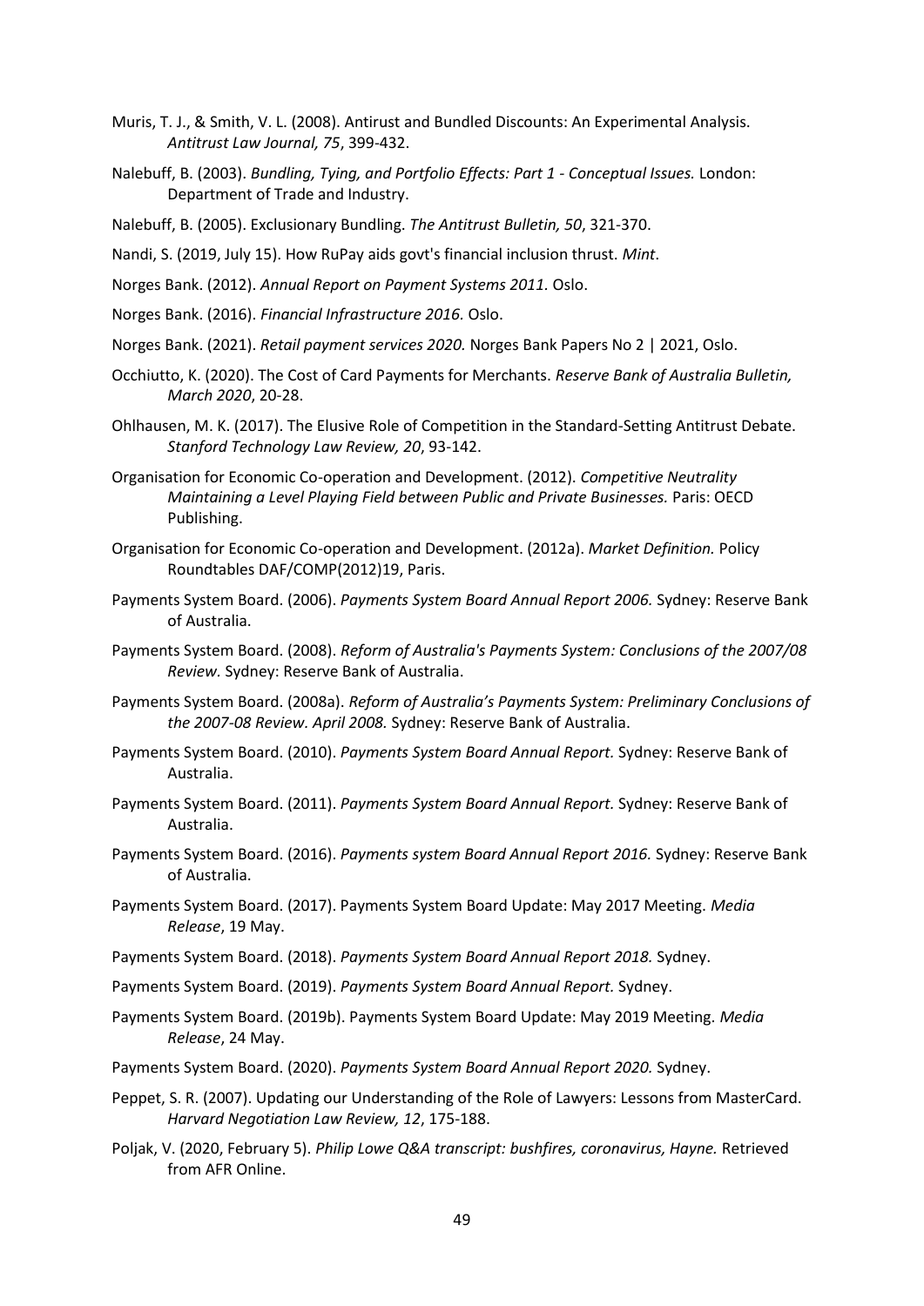Muris, T. J., & Smith, V. L. (2008). Antirust and Bundled Discounts: An Experimental Analysis. *Antitrust Law Journal, 75*, 399-432.

Nalebuff, B. (2003). *Bundling, Tying, and Portfolio Effects: Part 1 - Conceptual Issues.* London: Department of Trade and Industry.

Nalebuff, B. (2005). Exclusionary Bundling. *The Antitrust Bulletin, 50*, 321-370.

Nandi, S. (2019, July 15). How RuPay aids govt's financial inclusion thrust. *Mint*.

Norges Bank. (2012). *Annual Report on Payment Systems 2011.* Oslo.

Norges Bank. (2016). *Financial Infrastructure 2016.* Oslo.

Norges Bank. (2021). *Retail payment services 2020.* Norges Bank Papers No 2 | 2021, Oslo.

Occhiutto, K. (2020). The Cost of Card Payments for Merchants. *Reserve Bank of Australia Bulletin, March 2020*, 20-28.

Ohlhausen, M. K. (2017). The Elusive Role of Competition in the Standard-Setting Antitrust Debate. *Stanford Technology Law Review, 20*, 93-142.

Organisation for Economic Co-operation and Development. (2012). *Competitive Neutrality Maintaining a Level Playing Field between Public and Private Businesses.* Paris: OECD Publishing.

Organisation for Economic Co-operation and Development. (2012a). *Market Definition.* Policy Roundtables DAF/COMP(2012)19, Paris.

Payments System Board. (2006). *Payments System Board Annual Report 2006.* Sydney: Reserve Bank of Australia.

Payments System Board. (2008). *Reform of Australia's Payments System: Conclusions of the 2007/08 Review.* Sydney: Reserve Bank of Australia.

Payments System Board. (2008a). *Reform of Australia's Payments System: Preliminary Conclusions of the 2007-08 Review. April 2008.* Sydney: Reserve Bank of Australia.

Payments System Board. (2010). *Payments System Board Annual Report.* Sydney: Reserve Bank of Australia.

Payments System Board. (2011). *Payments System Board Annual Report.* Sydney: Reserve Bank of Australia.

Payments System Board. (2016). *Payments system Board Annual Report 2016.* Sydney: Reserve Bank of Australia.

Payments System Board. (2017). Payments System Board Update: May 2017 Meeting. *Media Release*, 19 May.

Payments System Board. (2018). *Payments System Board Annual Report 2018.* Sydney.

Payments System Board. (2019). *Payments System Board Annual Report.* Sydney.

Payments System Board. (2019b). Payments System Board Update: May 2019 Meeting. *Media Release*, 24 May.

Payments System Board. (2020). *Payments System Board Annual Report 2020.* Sydney.

Peppet, S. R. (2007). Updating our Understanding of the Role of Lawyers: Lessons from MasterCard. *Harvard Negotiation Law Review, 12*, 175-188.

Poljak, V. (2020, February 5). *Philip Lowe Q&A transcript: bushfires, coronavirus, Hayne.* Retrieved from AFR Online.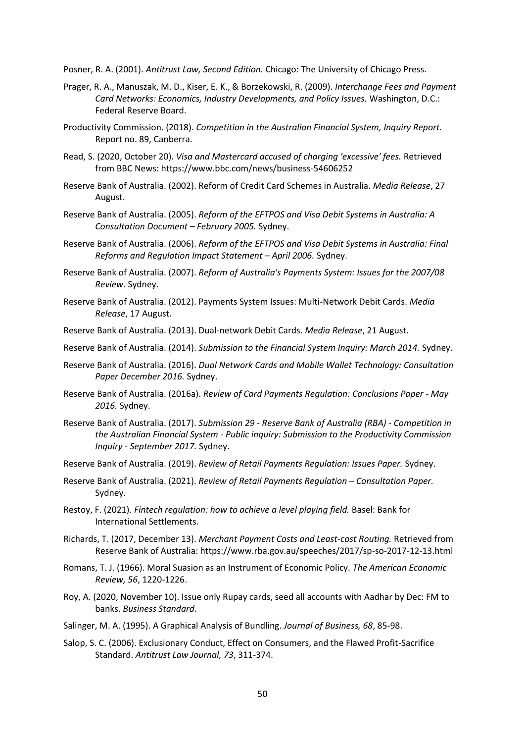Posner, R. A. (2001). *Antitrust Law, Second Edition.* Chicago: The University of Chicago Press.

Prager, R. A., Manuszak, M. D., Kiser, E. K., & Borzekowski, R. (2009). *Interchange Fees and Payment Card Networks: Economics, Industry Developments, and Policy Issues.* Washington, D.C.: Federal Reserve Board.

Productivity Commission. (2018). *Competition in the Australian Financial System, Inquiry Report.* Report no. 89, Canberra.

Read, S. (2020, October 20). *Visa and Mastercard accused of charging 'excessive' fees.* Retrieved from BBC News: https://www.bbc.com/news/business-54606252

Reserve Bank of Australia. (2002). Reform of Credit Card Schemes in Australia. *Media Release*, 27 August.

Reserve Bank of Australia. (2005). *Reform of the EFTPOS and Visa Debit Systems in Australia: A Consultation Document – February 2005.* Sydney.

Reserve Bank of Australia. (2006). *Reform of the EFTPOS and Visa Debit Systems in Australia: Final Reforms and Regulation Impact Statement – April 2006.* Sydney.

Reserve Bank of Australia. (2007). *Reform of Australia's Payments System: Issues for the 2007/08 Review.* Sydney.

Reserve Bank of Australia. (2012). Payments System Issues: Multi-Network Debit Cards. *Media Release*, 17 August.

Reserve Bank of Australia. (2013). Dual-network Debit Cards. *Media Release*, 21 August.

Reserve Bank of Australia. (2014). *Submission to the Financial System Inquiry: March 2014.* Sydney.

Reserve Bank of Australia. (2016). *Dual Network Cards and Mobile Wallet Technology: Consultation Paper December 2016.* Sydney.

Reserve Bank of Australia. (2016a). *Review of Card Payments Regulation: Conclusions Paper - May 2016.* Sydney.

Reserve Bank of Australia. (2017). *Submission 29 - Reserve Bank of Australia (RBA) - Competition in the Australian Financial System - Public inquiry: Submission to the Productivity Commission Inquiry - September 2017.* Sydney.

Reserve Bank of Australia. (2019). *Review of Retail Payments Regulation: Issues Paper.* Sydney.

Reserve Bank of Australia. (2021). *Review of Retail Payments Regulation – Consultation Paper.* Sydney.

Restoy, F. (2021). *Fintech regulation: how to achieve a level playing field.* Basel: Bank for International Settlements.

Richards, T. (2017, December 13). *Merchant Payment Costs and Least-cost Routing.* Retrieved from Reserve Bank of Australia: https://www.rba.gov.au/speeches/2017/sp-so-2017-12-13.html

Romans, T. J. (1966). Moral Suasion as an Instrument of Economic Policy. *The American Economic Review, 56*, 1220-1226.

Roy, A. (2020, November 10). Issue only Rupay cards, seed all accounts with Aadhar by Dec: FM to banks. *Business Standard*.

Salinger, M. A. (1995). A Graphical Analysis of Bundling. *Journal of Business, 68*, 85-98.

Salop, S. C. (2006). Exclusionary Conduct, Effect on Consumers, and the Flawed Profit-Sacrifice Standard. *Antitrust Law Journal, 73*, 311-374.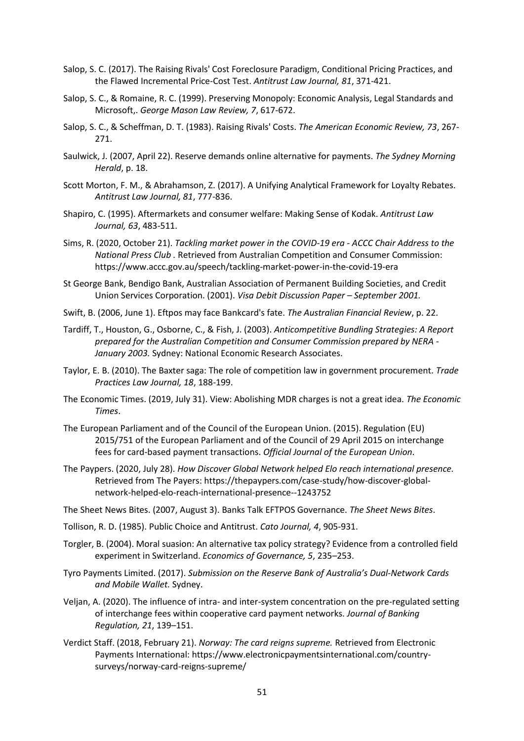Salop, S. C. (2017). The Raising Rivals' Cost Foreclosure Paradigm, Conditional Pricing Practices, and the Flawed Incremental Price-Cost Test. *Antitrust Law Journal, 81*, 371-421.

Salop, S. C., & Romaine, R. C. (1999). Preserving Monopoly: Economic Analysis, Legal Standards and Microsoft,. *George Mason Law Review, 7*, 617-672.

Salop, S. C., & Scheffman, D. T. (1983). Raising Rivals' Costs. *The American Economic Review, 73*, 267-271.

Saulwick, J. (2007, April 22). Reserve demands online alternative for payments. *The Sydney Morning Herald*, p. 18.

Scott Morton, F. M., & Abrahamson, Z. (2017). A Unifying Analytical Framework for Loyalty Rebates. *Antitrust Law Journal, 81*, 777-836.

Shapiro, C. (1995). Aftermarkets and consumer welfare: Making Sense of Kodak. *Antitrust Law Journal, 63*, 483-511.

Sims, R. (2020, October 21). *Tackling market power in the COVID-19 era - ACCC Chair Address to the National Press Club* . Retrieved from Australian Competition and Consumer Commission: https://www.accc.gov.au/speech/tackling-market-power-in-the-covid-19-era

St George Bank, Bendigo Bank, Australian Association of Permanent Building Societies, and Credit Union Services Corporation. (2001). *Visa Debit Discussion Paper – September 2001.*

Swift, B. (2006, June 1). Eftpos may face Bankcard's fate. *The Australian Financial Review*, p. 22.

Tardiff, T., Houston, G., Osborne, C., & Fish, J. (2003). *Anticompetitive Bundling Strategies: A Report prepared for the Australian Competition and Consumer Commission prepared by NERA - January 2003.* Sydney: National Economic Research Associates.

Taylor, E. B. (2010). The Baxter saga: The role of competition law in government procurement. *Trade Practices Law Journal, 18*, 188-199.

The Economic Times. (2019, July 31). View: Abolishing MDR charges is not a great idea. *The Economic Times*.

The European Parliament and of the Council of the European Union. (2015). Regulation (EU) 2015/751 of the European Parliament and of the Council of 29 April 2015 on interchange fees for card-based payment transactions. *Official Journal of the European Union*.

The Paypers. (2020, July 28). *How Discover Global Network helped Elo reach international presence.* Retrieved from The Payers: https://thepaypers.com/case-study/how-discover-global-network-helped-elo-reach-international-presence--1243752

The Sheet News Bites. (2007, August 3). Banks Talk EFTPOS Governance. *The Sheet News Bites*.

Tollison, R. D. (1985). Public Choice and Antitrust. *Cato Journal, 4*, 905-931.

Torgler, B. (2004). Moral suasion: An alternative tax policy strategy? Evidence from a controlled field experiment in Switzerland. *Economics of Governance, 5*, 235–253.

Tyro Payments Limited. (2017). *Submission on the Reserve Bank of Australia's Dual-Network Cards and Mobile Wallet.* Sydney.

Veljan, A. (2020). The influence of intra- and inter-system concentration on the pre-regulated setting of interchange fees within cooperative card payment networks. *Journal of Banking Regulation, 21*, 139–151.

Verdict Staff. (2018, February 21). *Norway: The card reigns supreme.* Retrieved from Electronic Payments International: https://www.electronicpaymentsinternational.com/country-surveys/norway-card-reigns-supreme/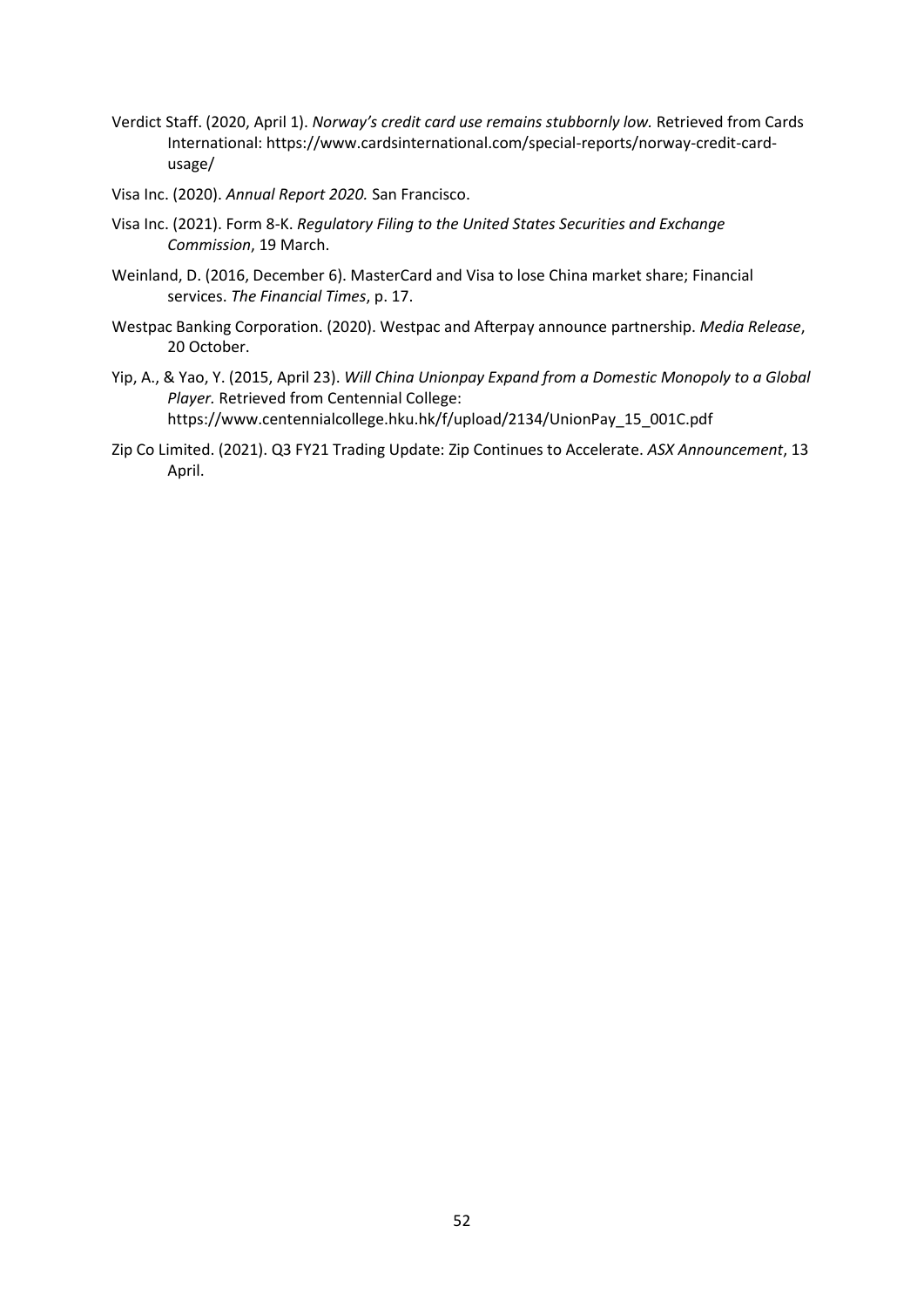Verdict Staff. (2020, April 1). *Norway's credit card use remains stubbornly low.* Retrieved from Cards International: https://www.cardsinternational.com/special-reports/norway-credit-card-usage/

Visa Inc. (2020). *Annual Report 2020.* San Francisco.

Visa Inc. (2021). Form 8-K. *Regulatory Filing to the United States Securities and Exchange Commission*, 19 March.

Weinland, D. (2016, December 6). MasterCard and Visa to lose China market share; Financial services. *The Financial Times*, p. 17.

Westpac Banking Corporation. (2020). Westpac and Afterpay announce partnership. *Media Release*, 20 October.

Yip, A., & Yao, Y. (2015, April 23). *Will China Unionpay Expand from a Domestic Monopoly to a Global Player.* Retrieved from Centennial College: https://www.centennialcollege.hku.hk/f/upload/2134/UnionPay_15_001C.pdf

Zip Co Limited. (2021). Q3 FY21 Trading Update: Zip Continues to Accelerate. *ASX Announcement*, 13 April.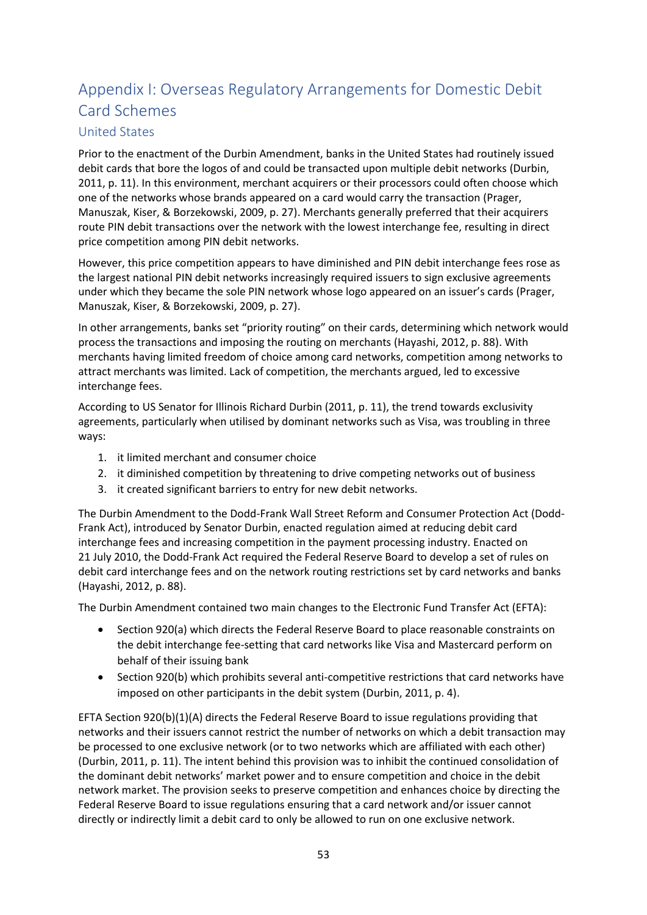# Appendix I: Overseas Regulatory Arrangements for Domestic Debit Card Schemes

## United States

Prior to the enactment of the Durbin Amendment, banks in the United States had routinely issued debit cards that bore the logos of and could be transacted upon multiple debit networks (Durbin, 2011, p. 11). In this environment, merchant acquirers or their processors could often choose which one of the networks whose brands appeared on a card would carry the transaction (Prager, Manuszak, Kiser, & Borzekowski, 2009, p. 27). Merchants generally preferred that their acquirers route PIN debit transactions over the network with the lowest interchange fee, resulting in direct price competition among PIN debit networks.

However, this price competition appears to have diminished and PIN debit interchange fees rose as the largest national PIN debit networks increasingly required issuers to sign exclusive agreements under which they became the sole PIN network whose logo appeared on an issuer's cards (Prager, Manuszak, Kiser, & Borzekowski, 2009, p. 27).

In other arrangements, banks set "priority routing" on their cards, determining which network would process the transactions and imposing the routing on merchants (Hayashi, 2012, p. 88). With merchants having limited freedom of choice among card networks, competition among networks to attract merchants was limited. Lack of competition, the merchants argued, led to excessive interchange fees.

According to US Senator for Illinois Richard Durbin (2011, p. 11), the trend towards exclusivity agreements, particularly when utilised by dominant networks such as Visa, was troubling in three ways:

1. it limited merchant and consumer choice
2. it diminished competition by threatening to drive competing networks out of business
3. it created significant barriers to entry for new debit networks.

The Durbin Amendment to the Dodd-Frank Wall Street Reform and Consumer Protection Act (Dodd-Frank Act), introduced by Senator Durbin, enacted regulation aimed at reducing debit card interchange fees and increasing competition in the payment processing industry. Enacted on 21 July 2010, the Dodd-Frank Act required the Federal Reserve Board to develop a set of rules on debit card interchange fees and on the network routing restrictions set by card networks and banks (Hayashi, 2012, p. 88).

The Durbin Amendment contained two main changes to the Electronic Fund Transfer Act (EFTA):

- Section 920(a) which directs the Federal Reserve Board to place reasonable constraints on the debit interchange fee-setting that card networks like Visa and Mastercard perform on behalf of their issuing bank
- Section 920(b) which prohibits several anti-competitive restrictions that card networks have imposed on other participants in the debit system (Durbin, 2011, p. 4).

EFTA Section 920(b)(1)(A) directs the Federal Reserve Board to issue regulations providing that networks and their issuers cannot restrict the number of networks on which a debit transaction may be processed to one exclusive network (or to two networks which are affiliated with each other) (Durbin, 2011, p. 11). The intent behind this provision was to inhibit the continued consolidation of the dominant debit networks' market power and to ensure competition and choice in the debit network market. The provision seeks to preserve competition and enhances choice by directing the Federal Reserve Board to issue regulations ensuring that a card network and/or issuer cannot directly or indirectly limit a debit card to only be allowed to run on one exclusive network.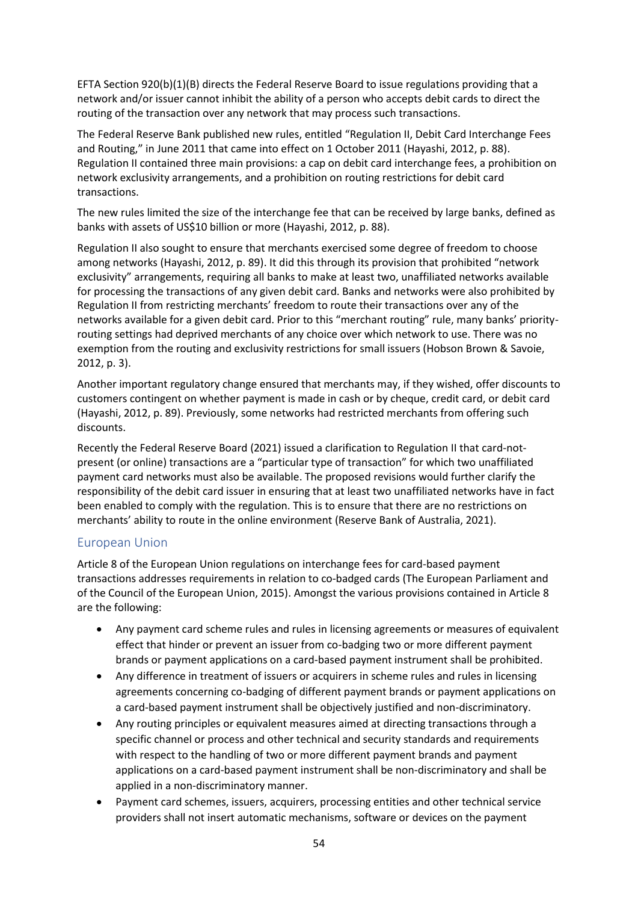EFTA Section 920(b)(1)(B) directs the Federal Reserve Board to issue regulations providing that a network and/or issuer cannot inhibit the ability of a person who accepts debit cards to direct the routing of the transaction over any network that may process such transactions.

The Federal Reserve Bank published new rules, entitled "Regulation II, Debit Card Interchange Fees and Routing," in June 2011 that came into effect on 1 October 2011 (Hayashi, 2012, p. 88). Regulation II contained three main provisions: a cap on debit card interchange fees, a prohibition on network exclusivity arrangements, and a prohibition on routing restrictions for debit card transactions.

The new rules limited the size of the interchange fee that can be received by large banks, defined as banks with assets of US$10 billion or more (Hayashi, 2012, p. 88).

Regulation II also sought to ensure that merchants exercised some degree of freedom to choose among networks (Hayashi, 2012, p. 89). It did this through its provision that prohibited "network exclusivity" arrangements, requiring all banks to make at least two, unaffiliated networks available for processing the transactions of any given debit card. Banks and networks were also prohibited by Regulation II from restricting merchants' freedom to route their transactions over any of the networks available for a given debit card. Prior to this "merchant routing" rule, many banks' priority-routing settings had deprived merchants of any choice over which network to use. There was no exemption from the routing and exclusivity restrictions for small issuers (Hobson Brown & Savoie, 2012, p. 3).

Another important regulatory change ensured that merchants may, if they wished, offer discounts to customers contingent on whether payment is made in cash or by cheque, credit card, or debit card (Hayashi, 2012, p. 89). Previously, some networks had restricted merchants from offering such discounts.

Recently the Federal Reserve Board (2021) issued a clarification to Regulation II that card-not-present (or online) transactions are a "particular type of transaction" for which two unaffiliated payment card networks must also be available. The proposed revisions would further clarify the responsibility of the debit card issuer in ensuring that at least two unaffiliated networks have in fact been enabled to comply with the regulation. This is to ensure that there are no restrictions on merchants' ability to route in the online environment (Reserve Bank of Australia, 2021).

## European Union

Article 8 of the European Union regulations on interchange fees for card-based payment transactions addresses requirements in relation to co-badged cards (The European Parliament and of the Council of the European Union, 2015). Amongst the various provisions contained in Article 8 are the following:

- Any payment card scheme rules and rules in licensing agreements or measures of equivalent effect that hinder or prevent an issuer from co-badging two or more different payment brands or payment applications on a card-based payment instrument shall be prohibited.
- Any difference in treatment of issuers or acquirers in scheme rules and rules in licensing agreements concerning co-badging of different payment brands or payment applications on a card-based payment instrument shall be objectively justified and non-discriminatory.
- Any routing principles or equivalent measures aimed at directing transactions through a specific channel or process and other technical and security standards and requirements with respect to the handling of two or more different payment brands and payment applications on a card-based payment instrument shall be non-discriminatory and shall be applied in a non-discriminatory manner.
- Payment card schemes, issuers, acquirers, processing entities and other technical service providers shall not insert automatic mechanisms, software or devices on the payment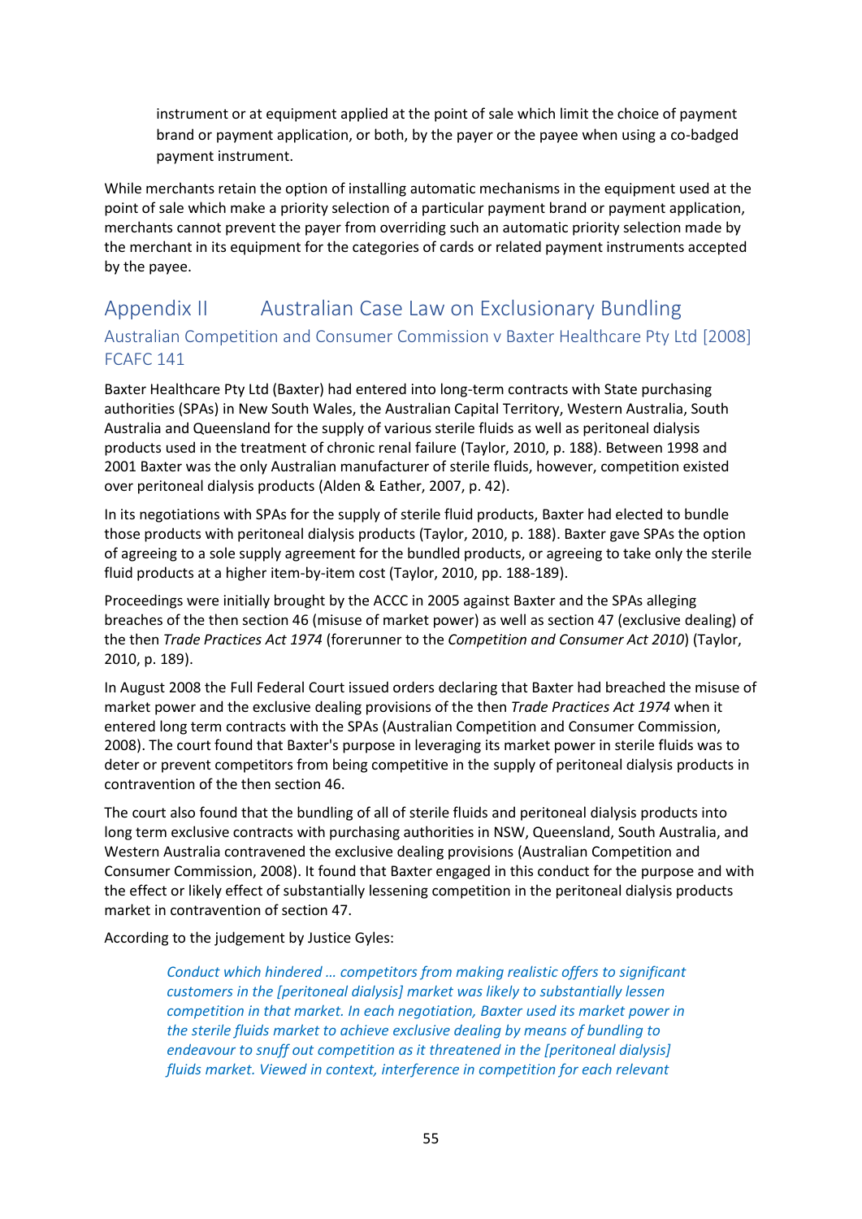instrument or at equipment applied at the point of sale which limit the choice of payment brand or payment application, or both, by the payer or the payee when using a co-badged payment instrument.

While merchants retain the option of installing automatic mechanisms in the equipment used at the point of sale which make a priority selection of a particular payment brand or payment application, merchants cannot prevent the payer from overriding such an automatic priority selection made by the merchant in its equipment for the categories of cards or related payment instruments accepted by the payee.

# Appendix II Australian Case Law on Exclusionary Bundling

## Australian Competition and Consumer Commission v Baxter Healthcare Pty Ltd [2008] FCAFC 141

Baxter Healthcare Pty Ltd (Baxter) had entered into long-term contracts with State purchasing authorities (SPAs) in New South Wales, the Australian Capital Territory, Western Australia, South Australia and Queensland for the supply of various sterile fluids as well as peritoneal dialysis products used in the treatment of chronic renal failure (Taylor, 2010, p. 188). Between 1998 and 2001 Baxter was the only Australian manufacturer of sterile fluids, however, competition existed over peritoneal dialysis products (Alden & Eather, 2007, p. 42).

In its negotiations with SPAs for the supply of sterile fluid products, Baxter had elected to bundle those products with peritoneal dialysis products (Taylor, 2010, p. 188). Baxter gave SPAs the option of agreeing to a sole supply agreement for the bundled products, or agreeing to take only the sterile fluid products at a higher item-by-item cost (Taylor, 2010, pp. 188-189).

Proceedings were initially brought by the ACCC in 2005 against Baxter and the SPAs alleging breaches of the then section 46 (misuse of market power) as well as section 47 (exclusive dealing) of the then *Trade Practices Act 1974* (forerunner to the *Competition and Consumer Act 2010*) (Taylor, 2010, p. 189).

In August 2008 the Full Federal Court issued orders declaring that Baxter had breached the misuse of market power and the exclusive dealing provisions of the then *Trade Practices Act 1974* when it entered long term contracts with the SPAs (Australian Competition and Consumer Commission, 2008). The court found that Baxter's purpose in leveraging its market power in sterile fluids was to deter or prevent competitors from being competitive in the supply of peritoneal dialysis products in contravention of the then section 46.

The court also found that the bundling of all of sterile fluids and peritoneal dialysis products into long term exclusive contracts with purchasing authorities in NSW, Queensland, South Australia, and Western Australia contravened the exclusive dealing provisions (Australian Competition and Consumer Commission, 2008). It found that Baxter engaged in this conduct for the purpose and with the effect or likely effect of substantially lessening competition in the peritoneal dialysis products market in contravention of section 47.

According to the judgement by Justice Gyles:

> *Conduct which hindered … competitors from making realistic offers to significant customers in the [peritoneal dialysis] market was likely to substantially lessen competition in that market. In each negotiation, Baxter used its market power in the sterile fluids market to achieve exclusive dealing by means of bundling to endeavour to snuff out competition as it threatened in the [peritoneal dialysis] fluids market. Viewed in context, interference in competition for each relevant*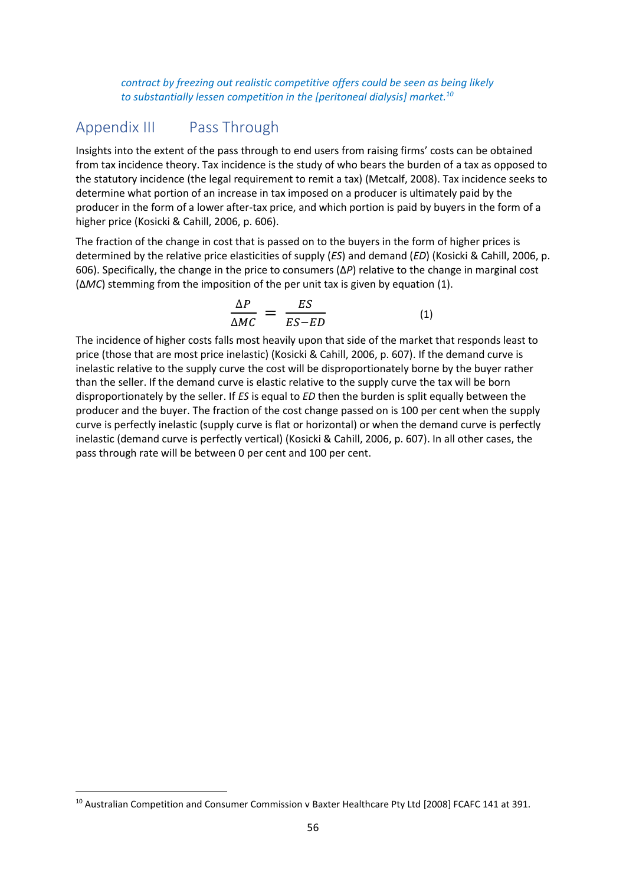*contract by freezing out realistic competitive offers could be seen as being likely to substantially lessen competition in the [peritoneal dialysis] market.*[10]

## Appendix III Pass Through

Insights into the extent of the pass through to end users from raising firms' costs can be obtained from tax incidence theory. Tax incidence is the study of who bears the burden of a tax as opposed to the statutory incidence (the legal requirement to remit a tax) (Metcalf, 2008). Tax incidence seeks to determine what portion of an increase in tax imposed on a producer is ultimately paid by the producer in the form of a lower after-tax price, and which portion is paid by buyers in the form of a higher price (Kosicki & Cahill, 2006, p. 606).

The fraction of the change in cost that is passed on to the buyers in the form of higher prices is determined by the relative price elasticities of supply (*ES*) and demand (*ED*) (Kosicki & Cahill, 2006, p. 606). Specifically, the change in the price to consumers ($\Delta P$) relative to the change in marginal cost ($\Delta MC$) stemming from the imposition of the per unit tax is given by equation (1).

$$\frac{\Delta P}{\Delta MC} = \frac{ES}{ES - ED} \qquad (1)$$

The incidence of higher costs falls most heavily upon that side of the market that responds least to price (those that are most price inelastic) (Kosicki & Cahill, 2006, p. 607). If the demand curve is inelastic relative to the supply curve the cost will be disproportionately borne by the buyer rather than the seller. If the demand curve is elastic relative to the supply curve the tax will be born disproportionately by the seller. If *ES* is equal to *ED* then the burden is split equally between the producer and the buyer. The fraction of the cost change passed on is 100 per cent when the supply curve is perfectly inelastic (supply curve is flat or horizontal) or when the demand curve is perfectly inelastic (demand curve is perfectly vertical) (Kosicki & Cahill, 2006, p. 607). In all other cases, the pass through rate will be between 0 per cent and 100 per cent.

[10] Australian Competition and Consumer Commission v Baxter Healthcare Pty Ltd [2008] FCAFC 141 at 391.